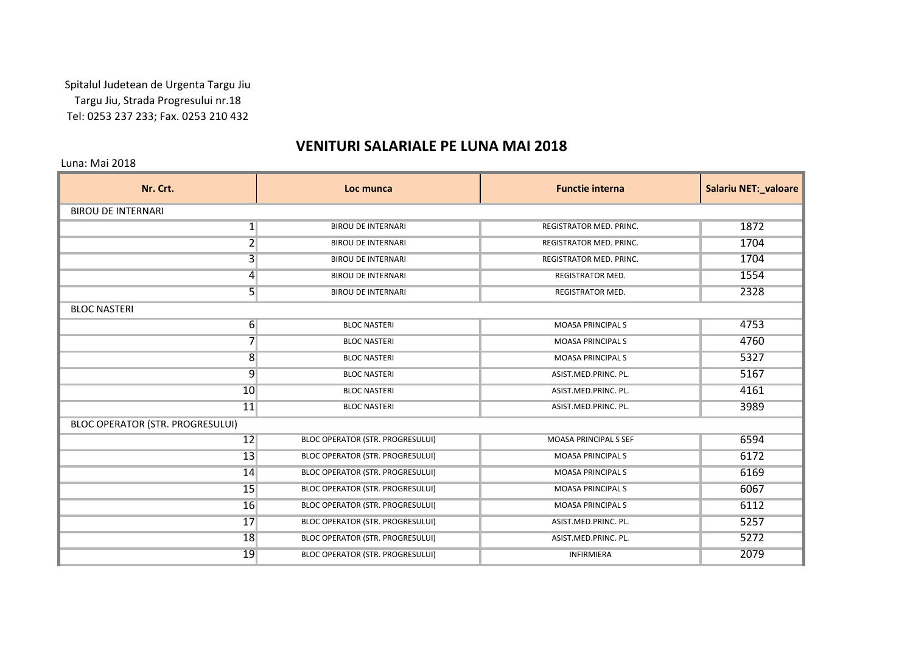Spitalul Judetean de Urgenta Targu Jiu
Targu Jiu, Strada Progresului nr.18
Tel: 0253 237 233; Fax. 0253 210 432

# VENITURI SALARIALE PE LUNA MAI 2018

Luna: Mai 2018

| Nr. Crt. | Loc munca | Functie interna | Salariu NET:_valoare |
|---|---|---|---|
| BIROU DE INTERNARI | | | |
| 1 | BIROU DE INTERNARI | REGISTRATOR MED. PRINC. | 1872 |
| 2 | BIROU DE INTERNARI | REGISTRATOR MED. PRINC. | 1704 |
| 3 | BIROU DE INTERNARI | REGISTRATOR MED. PRINC. | 1704 |
| 4 | BIROU DE INTERNARI | REGISTRATOR MED. | 1554 |
| 5 | BIROU DE INTERNARI | REGISTRATOR MED. | 2328 |
| BLOC NASTERI | | | |
| 6 | BLOC NASTERI | MOASA PRINCIPAL S | 4753 |
| 7 | BLOC NASTERI | MOASA PRINCIPAL S | 4760 |
| 8 | BLOC NASTERI | MOASA PRINCIPAL S | 5327 |
| 9 | BLOC NASTERI | ASIST.MED.PRINC. PL. | 5167 |
| 10 | BLOC NASTERI | ASIST.MED.PRINC. PL. | 4161 |
| 11 | BLOC NASTERI | ASIST.MED.PRINC. PL. | 3989 |
| BLOC OPERATOR (STR. PROGRESULUI) | | | |
| 12 | BLOC OPERATOR (STR. PROGRESULUI) | MOASA PRINCIPAL S SEF | 6594 |
| 13 | BLOC OPERATOR (STR. PROGRESULUI) | MOASA PRINCIPAL S | 6172 |
| 14 | BLOC OPERATOR (STR. PROGRESULUI) | MOASA PRINCIPAL S | 6169 |
| 15 | BLOC OPERATOR (STR. PROGRESULUI) | MOASA PRINCIPAL S | 6067 |
| 16 | BLOC OPERATOR (STR. PROGRESULUI) | MOASA PRINCIPAL S | 6112 |
| 17 | BLOC OPERATOR (STR. PROGRESULUI) | ASIST.MED.PRINC. PL. | 5257 |
| 18 | BLOC OPERATOR (STR. PROGRESULUI) | ASIST.MED.PRINC. PL. | 5272 |
| 19 | BLOC OPERATOR (STR. PROGRESULUI) | INFIRMIERA | 2079 |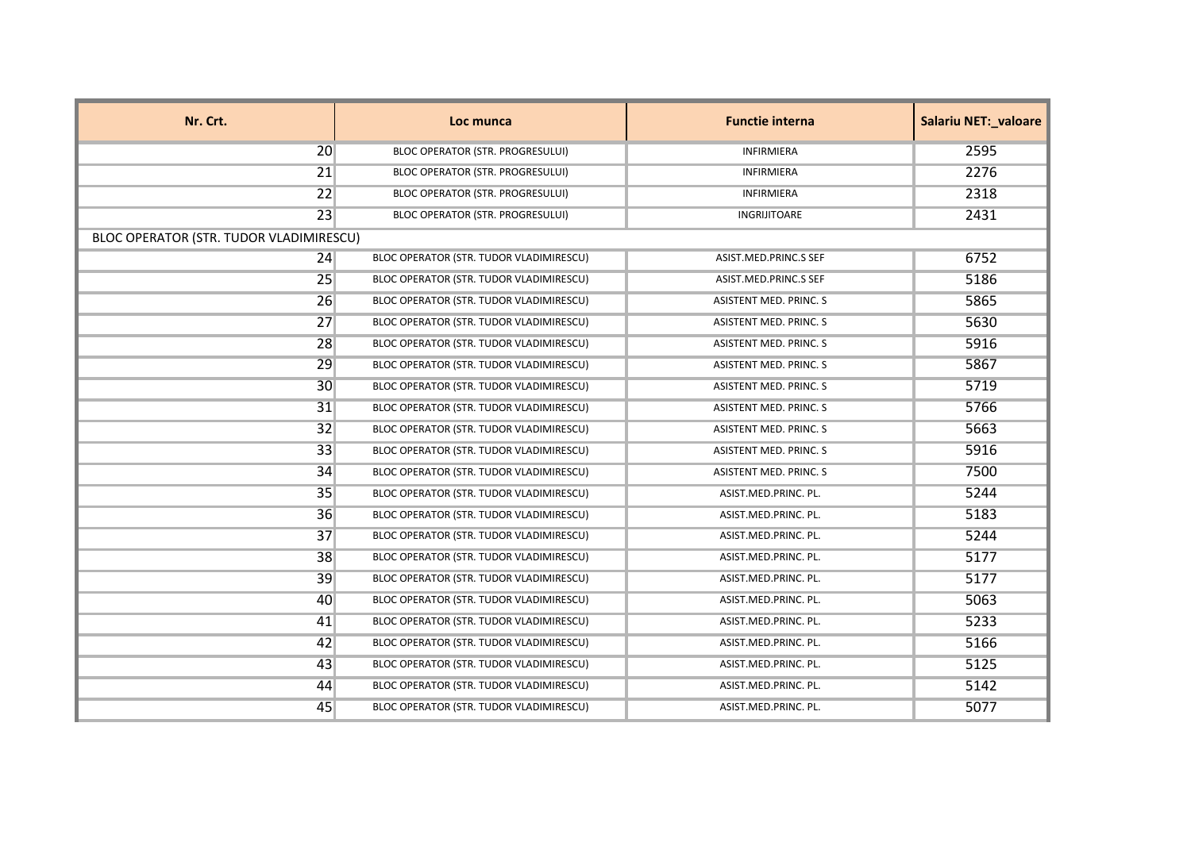| Nr. Crt. | Loc munca | Functie interna | Salariu NET:_valoare |
|---|---|---|---|
| 20 | BLOC OPERATOR (STR. PROGRESULUI) | INFIRMIERA | 2595 |
| 21 | BLOC OPERATOR (STR. PROGRESULUI) | INFIRMIERA | 2276 |
| 22 | BLOC OPERATOR (STR. PROGRESULUI) | INFIRMIERA | 2318 |
| 23 | BLOC OPERATOR (STR. PROGRESULUI) | INGRIJITOARE | 2431 |
| BLOC OPERATOR (STR. TUDOR VLADIMIRESCU) | | | |
| 24 | BLOC OPERATOR (STR. TUDOR VLADIMIRESCU) | ASIST.MED.PRINC.S SEF | 6752 |
| 25 | BLOC OPERATOR (STR. TUDOR VLADIMIRESCU) | ASIST.MED.PRINC.S SEF | 5186 |
| 26 | BLOC OPERATOR (STR. TUDOR VLADIMIRESCU) | ASISTENT MED. PRINC. S | 5865 |
| 27 | BLOC OPERATOR (STR. TUDOR VLADIMIRESCU) | ASISTENT MED. PRINC. S | 5630 |
| 28 | BLOC OPERATOR (STR. TUDOR VLADIMIRESCU) | ASISTENT MED. PRINC. S | 5916 |
| 29 | BLOC OPERATOR (STR. TUDOR VLADIMIRESCU) | ASISTENT MED. PRINC. S | 5867 |
| 30 | BLOC OPERATOR (STR. TUDOR VLADIMIRESCU) | ASISTENT MED. PRINC. S | 5719 |
| 31 | BLOC OPERATOR (STR. TUDOR VLADIMIRESCU) | ASISTENT MED. PRINC. S | 5766 |
| 32 | BLOC OPERATOR (STR. TUDOR VLADIMIRESCU) | ASISTENT MED. PRINC. S | 5663 |
| 33 | BLOC OPERATOR (STR. TUDOR VLADIMIRESCU) | ASISTENT MED. PRINC. S | 5916 |
| 34 | BLOC OPERATOR (STR. TUDOR VLADIMIRESCU) | ASISTENT MED. PRINC. S | 7500 |
| 35 | BLOC OPERATOR (STR. TUDOR VLADIMIRESCU) | ASIST.MED.PRINC. PL. | 5244 |
| 36 | BLOC OPERATOR (STR. TUDOR VLADIMIRESCU) | ASIST.MED.PRINC. PL. | 5183 |
| 37 | BLOC OPERATOR (STR. TUDOR VLADIMIRESCU) | ASIST.MED.PRINC. PL. | 5244 |
| 38 | BLOC OPERATOR (STR. TUDOR VLADIMIRESCU) | ASIST.MED.PRINC. PL. | 5177 |
| 39 | BLOC OPERATOR (STR. TUDOR VLADIMIRESCU) | ASIST.MED.PRINC. PL. | 5177 |
| 40 | BLOC OPERATOR (STR. TUDOR VLADIMIRESCU) | ASIST.MED.PRINC. PL. | 5063 |
| 41 | BLOC OPERATOR (STR. TUDOR VLADIMIRESCU) | ASIST.MED.PRINC. PL. | 5233 |
| 42 | BLOC OPERATOR (STR. TUDOR VLADIMIRESCU) | ASIST.MED.PRINC. PL. | 5166 |
| 43 | BLOC OPERATOR (STR. TUDOR VLADIMIRESCU) | ASIST.MED.PRINC. PL. | 5125 |
| 44 | BLOC OPERATOR (STR. TUDOR VLADIMIRESCU) | ASIST.MED.PRINC. PL. | 5142 |
| 45 | BLOC OPERATOR (STR. TUDOR VLADIMIRESCU) | ASIST.MED.PRINC. PL. | 5077 |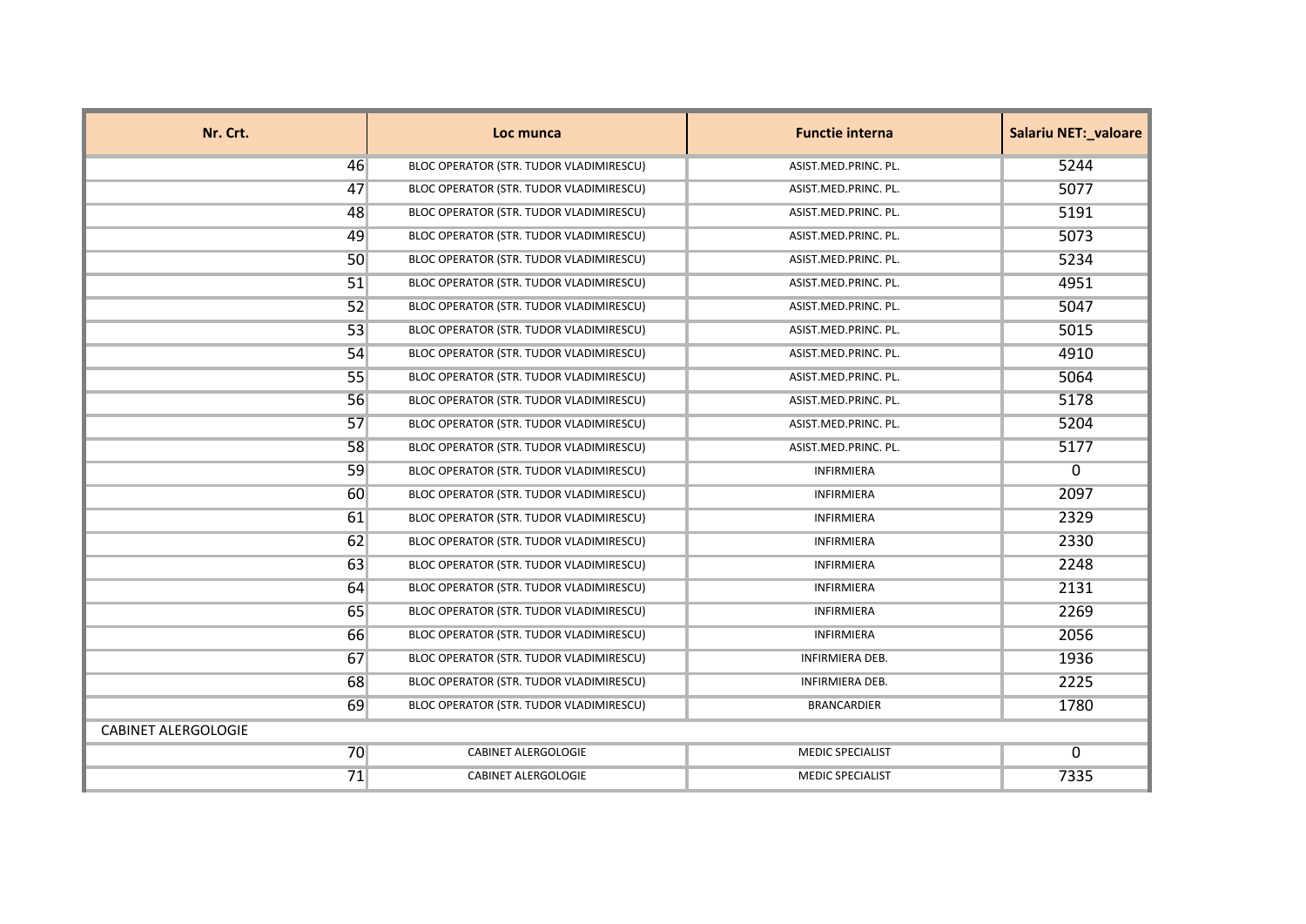| Nr. Crt. | Loc munca | Functie interna | Salariu NET:_valoare |
|---|---|---|---|
| 46 | BLOC OPERATOR (STR. TUDOR VLADIMIRESCU) | ASIST.MED.PRINC. PL. | 5244 |
| 47 | BLOC OPERATOR (STR. TUDOR VLADIMIRESCU) | ASIST.MED.PRINC. PL. | 5077 |
| 48 | BLOC OPERATOR (STR. TUDOR VLADIMIRESCU) | ASIST.MED.PRINC. PL. | 5191 |
| 49 | BLOC OPERATOR (STR. TUDOR VLADIMIRESCU) | ASIST.MED.PRINC. PL. | 5073 |
| 50 | BLOC OPERATOR (STR. TUDOR VLADIMIRESCU) | ASIST.MED.PRINC. PL. | 5234 |
| 51 | BLOC OPERATOR (STR. TUDOR VLADIMIRESCU) | ASIST.MED.PRINC. PL. | 4951 |
| 52 | BLOC OPERATOR (STR. TUDOR VLADIMIRESCU) | ASIST.MED.PRINC. PL. | 5047 |
| 53 | BLOC OPERATOR (STR. TUDOR VLADIMIRESCU) | ASIST.MED.PRINC. PL. | 5015 |
| 54 | BLOC OPERATOR (STR. TUDOR VLADIMIRESCU) | ASIST.MED.PRINC. PL. | 4910 |
| 55 | BLOC OPERATOR (STR. TUDOR VLADIMIRESCU) | ASIST.MED.PRINC. PL. | 5064 |
| 56 | BLOC OPERATOR (STR. TUDOR VLADIMIRESCU) | ASIST.MED.PRINC. PL. | 5178 |
| 57 | BLOC OPERATOR (STR. TUDOR VLADIMIRESCU) | ASIST.MED.PRINC. PL. | 5204 |
| 58 | BLOC OPERATOR (STR. TUDOR VLADIMIRESCU) | ASIST.MED.PRINC. PL. | 5177 |
| 59 | BLOC OPERATOR (STR. TUDOR VLADIMIRESCU) | INFIRMIERA | 0 |
| 60 | BLOC OPERATOR (STR. TUDOR VLADIMIRESCU) | INFIRMIERA | 2097 |
| 61 | BLOC OPERATOR (STR. TUDOR VLADIMIRESCU) | INFIRMIERA | 2329 |
| 62 | BLOC OPERATOR (STR. TUDOR VLADIMIRESCU) | INFIRMIERA | 2330 |
| 63 | BLOC OPERATOR (STR. TUDOR VLADIMIRESCU) | INFIRMIERA | 2248 |
| 64 | BLOC OPERATOR (STR. TUDOR VLADIMIRESCU) | INFIRMIERA | 2131 |
| 65 | BLOC OPERATOR (STR. TUDOR VLADIMIRESCU) | INFIRMIERA | 2269 |
| 66 | BLOC OPERATOR (STR. TUDOR VLADIMIRESCU) | INFIRMIERA | 2056 |
| 67 | BLOC OPERATOR (STR. TUDOR VLADIMIRESCU) | INFIRMIERA DEB. | 1936 |
| 68 | BLOC OPERATOR (STR. TUDOR VLADIMIRESCU) | INFIRMIERA DEB. | 2225 |
| 69 | BLOC OPERATOR (STR. TUDOR VLADIMIRESCU) | BRANCARDIER | 1780 |
| CABINET ALERGOLOGIE | | | |
| 70 | CABINET ALERGOLOGIE | MEDIC SPECIALIST | 0 |
| 71 | CABINET ALERGOLOGIE | MEDIC SPECIALIST | 7335 |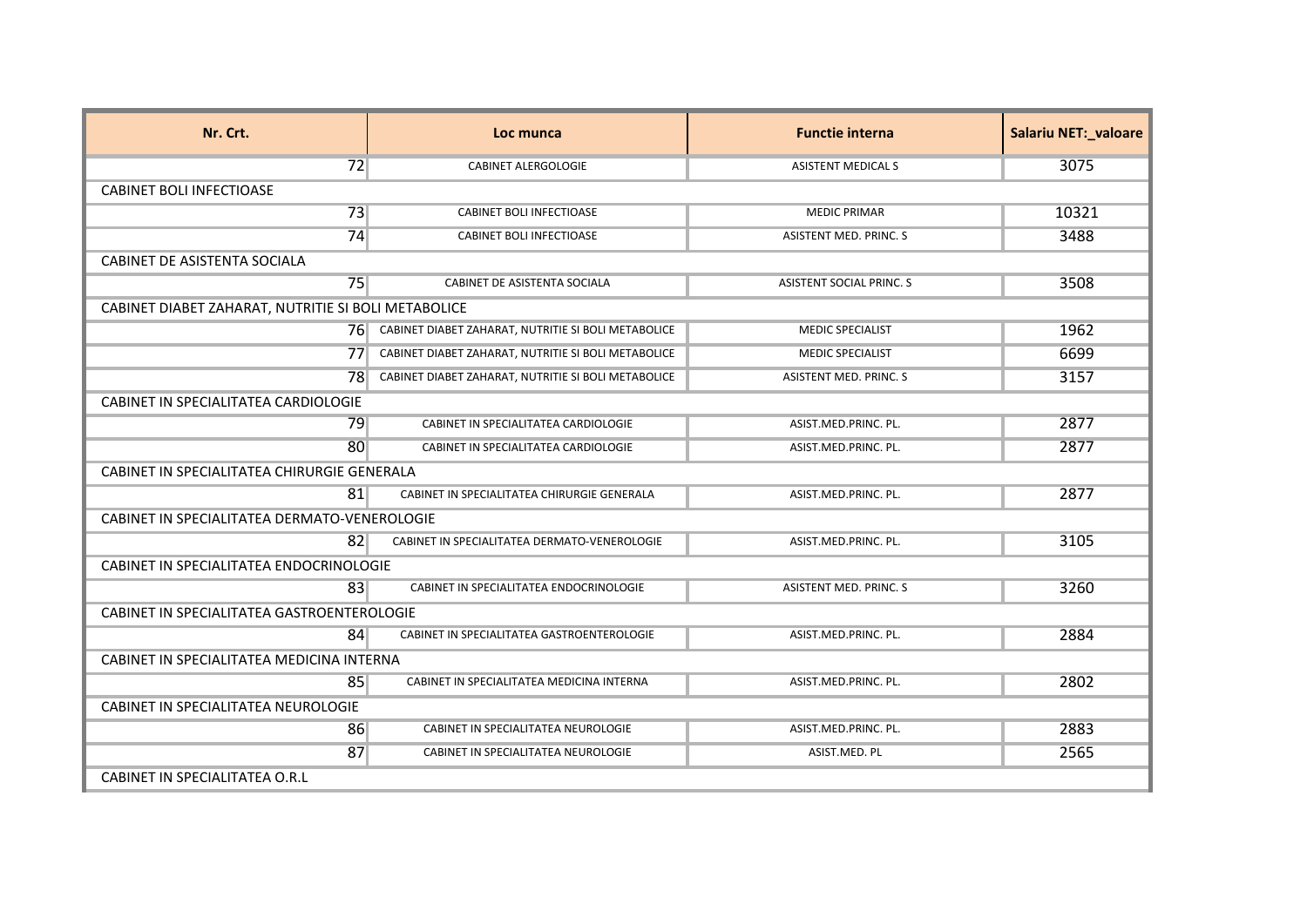| Nr. Crt. | Loc munca | Functie interna | Salariu NET:_valoare |
|---|---|---|---|
| 72 | CABINET ALERGOLOGIE | ASISTENT MEDICAL S | 3075 |
| CABINET BOLI INFECTIOASE | | | |
| 73 | CABINET BOLI INFECTIOASE | MEDIC PRIMAR | 10321 |
| 74 | CABINET BOLI INFECTIOASE | ASISTENT MED. PRINC. S | 3488 |
| CABINET DE ASISTENTA SOCIALA | | | |
| 75 | CABINET DE ASISTENTA SOCIALA | ASISTENT SOCIAL PRINC. S | 3508 |
| CABINET DIABET ZAHARAT, NUTRITIE SI BOLI METABOLICE | | | |
| 76 | CABINET DIABET ZAHARAT, NUTRITIE SI BOLI METABOLICE | MEDIC SPECIALIST | 1962 |
| 77 | CABINET DIABET ZAHARAT, NUTRITIE SI BOLI METABOLICE | MEDIC SPECIALIST | 6699 |
| 78 | CABINET DIABET ZAHARAT, NUTRITIE SI BOLI METABOLICE | ASISTENT MED. PRINC. S | 3157 |
| CABINET IN SPECIALITATEA CARDIOLOGIE | | | |
| 79 | CABINET IN SPECIALITATEA CARDIOLOGIE | ASIST.MED.PRINC. PL. | 2877 |
| 80 | CABINET IN SPECIALITATEA CARDIOLOGIE | ASIST.MED.PRINC. PL. | 2877 |
| CABINET IN SPECIALITATEA CHIRURGIE GENERALA | | | |
| 81 | CABINET IN SPECIALITATEA CHIRURGIE GENERALA | ASIST.MED.PRINC. PL. | 2877 |
| CABINET IN SPECIALITATEA DERMATO-VENEROLOGIE | | | |
| 82 | CABINET IN SPECIALITATEA DERMATO-VENEROLOGIE | ASIST.MED.PRINC. PL. | 3105 |
| CABINET IN SPECIALITATEA ENDOCRINOLOGIE | | | |
| 83 | CABINET IN SPECIALITATEA ENDOCRINOLOGIE | ASISTENT MED. PRINC. S | 3260 |
| CABINET IN SPECIALITATEA GASTROENTEROLOGIE | | | |
| 84 | CABINET IN SPECIALITATEA GASTROENTEROLOGIE | ASIST.MED.PRINC. PL. | 2884 |
| CABINET IN SPECIALITATEA MEDICINA INTERNA | | | |
| 85 | CABINET IN SPECIALITATEA MEDICINA INTERNA | ASIST.MED.PRINC. PL. | 2802 |
| CABINET IN SPECIALITATEA NEUROLOGIE | | | |
| 86 | CABINET IN SPECIALITATEA NEUROLOGIE | ASIST.MED.PRINC. PL. | 2883 |
| 87 | CABINET IN SPECIALITATEA NEUROLOGIE | ASIST.MED. PL | 2565 |
| CABINET IN SPECIALITATEA O.R.L | | | |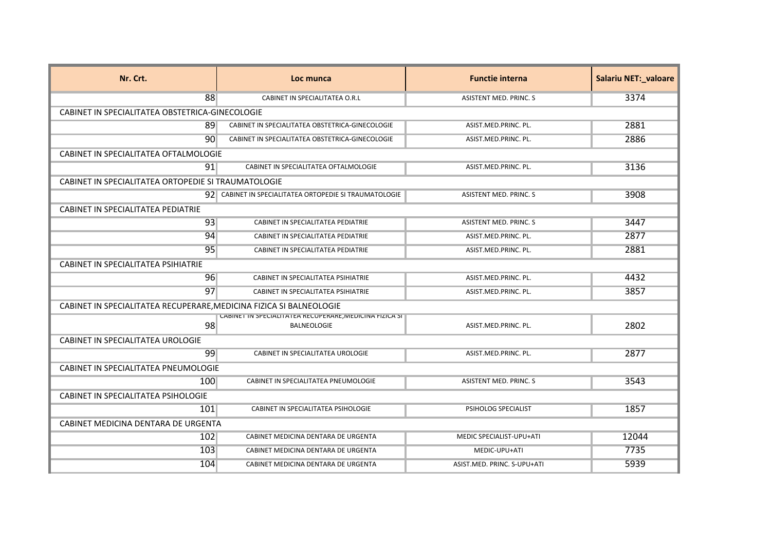| Nr. Crt. | Loc munca | Functie interna | Salariu NET:_valoare |
|---|---|---|---|
| 88 | CABINET IN SPECIALITATEA O.R.L | ASISTENT MED. PRINC. S | 3374 |
| CABINET IN SPECIALITATEA OBSTETRICA-GINECOLOGIE | | | |
| 89 | CABINET IN SPECIALITATEA OBSTETRICA-GINECOLOGIE | ASIST.MED.PRINC. PL. | 2881 |
| 90 | CABINET IN SPECIALITATEA OBSTETRICA-GINECOLOGIE | ASIST.MED.PRINC. PL. | 2886 |
| CABINET IN SPECIALITATEA OFTALMOLOGIE | | | |
| 91 | CABINET IN SPECIALITATEA OFTALMOLOGIE | ASIST.MED.PRINC. PL. | 3136 |
| CABINET IN SPECIALITATEA ORTOPEDIE SI TRAUMATOLOGIE | | | |
| 92 | CABINET IN SPECIALITATEA ORTOPEDIE SI TRAUMATOLOGIE | ASISTENT MED. PRINC. S | 3908 |
| CABINET IN SPECIALITATEA PEDIATRIE | | | |
| 93 | CABINET IN SPECIALITATEA PEDIATRIE | ASISTENT MED. PRINC. S | 3447 |
| 94 | CABINET IN SPECIALITATEA PEDIATRIE | ASIST.MED.PRINC. PL. | 2877 |
| 95 | CABINET IN SPECIALITATEA PEDIATRIE | ASIST.MED.PRINC. PL. | 2881 |
| CABINET IN SPECIALITATEA PSIHIATRIE | | | |
| 96 | CABINET IN SPECIALITATEA PSIHIATRIE | ASIST.MED.PRINC. PL. | 4432 |
| 97 | CABINET IN SPECIALITATEA PSIHIATRIE | ASIST.MED.PRINC. PL. | 3857 |
| CABINET IN SPECIALITATEA RECUPERARE,MEDICINA FIZICA SI BALNEOLOGIE | | | |
| 98 | CABINET IN SPECIALITATEA RECUPERARE,MEDICINA FIZICA SI BALNEOLOGIE | ASIST.MED.PRINC. PL. | 2802 |
| CABINET IN SPECIALITATEA UROLOGIE | | | |
| 99 | CABINET IN SPECIALITATEA UROLOGIE | ASIST.MED.PRINC. PL. | 2877 |
| CABINET IN SPECIALITATEA PNEUMOLOGIE | | | |
| 100 | CABINET IN SPECIALITATEA PNEUMOLOGIE | ASISTENT MED. PRINC. S | 3543 |
| CABINET IN SPECIALITATEA PSIHOLOGIE | | | |
| 101 | CABINET IN SPECIALITATEA PSIHOLOGIE | PSIHOLOG SPECIALIST | 1857 |
| CABINET MEDICINA DENTARA DE URGENTA | | | |
| 102 | CABINET MEDICINA DENTARA DE URGENTA | MEDIC SPECIALIST-UPU+ATI | 12044 |
| 103 | CABINET MEDICINA DENTARA DE URGENTA | MEDIC-UPU+ATI | 7735 |
| 104 | CABINET MEDICINA DENTARA DE URGENTA | ASIST.MED. PRINC. S-UPU+ATI | 5939 |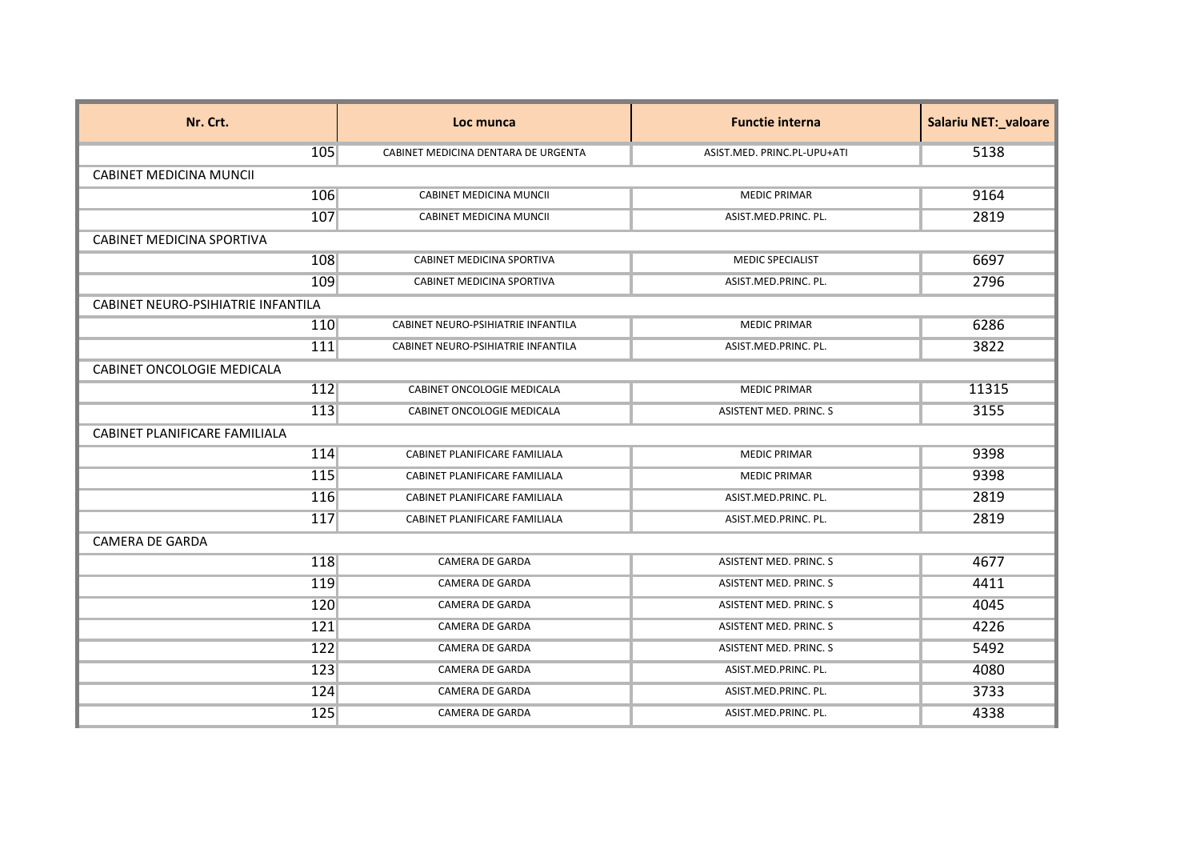| Nr. Crt. | Loc munca | Functie interna | Salariu NET:_valoare |
|---|---|---|---|
| 105 | CABINET MEDICINA DENTARA DE URGENTA | ASIST.MED. PRINC.PL-UPU+ATI | 5138 |
| CABINET MEDICINA MUNCII | | | |
| 106 | CABINET MEDICINA MUNCII | MEDIC PRIMAR | 9164 |
| 107 | CABINET MEDICINA MUNCII | ASIST.MED.PRINC. PL. | 2819 |
| CABINET MEDICINA SPORTIVA | | | |
| 108 | CABINET MEDICINA SPORTIVA | MEDIC SPECIALIST | 6697 |
| 109 | CABINET MEDICINA SPORTIVA | ASIST.MED.PRINC. PL. | 2796 |
| CABINET NEURO-PSIHIATRIE INFANTILA | | | |
| 110 | CABINET NEURO-PSIHIATRIE INFANTILA | MEDIC PRIMAR | 6286 |
| 111 | CABINET NEURO-PSIHIATRIE INFANTILA | ASIST.MED.PRINC. PL. | 3822 |
| CABINET ONCOLOGIE MEDICALA | | | |
| 112 | CABINET ONCOLOGIE MEDICALA | MEDIC PRIMAR | 11315 |
| 113 | CABINET ONCOLOGIE MEDICALA | ASISTENT MED. PRINC. S | 3155 |
| CABINET PLANIFICARE FAMILIALA | | | |
| 114 | CABINET PLANIFICARE FAMILIALA | MEDIC PRIMAR | 9398 |
| 115 | CABINET PLANIFICARE FAMILIALA | MEDIC PRIMAR | 9398 |
| 116 | CABINET PLANIFICARE FAMILIALA | ASIST.MED.PRINC. PL. | 2819 |
| 117 | CABINET PLANIFICARE FAMILIALA | ASIST.MED.PRINC. PL. | 2819 |
| CAMERA DE GARDA | | | |
| 118 | CAMERA DE GARDA | ASISTENT MED. PRINC. S | 4677 |
| 119 | CAMERA DE GARDA | ASISTENT MED. PRINC. S | 4411 |
| 120 | CAMERA DE GARDA | ASISTENT MED. PRINC. S | 4045 |
| 121 | CAMERA DE GARDA | ASISTENT MED. PRINC. S | 4226 |
| 122 | CAMERA DE GARDA | ASISTENT MED. PRINC. S | 5492 |
| 123 | CAMERA DE GARDA | ASIST.MED.PRINC. PL. | 4080 |
| 124 | CAMERA DE GARDA | ASIST.MED.PRINC. PL. | 3733 |
| 125 | CAMERA DE GARDA | ASIST.MED.PRINC. PL. | 4338 |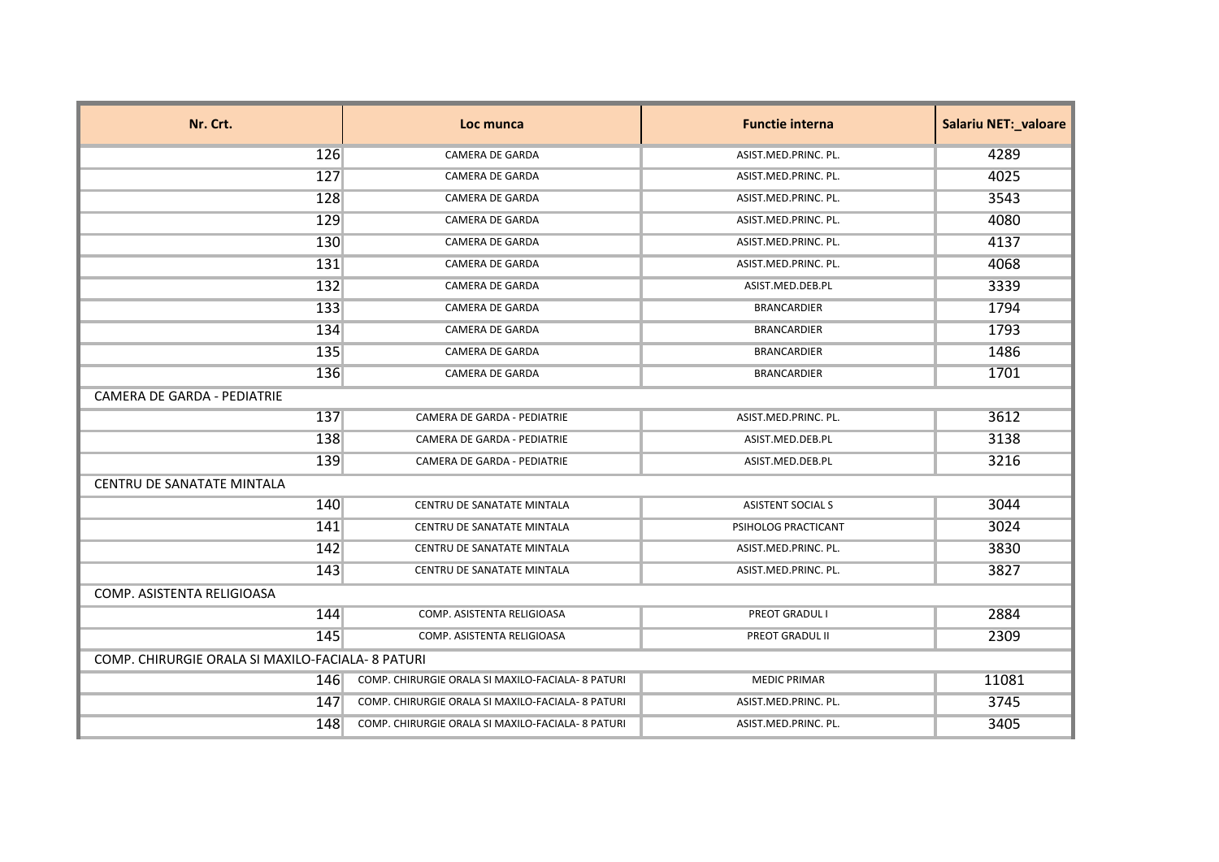| Nr. Crt. | Loc munca | Functie interna | Salariu NET:_valoare |
|---|---|---|---|
| 126 | CAMERA DE GARDA | ASIST.MED.PRINC. PL. | 4289 |
| 127 | CAMERA DE GARDA | ASIST.MED.PRINC. PL. | 4025 |
| 128 | CAMERA DE GARDA | ASIST.MED.PRINC. PL. | 3543 |
| 129 | CAMERA DE GARDA | ASIST.MED.PRINC. PL. | 4080 |
| 130 | CAMERA DE GARDA | ASIST.MED.PRINC. PL. | 4137 |
| 131 | CAMERA DE GARDA | ASIST.MED.PRINC. PL. | 4068 |
| 132 | CAMERA DE GARDA | ASIST.MED.DEB.PL | 3339 |
| 133 | CAMERA DE GARDA | BRANCARDIER | 1794 |
| 134 | CAMERA DE GARDA | BRANCARDIER | 1793 |
| 135 | CAMERA DE GARDA | BRANCARDIER | 1486 |
| 136 | CAMERA DE GARDA | BRANCARDIER | 1701 |
| CAMERA DE GARDA - PEDIATRIE | | | |
| 137 | CAMERA DE GARDA - PEDIATRIE | ASIST.MED.PRINC. PL. | 3612 |
| 138 | CAMERA DE GARDA - PEDIATRIE | ASIST.MED.DEB.PL | 3138 |
| 139 | CAMERA DE GARDA - PEDIATRIE | ASIST.MED.DEB.PL | 3216 |
| CENTRU DE SANATATE MINTALA | | | |
| 140 | CENTRU DE SANATATE MINTALA | ASISTENT SOCIAL S | 3044 |
| 141 | CENTRU DE SANATATE MINTALA | PSIHOLOG PRACTICANT | 3024 |
| 142 | CENTRU DE SANATATE MINTALA | ASIST.MED.PRINC. PL. | 3830 |
| 143 | CENTRU DE SANATATE MINTALA | ASIST.MED.PRINC. PL. | 3827 |
| COMP. ASISTENTA RELIGIOASA | | | |
| 144 | COMP. ASISTENTA RELIGIOASA | PREOT GRADUL I | 2884 |
| 145 | COMP. ASISTENTA RELIGIOASA | PREOT GRADUL II | 2309 |
| COMP. CHIRURGIE ORALA SI MAXILO-FACIALA- 8 PATURI | | | |
| 146 | COMP. CHIRURGIE ORALA SI MAXILO-FACIALA- 8 PATURI | MEDIC PRIMAR | 11081 |
| 147 | COMP. CHIRURGIE ORALA SI MAXILO-FACIALA- 8 PATURI | ASIST.MED.PRINC. PL. | 3745 |
| 148 | COMP. CHIRURGIE ORALA SI MAXILO-FACIALA- 8 PATURI | ASIST.MED.PRINC. PL. | 3405 |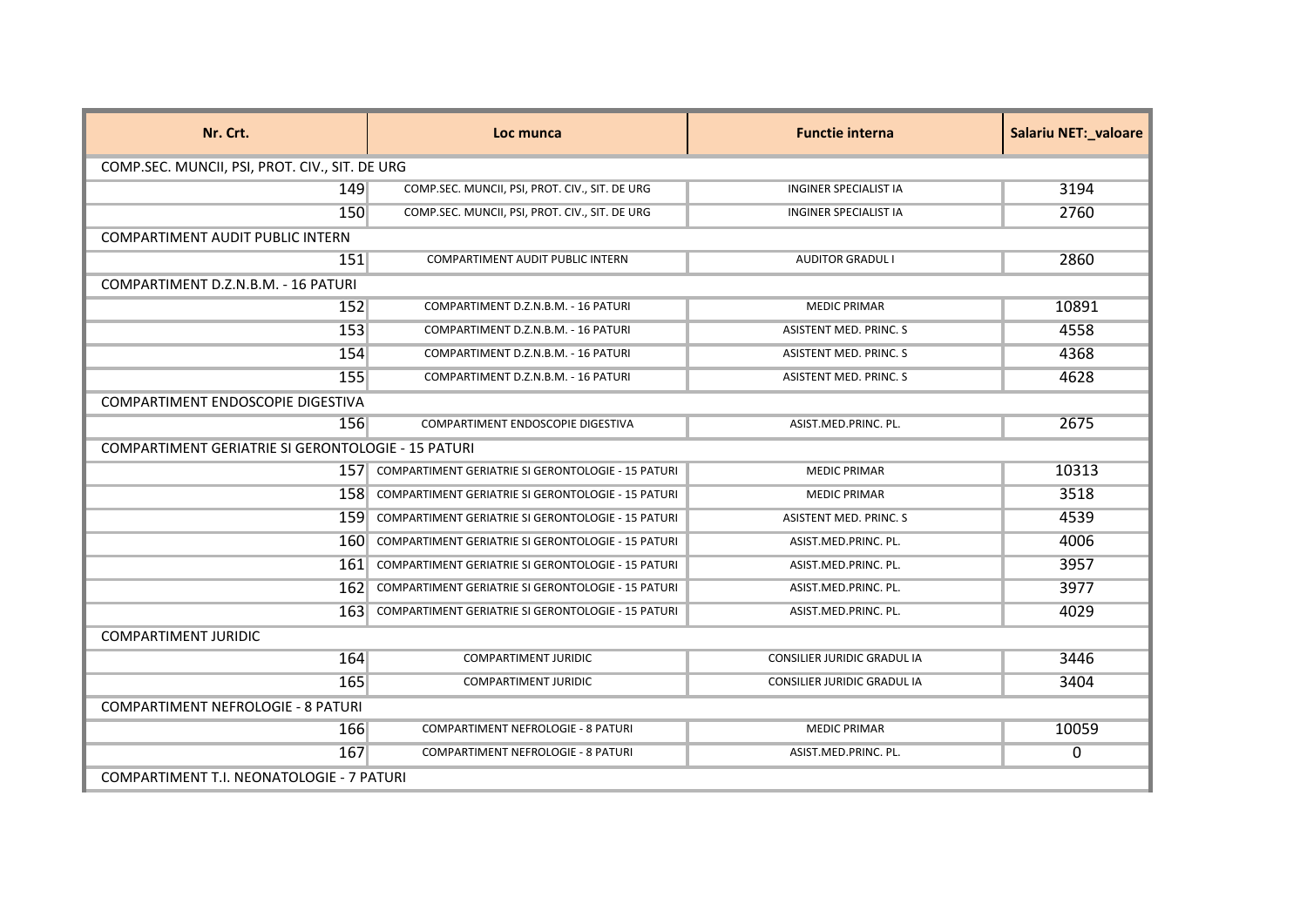| Nr. Crt. | Loc munca | Functie interna | Salariu NET:_valoare |
|---|---|---|---|
| COMP.SEC. MUNCII, PSI, PROT. CIV., SIT. DE URG | | | |
| 149 | COMP.SEC. MUNCII, PSI, PROT. CIV., SIT. DE URG | INGINER SPECIALIST IA | 3194 |
| 150 | COMP.SEC. MUNCII, PSI, PROT. CIV., SIT. DE URG | INGINER SPECIALIST IA | 2760 |
| COMPARTIMENT AUDIT PUBLIC INTERN | | | |
| 151 | COMPARTIMENT AUDIT PUBLIC INTERN | AUDITOR GRADUL I | 2860 |
| COMPARTIMENT D.Z.N.B.M. - 16 PATURI | | | |
| 152 | COMPARTIMENT D.Z.N.B.M. - 16 PATURI | MEDIC PRIMAR | 10891 |
| 153 | COMPARTIMENT D.Z.N.B.M. - 16 PATURI | ASISTENT MED. PRINC. S | 4558 |
| 154 | COMPARTIMENT D.Z.N.B.M. - 16 PATURI | ASISTENT MED. PRINC. S | 4368 |
| 155 | COMPARTIMENT D.Z.N.B.M. - 16 PATURI | ASISTENT MED. PRINC. S | 4628 |
| COMPARTIMENT ENDOSCOPIE DIGESTIVA | | | |
| 156 | COMPARTIMENT ENDOSCOPIE DIGESTIVA | ASIST.MED.PRINC. PL. | 2675 |
| COMPARTIMENT GERIATRIE SI GERONTOLOGIE - 15 PATURI | | | |
| 157 | COMPARTIMENT GERIATRIE SI GERONTOLOGIE - 15 PATURI | MEDIC PRIMAR | 10313 |
| 158 | COMPARTIMENT GERIATRIE SI GERONTOLOGIE - 15 PATURI | MEDIC PRIMAR | 3518 |
| 159 | COMPARTIMENT GERIATRIE SI GERONTOLOGIE - 15 PATURI | ASISTENT MED. PRINC. S | 4539 |
| 160 | COMPARTIMENT GERIATRIE SI GERONTOLOGIE - 15 PATURI | ASIST.MED.PRINC. PL. | 4006 |
| 161 | COMPARTIMENT GERIATRIE SI GERONTOLOGIE - 15 PATURI | ASIST.MED.PRINC. PL. | 3957 |
| 162 | COMPARTIMENT GERIATRIE SI GERONTOLOGIE - 15 PATURI | ASIST.MED.PRINC. PL. | 3977 |
| 163 | COMPARTIMENT GERIATRIE SI GERONTOLOGIE - 15 PATURI | ASIST.MED.PRINC. PL. | 4029 |
| COMPARTIMENT JURIDIC | | | |
| 164 | COMPARTIMENT JURIDIC | CONSILIER JURIDIC GRADUL IA | 3446 |
| 165 | COMPARTIMENT JURIDIC | CONSILIER JURIDIC GRADUL IA | 3404 |
| COMPARTIMENT NEFROLOGIE - 8 PATURI | | | |
| 166 | COMPARTIMENT NEFROLOGIE - 8 PATURI | MEDIC PRIMAR | 10059 |
| 167 | COMPARTIMENT NEFROLOGIE - 8 PATURI | ASIST.MED.PRINC. PL. | 0 |
| COMPARTIMENT T.I. NEONATOLOGIE - 7 PATURI | | | |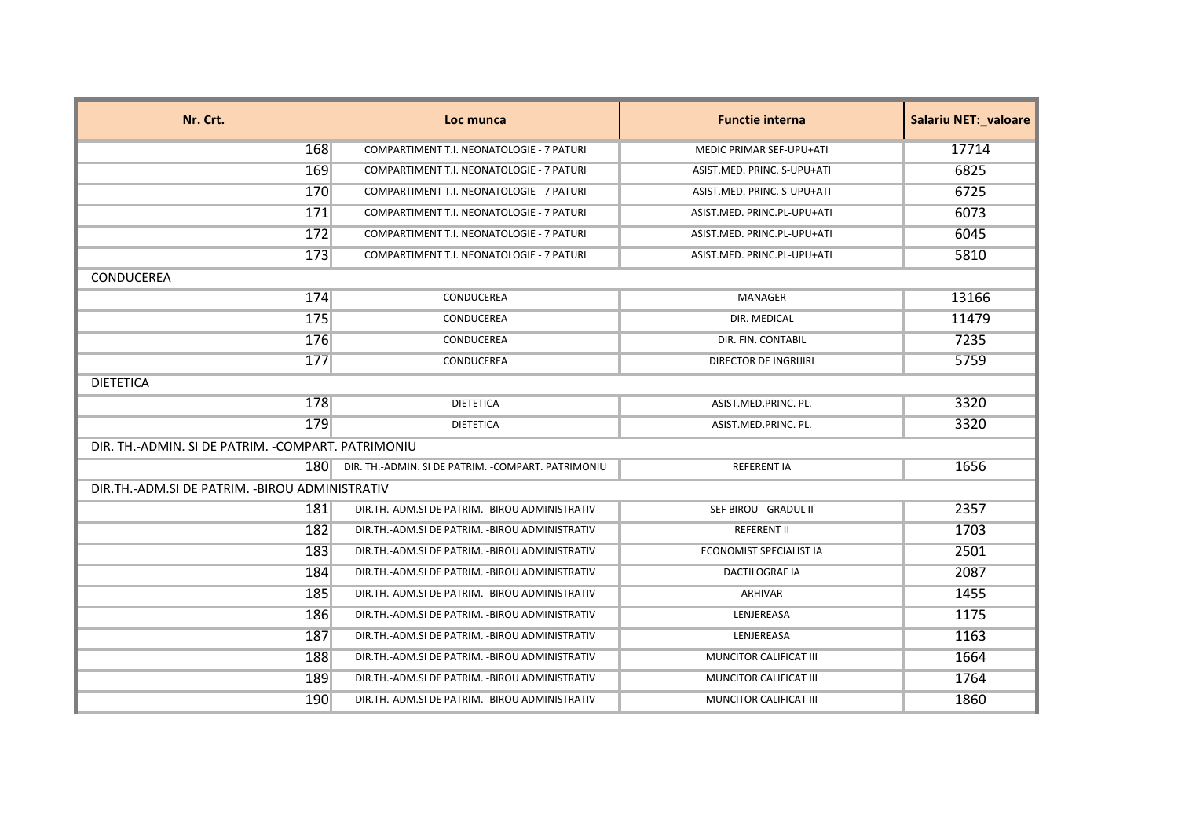| Nr. Crt. | Loc munca | Functie interna | Salariu NET:_valoare |
|---|---|---|---|
| 168 | COMPARTIMENT T.I. NEONATOLOGIE - 7 PATURI | MEDIC PRIMAR SEF-UPU+ATI | 17714 |
| 169 | COMPARTIMENT T.I. NEONATOLOGIE - 7 PATURI | ASIST.MED. PRINC. S-UPU+ATI | 6825 |
| 170 | COMPARTIMENT T.I. NEONATOLOGIE - 7 PATURI | ASIST.MED. PRINC. S-UPU+ATI | 6725 |
| 171 | COMPARTIMENT T.I. NEONATOLOGIE - 7 PATURI | ASIST.MED. PRINC.PL-UPU+ATI | 6073 |
| 172 | COMPARTIMENT T.I. NEONATOLOGIE - 7 PATURI | ASIST.MED. PRINC.PL-UPU+ATI | 6045 |
| 173 | COMPARTIMENT T.I. NEONATOLOGIE - 7 PATURI | ASIST.MED. PRINC.PL-UPU+ATI | 5810 |
| CONDUCEREA | | | |
| 174 | CONDUCEREA | MANAGER | 13166 |
| 175 | CONDUCEREA | DIR. MEDICAL | 11479 |
| 176 | CONDUCEREA | DIR. FIN. CONTABIL | 7235 |
| 177 | CONDUCEREA | DIRECTOR DE INGRIJIRI | 5759 |
| DIETETICA | | | |
| 178 | DIETETICA | ASIST.MED.PRINC. PL. | 3320 |
| 179 | DIETETICA | ASIST.MED.PRINC. PL. | 3320 |
| DIR. TH.-ADMIN. SI DE PATRIM. -COMPART. PATRIMONIU | | | |
| 180 | DIR. TH.-ADMIN. SI DE PATRIM. -COMPART. PATRIMONIU | REFERENT IA | 1656 |
| DIR.TH.-ADM.SI DE PATRIM. -BIROU ADMINISTRATIV | | | |
| 181 | DIR.TH.-ADM.SI DE PATRIM. -BIROU ADMINISTRATIV | SEF BIROU - GRADUL II | 2357 |
| 182 | DIR.TH.-ADM.SI DE PATRIM. -BIROU ADMINISTRATIV | REFERENT II | 1703 |
| 183 | DIR.TH.-ADM.SI DE PATRIM. -BIROU ADMINISTRATIV | ECONOMIST SPECIALIST IA | 2501 |
| 184 | DIR.TH.-ADM.SI DE PATRIM. -BIROU ADMINISTRATIV | DACTILOGRAF IA | 2087 |
| 185 | DIR.TH.-ADM.SI DE PATRIM. -BIROU ADMINISTRATIV | ARHIVAR | 1455 |
| 186 | DIR.TH.-ADM.SI DE PATRIM. -BIROU ADMINISTRATIV | LENJEREASA | 1175 |
| 187 | DIR.TH.-ADM.SI DE PATRIM. -BIROU ADMINISTRATIV | LENJEREASA | 1163 |
| 188 | DIR.TH.-ADM.SI DE PATRIM. -BIROU ADMINISTRATIV | MUNCITOR CALIFICAT III | 1664 |
| 189 | DIR.TH.-ADM.SI DE PATRIM. -BIROU ADMINISTRATIV | MUNCITOR CALIFICAT III | 1764 |
| 190 | DIR.TH.-ADM.SI DE PATRIM. -BIROU ADMINISTRATIV | MUNCITOR CALIFICAT III | 1860 |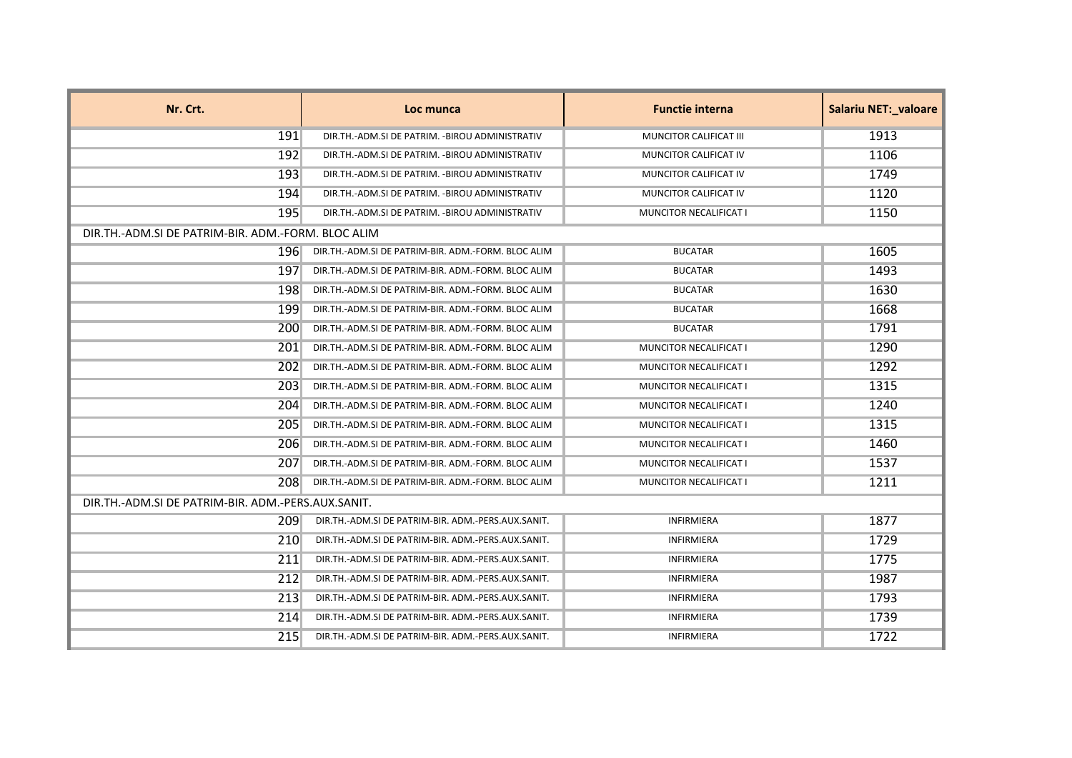| Nr. Crt. | Loc munca | Functie interna | Salariu NET:_valoare |
|---|---|---|---|
| 191 | DIR.TH.-ADM.SI DE PATRIM. -BIROU ADMINISTRATIV | MUNCITOR CALIFICAT III | 1913 |
| 192 | DIR.TH.-ADM.SI DE PATRIM. -BIROU ADMINISTRATIV | MUNCITOR CALIFICAT IV | 1106 |
| 193 | DIR.TH.-ADM.SI DE PATRIM. -BIROU ADMINISTRATIV | MUNCITOR CALIFICAT IV | 1749 |
| 194 | DIR.TH.-ADM.SI DE PATRIM. -BIROU ADMINISTRATIV | MUNCITOR CALIFICAT IV | 1120 |
| 195 | DIR.TH.-ADM.SI DE PATRIM. -BIROU ADMINISTRATIV | MUNCITOR NECALIFICAT I | 1150 |
| DIR.TH.-ADM.SI DE PATRIM-BIR. ADM.-FORM. BLOC ALIM | | | |
| 196 | DIR.TH.-ADM.SI DE PATRIM-BIR. ADM.-FORM. BLOC ALIM | BUCATAR | 1605 |
| 197 | DIR.TH.-ADM.SI DE PATRIM-BIR. ADM.-FORM. BLOC ALIM | BUCATAR | 1493 |
| 198 | DIR.TH.-ADM.SI DE PATRIM-BIR. ADM.-FORM. BLOC ALIM | BUCATAR | 1630 |
| 199 | DIR.TH.-ADM.SI DE PATRIM-BIR. ADM.-FORM. BLOC ALIM | BUCATAR | 1668 |
| 200 | DIR.TH.-ADM.SI DE PATRIM-BIR. ADM.-FORM. BLOC ALIM | BUCATAR | 1791 |
| 201 | DIR.TH.-ADM.SI DE PATRIM-BIR. ADM.-FORM. BLOC ALIM | MUNCITOR NECALIFICAT I | 1290 |
| 202 | DIR.TH.-ADM.SI DE PATRIM-BIR. ADM.-FORM. BLOC ALIM | MUNCITOR NECALIFICAT I | 1292 |
| 203 | DIR.TH.-ADM.SI DE PATRIM-BIR. ADM.-FORM. BLOC ALIM | MUNCITOR NECALIFICAT I | 1315 |
| 204 | DIR.TH.-ADM.SI DE PATRIM-BIR. ADM.-FORM. BLOC ALIM | MUNCITOR NECALIFICAT I | 1240 |
| 205 | DIR.TH.-ADM.SI DE PATRIM-BIR. ADM.-FORM. BLOC ALIM | MUNCITOR NECALIFICAT I | 1315 |
| 206 | DIR.TH.-ADM.SI DE PATRIM-BIR. ADM.-FORM. BLOC ALIM | MUNCITOR NECALIFICAT I | 1460 |
| 207 | DIR.TH.-ADM.SI DE PATRIM-BIR. ADM.-FORM. BLOC ALIM | MUNCITOR NECALIFICAT I | 1537 |
| 208 | DIR.TH.-ADM.SI DE PATRIM-BIR. ADM.-FORM. BLOC ALIM | MUNCITOR NECALIFICAT I | 1211 |
| DIR.TH.-ADM.SI DE PATRIM-BIR. ADM.-PERS.AUX.SANIT. | | | |
| 209 | DIR.TH.-ADM.SI DE PATRIM-BIR. ADM.-PERS.AUX.SANIT. | INFIRMIERA | 1877 |
| 210 | DIR.TH.-ADM.SI DE PATRIM-BIR. ADM.-PERS.AUX.SANIT. | INFIRMIERA | 1729 |
| 211 | DIR.TH.-ADM.SI DE PATRIM-BIR. ADM.-PERS.AUX.SANIT. | INFIRMIERA | 1775 |
| 212 | DIR.TH.-ADM.SI DE PATRIM-BIR. ADM.-PERS.AUX.SANIT. | INFIRMIERA | 1987 |
| 213 | DIR.TH.-ADM.SI DE PATRIM-BIR. ADM.-PERS.AUX.SANIT. | INFIRMIERA | 1793 |
| 214 | DIR.TH.-ADM.SI DE PATRIM-BIR. ADM.-PERS.AUX.SANIT. | INFIRMIERA | 1739 |
| 215 | DIR.TH.-ADM.SI DE PATRIM-BIR. ADM.-PERS.AUX.SANIT. | INFIRMIERA | 1722 |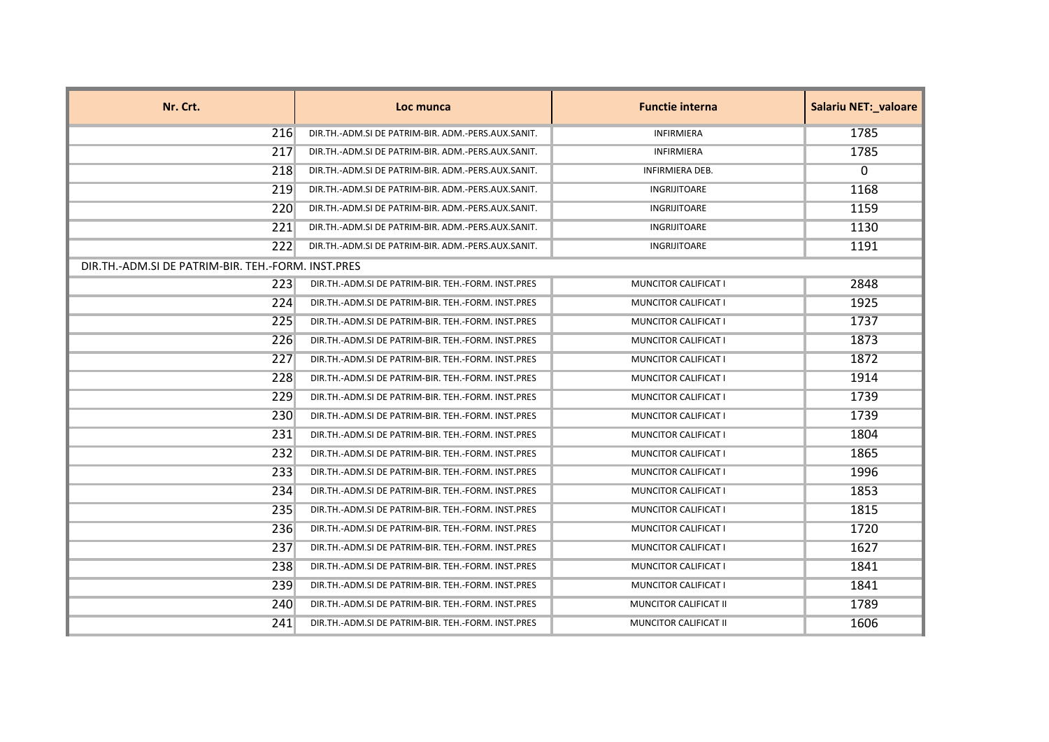| Nr. Crt. | Loc munca | Functie interna | Salariu NET:_valoare |
|---|---|---|---|
| 216 | DIR.TH.-ADM.SI DE PATRIM-BIR. ADM.-PERS.AUX.SANIT. | INFIRMIERA | 1785 |
| 217 | DIR.TH.-ADM.SI DE PATRIM-BIR. ADM.-PERS.AUX.SANIT. | INFIRMIERA | 1785 |
| 218 | DIR.TH.-ADM.SI DE PATRIM-BIR. ADM.-PERS.AUX.SANIT. | INFIRMIERA DEB. | 0 |
| 219 | DIR.TH.-ADM.SI DE PATRIM-BIR. ADM.-PERS.AUX.SANIT. | INGRIJITOARE | 1168 |
| 220 | DIR.TH.-ADM.SI DE PATRIM-BIR. ADM.-PERS.AUX.SANIT. | INGRIJITOARE | 1159 |
| 221 | DIR.TH.-ADM.SI DE PATRIM-BIR. ADM.-PERS.AUX.SANIT. | INGRIJITOARE | 1130 |
| 222 | DIR.TH.-ADM.SI DE PATRIM-BIR. ADM.-PERS.AUX.SANIT. | INGRIJITOARE | 1191 |
| DIR.TH.-ADM.SI DE PATRIM-BIR. TEH.-FORM. INST.PRES | | | |
| 223 | DIR.TH.-ADM.SI DE PATRIM-BIR. TEH.-FORM. INST.PRES | MUNCITOR CALIFICAT I | 2848 |
| 224 | DIR.TH.-ADM.SI DE PATRIM-BIR. TEH.-FORM. INST.PRES | MUNCITOR CALIFICAT I | 1925 |
| 225 | DIR.TH.-ADM.SI DE PATRIM-BIR. TEH.-FORM. INST.PRES | MUNCITOR CALIFICAT I | 1737 |
| 226 | DIR.TH.-ADM.SI DE PATRIM-BIR. TEH.-FORM. INST.PRES | MUNCITOR CALIFICAT I | 1873 |
| 227 | DIR.TH.-ADM.SI DE PATRIM-BIR. TEH.-FORM. INST.PRES | MUNCITOR CALIFICAT I | 1872 |
| 228 | DIR.TH.-ADM.SI DE PATRIM-BIR. TEH.-FORM. INST.PRES | MUNCITOR CALIFICAT I | 1914 |
| 229 | DIR.TH.-ADM.SI DE PATRIM-BIR. TEH.-FORM. INST.PRES | MUNCITOR CALIFICAT I | 1739 |
| 230 | DIR.TH.-ADM.SI DE PATRIM-BIR. TEH.-FORM. INST.PRES | MUNCITOR CALIFICAT I | 1739 |
| 231 | DIR.TH.-ADM.SI DE PATRIM-BIR. TEH.-FORM. INST.PRES | MUNCITOR CALIFICAT I | 1804 |
| 232 | DIR.TH.-ADM.SI DE PATRIM-BIR. TEH.-FORM. INST.PRES | MUNCITOR CALIFICAT I | 1865 |
| 233 | DIR.TH.-ADM.SI DE PATRIM-BIR. TEH.-FORM. INST.PRES | MUNCITOR CALIFICAT I | 1996 |
| 234 | DIR.TH.-ADM.SI DE PATRIM-BIR. TEH.-FORM. INST.PRES | MUNCITOR CALIFICAT I | 1853 |
| 235 | DIR.TH.-ADM.SI DE PATRIM-BIR. TEH.-FORM. INST.PRES | MUNCITOR CALIFICAT I | 1815 |
| 236 | DIR.TH.-ADM.SI DE PATRIM-BIR. TEH.-FORM. INST.PRES | MUNCITOR CALIFICAT I | 1720 |
| 237 | DIR.TH.-ADM.SI DE PATRIM-BIR. TEH.-FORM. INST.PRES | MUNCITOR CALIFICAT I | 1627 |
| 238 | DIR.TH.-ADM.SI DE PATRIM-BIR. TEH.-FORM. INST.PRES | MUNCITOR CALIFICAT I | 1841 |
| 239 | DIR.TH.-ADM.SI DE PATRIM-BIR. TEH.-FORM. INST.PRES | MUNCITOR CALIFICAT I | 1841 |
| 240 | DIR.TH.-ADM.SI DE PATRIM-BIR. TEH.-FORM. INST.PRES | MUNCITOR CALIFICAT II | 1789 |
| 241 | DIR.TH.-ADM.SI DE PATRIM-BIR. TEH.-FORM. INST.PRES | MUNCITOR CALIFICAT II | 1606 |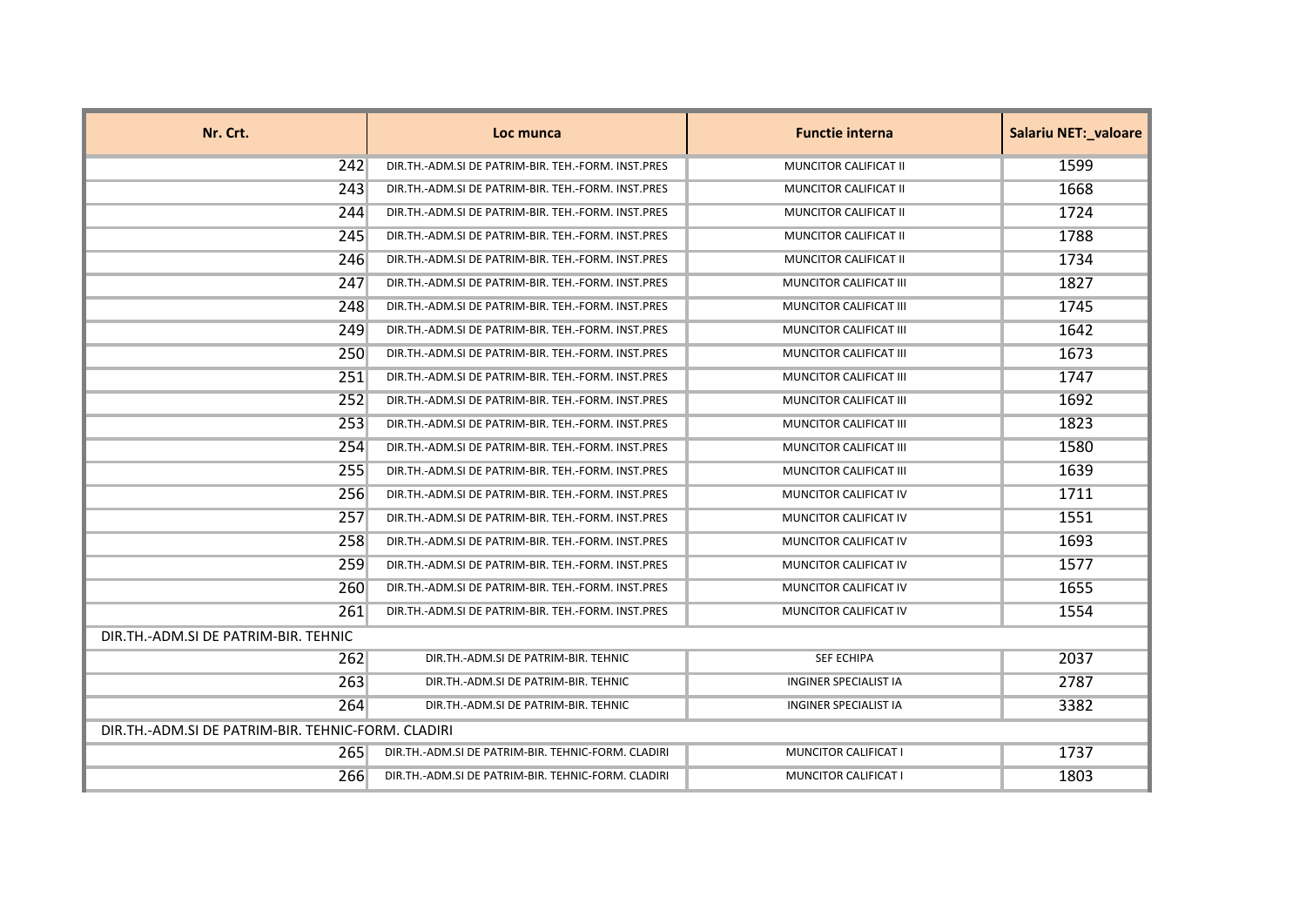| Nr. Crt. | Loc munca | Functie interna | Salariu NET:_valoare |
|---|---|---|---|
| 242 | DIR.TH.-ADM.SI DE PATRIM-BIR. TEH.-FORM. INST.PRES | MUNCITOR CALIFICAT II | 1599 |
| 243 | DIR.TH.-ADM.SI DE PATRIM-BIR. TEH.-FORM. INST.PRES | MUNCITOR CALIFICAT II | 1668 |
| 244 | DIR.TH.-ADM.SI DE PATRIM-BIR. TEH.-FORM. INST.PRES | MUNCITOR CALIFICAT II | 1724 |
| 245 | DIR.TH.-ADM.SI DE PATRIM-BIR. TEH.-FORM. INST.PRES | MUNCITOR CALIFICAT II | 1788 |
| 246 | DIR.TH.-ADM.SI DE PATRIM-BIR. TEH.-FORM. INST.PRES | MUNCITOR CALIFICAT II | 1734 |
| 247 | DIR.TH.-ADM.SI DE PATRIM-BIR. TEH.-FORM. INST.PRES | MUNCITOR CALIFICAT III | 1827 |
| 248 | DIR.TH.-ADM.SI DE PATRIM-BIR. TEH.-FORM. INST.PRES | MUNCITOR CALIFICAT III | 1745 |
| 249 | DIR.TH.-ADM.SI DE PATRIM-BIR. TEH.-FORM. INST.PRES | MUNCITOR CALIFICAT III | 1642 |
| 250 | DIR.TH.-ADM.SI DE PATRIM-BIR. TEH.-FORM. INST.PRES | MUNCITOR CALIFICAT III | 1673 |
| 251 | DIR.TH.-ADM.SI DE PATRIM-BIR. TEH.-FORM. INST.PRES | MUNCITOR CALIFICAT III | 1747 |
| 252 | DIR.TH.-ADM.SI DE PATRIM-BIR. TEH.-FORM. INST.PRES | MUNCITOR CALIFICAT III | 1692 |
| 253 | DIR.TH.-ADM.SI DE PATRIM-BIR. TEH.-FORM. INST.PRES | MUNCITOR CALIFICAT III | 1823 |
| 254 | DIR.TH.-ADM.SI DE PATRIM-BIR. TEH.-FORM. INST.PRES | MUNCITOR CALIFICAT III | 1580 |
| 255 | DIR.TH.-ADM.SI DE PATRIM-BIR. TEH.-FORM. INST.PRES | MUNCITOR CALIFICAT III | 1639 |
| 256 | DIR.TH.-ADM.SI DE PATRIM-BIR. TEH.-FORM. INST.PRES | MUNCITOR CALIFICAT IV | 1711 |
| 257 | DIR.TH.-ADM.SI DE PATRIM-BIR. TEH.-FORM. INST.PRES | MUNCITOR CALIFICAT IV | 1551 |
| 258 | DIR.TH.-ADM.SI DE PATRIM-BIR. TEH.-FORM. INST.PRES | MUNCITOR CALIFICAT IV | 1693 |
| 259 | DIR.TH.-ADM.SI DE PATRIM-BIR. TEH.-FORM. INST.PRES | MUNCITOR CALIFICAT IV | 1577 |
| 260 | DIR.TH.-ADM.SI DE PATRIM-BIR. TEH.-FORM. INST.PRES | MUNCITOR CALIFICAT IV | 1655 |
| 261 | DIR.TH.-ADM.SI DE PATRIM-BIR. TEH.-FORM. INST.PRES | MUNCITOR CALIFICAT IV | 1554 |
| DIR.TH.-ADM.SI DE PATRIM-BIR. TEHNIC | | | |
| 262 | DIR.TH.-ADM.SI DE PATRIM-BIR. TEHNIC | SEF ECHIPA | 2037 |
| 263 | DIR.TH.-ADM.SI DE PATRIM-BIR. TEHNIC | INGINER SPECIALIST IA | 2787 |
| 264 | DIR.TH.-ADM.SI DE PATRIM-BIR. TEHNIC | INGINER SPECIALIST IA | 3382 |
| DIR.TH.-ADM.SI DE PATRIM-BIR. TEHNIC-FORM. CLADIRI | | | |
| 265 | DIR.TH.-ADM.SI DE PATRIM-BIR. TEHNIC-FORM. CLADIRI | MUNCITOR CALIFICAT I | 1737 |
| 266 | DIR.TH.-ADM.SI DE PATRIM-BIR. TEHNIC-FORM. CLADIRI | MUNCITOR CALIFICAT I | 1803 |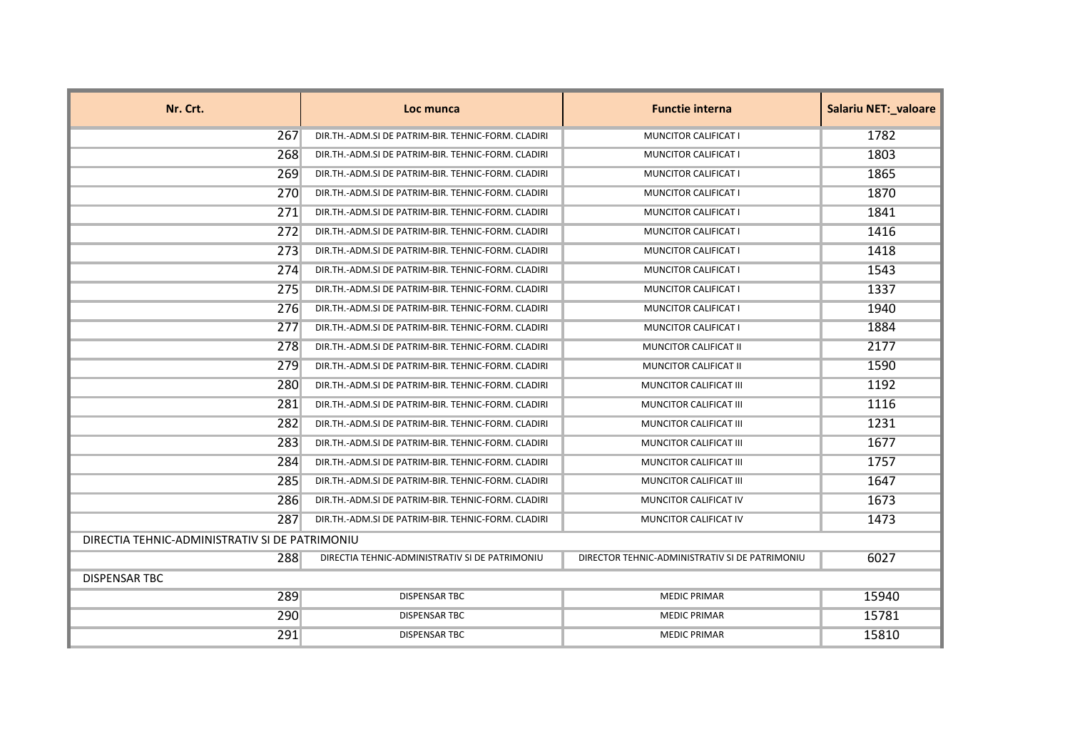| Nr. Crt. | Loc munca | Functie interna | Salariu NET:_valoare |
| --- | --- | --- | --- |
| 267 | DIR.TH.-ADM.SI DE PATRIM-BIR. TEHNIC-FORM. CLADIRI | MUNCITOR CALIFICAT I | 1782 |
| 268 | DIR.TH.-ADM.SI DE PATRIM-BIR. TEHNIC-FORM. CLADIRI | MUNCITOR CALIFICAT I | 1803 |
| 269 | DIR.TH.-ADM.SI DE PATRIM-BIR. TEHNIC-FORM. CLADIRI | MUNCITOR CALIFICAT I | 1865 |
| 270 | DIR.TH.-ADM.SI DE PATRIM-BIR. TEHNIC-FORM. CLADIRI | MUNCITOR CALIFICAT I | 1870 |
| 271 | DIR.TH.-ADM.SI DE PATRIM-BIR. TEHNIC-FORM. CLADIRI | MUNCITOR CALIFICAT I | 1841 |
| 272 | DIR.TH.-ADM.SI DE PATRIM-BIR. TEHNIC-FORM. CLADIRI | MUNCITOR CALIFICAT I | 1416 |
| 273 | DIR.TH.-ADM.SI DE PATRIM-BIR. TEHNIC-FORM. CLADIRI | MUNCITOR CALIFICAT I | 1418 |
| 274 | DIR.TH.-ADM.SI DE PATRIM-BIR. TEHNIC-FORM. CLADIRI | MUNCITOR CALIFICAT I | 1543 |
| 275 | DIR.TH.-ADM.SI DE PATRIM-BIR. TEHNIC-FORM. CLADIRI | MUNCITOR CALIFICAT I | 1337 |
| 276 | DIR.TH.-ADM.SI DE PATRIM-BIR. TEHNIC-FORM. CLADIRI | MUNCITOR CALIFICAT I | 1940 |
| 277 | DIR.TH.-ADM.SI DE PATRIM-BIR. TEHNIC-FORM. CLADIRI | MUNCITOR CALIFICAT I | 1884 |
| 278 | DIR.TH.-ADM.SI DE PATRIM-BIR. TEHNIC-FORM. CLADIRI | MUNCITOR CALIFICAT II | 2177 |
| 279 | DIR.TH.-ADM.SI DE PATRIM-BIR. TEHNIC-FORM. CLADIRI | MUNCITOR CALIFICAT II | 1590 |
| 280 | DIR.TH.-ADM.SI DE PATRIM-BIR. TEHNIC-FORM. CLADIRI | MUNCITOR CALIFICAT III | 1192 |
| 281 | DIR.TH.-ADM.SI DE PATRIM-BIR. TEHNIC-FORM. CLADIRI | MUNCITOR CALIFICAT III | 1116 |
| 282 | DIR.TH.-ADM.SI DE PATRIM-BIR. TEHNIC-FORM. CLADIRI | MUNCITOR CALIFICAT III | 1231 |
| 283 | DIR.TH.-ADM.SI DE PATRIM-BIR. TEHNIC-FORM. CLADIRI | MUNCITOR CALIFICAT III | 1677 |
| 284 | DIR.TH.-ADM.SI DE PATRIM-BIR. TEHNIC-FORM. CLADIRI | MUNCITOR CALIFICAT III | 1757 |
| 285 | DIR.TH.-ADM.SI DE PATRIM-BIR. TEHNIC-FORM. CLADIRI | MUNCITOR CALIFICAT III | 1647 |
| 286 | DIR.TH.-ADM.SI DE PATRIM-BIR. TEHNIC-FORM. CLADIRI | MUNCITOR CALIFICAT IV | 1673 |
| 287 | DIR.TH.-ADM.SI DE PATRIM-BIR. TEHNIC-FORM. CLADIRI | MUNCITOR CALIFICAT IV | 1473 |
| DIRECTIA TEHNIC-ADMINISTRATIV SI DE PATRIMONIU | | | |
| 288 | DIRECTIA TEHNIC-ADMINISTRATIV SI DE PATRIMONIU | DIRECTOR TEHNIC-ADMINISTRATIV SI DE PATRIMONIU | 6027 |
| DISPENSAR TBC | | | |
| 289 | DISPENSAR TBC | MEDIC PRIMAR | 15940 |
| 290 | DISPENSAR TBC | MEDIC PRIMAR | 15781 |
| 291 | DISPENSAR TBC | MEDIC PRIMAR | 15810 |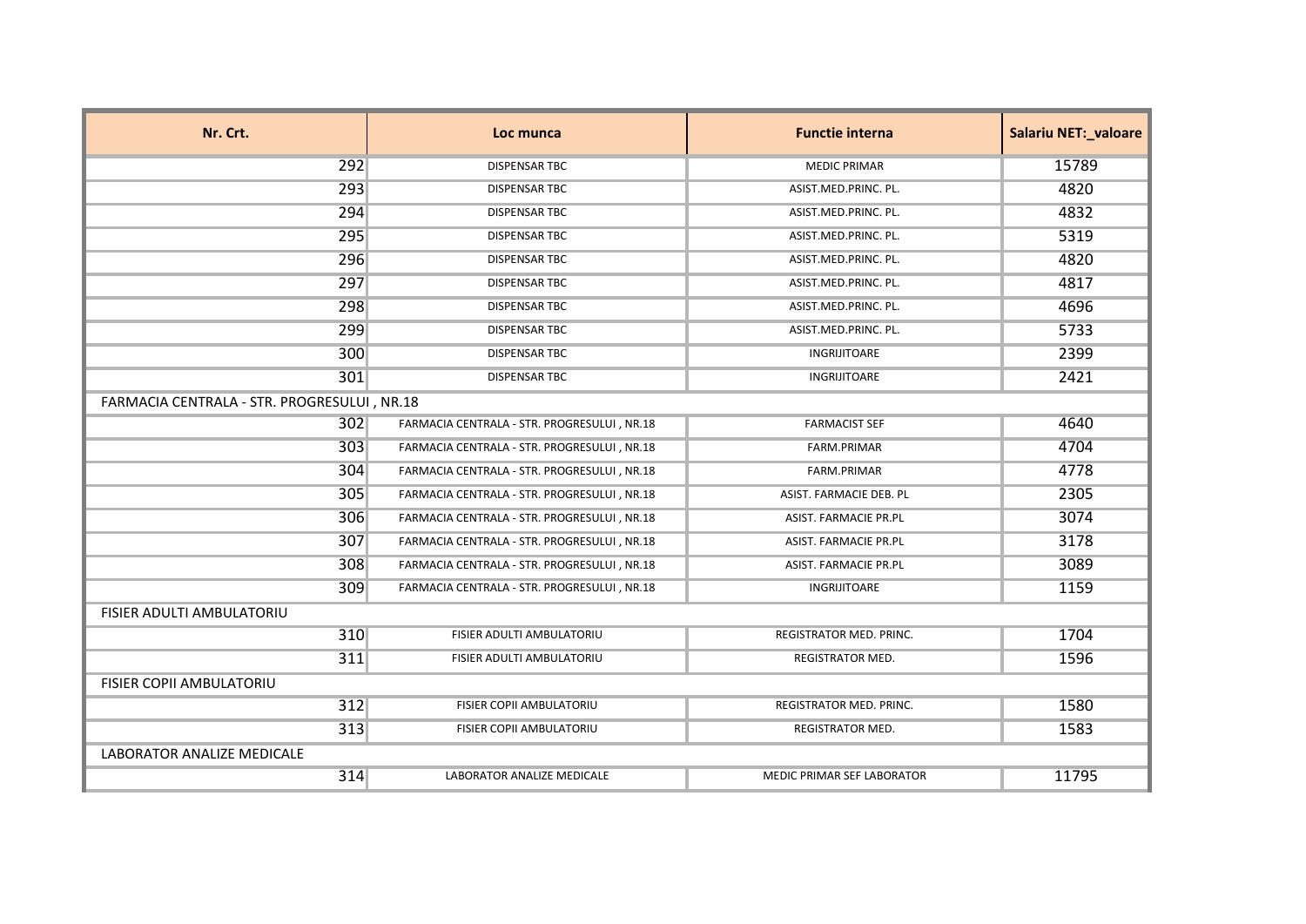| Nr. Crt. | Loc munca | Functie interna | Salariu NET:_valoare |
|---|---|---|---|
| 292 | DISPENSAR TBC | MEDIC PRIMAR | 15789 |
| 293 | DISPENSAR TBC | ASIST.MED.PRINC. PL. | 4820 |
| 294 | DISPENSAR TBC | ASIST.MED.PRINC. PL. | 4832 |
| 295 | DISPENSAR TBC | ASIST.MED.PRINC. PL. | 5319 |
| 296 | DISPENSAR TBC | ASIST.MED.PRINC. PL. | 4820 |
| 297 | DISPENSAR TBC | ASIST.MED.PRINC. PL. | 4817 |
| 298 | DISPENSAR TBC | ASIST.MED.PRINC. PL. | 4696 |
| 299 | DISPENSAR TBC | ASIST.MED.PRINC. PL. | 5733 |
| 300 | DISPENSAR TBC | INGRIJITOARE | 2399 |
| 301 | DISPENSAR TBC | INGRIJITOARE | 2421 |
| FARMACIA CENTRALA - STR. PROGRESULUI , NR.18 | | | |
| 302 | FARMACIA CENTRALA - STR. PROGRESULUI , NR.18 | FARMACIST SEF | 4640 |
| 303 | FARMACIA CENTRALA - STR. PROGRESULUI , NR.18 | FARM.PRIMAR | 4704 |
| 304 | FARMACIA CENTRALA - STR. PROGRESULUI , NR.18 | FARM.PRIMAR | 4778 |
| 305 | FARMACIA CENTRALA - STR. PROGRESULUI , NR.18 | ASIST. FARMACIE DEB. PL | 2305 |
| 306 | FARMACIA CENTRALA - STR. PROGRESULUI , NR.18 | ASIST. FARMACIE PR.PL | 3074 |
| 307 | FARMACIA CENTRALA - STR. PROGRESULUI , NR.18 | ASIST. FARMACIE PR.PL | 3178 |
| 308 | FARMACIA CENTRALA - STR. PROGRESULUI , NR.18 | ASIST. FARMACIE PR.PL | 3089 |
| 309 | FARMACIA CENTRALA - STR. PROGRESULUI , NR.18 | INGRIJITOARE | 1159 |
| FISIER ADULTI AMBULATORIU | | | |
| 310 | FISIER ADULTI AMBULATORIU | REGISTRATOR MED. PRINC. | 1704 |
| 311 | FISIER ADULTI AMBULATORIU | REGISTRATOR MED. | 1596 |
| FISIER COPII AMBULATORIU | | | |
| 312 | FISIER COPII AMBULATORIU | REGISTRATOR MED. PRINC. | 1580 |
| 313 | FISIER COPII AMBULATORIU | REGISTRATOR MED. | 1583 |
| LABORATOR ANALIZE MEDICALE | | | |
| 314 | LABORATOR ANALIZE MEDICALE | MEDIC PRIMAR SEF LABORATOR | 11795 |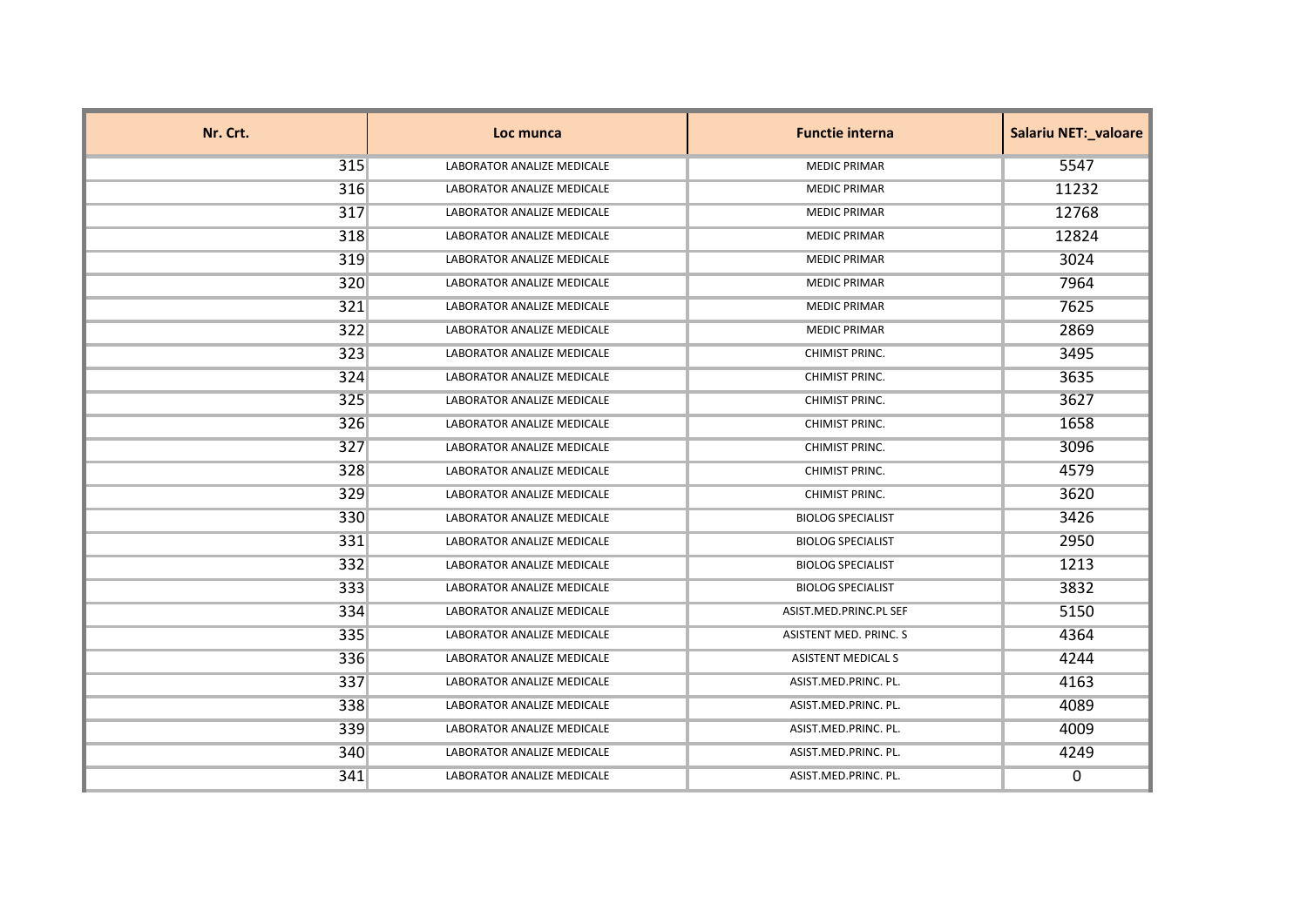| Nr. Crt. | Loc munca | Functie interna | Salariu NET:_valoare |
|---|---|---|---|
| 315 | LABORATOR ANALIZE MEDICALE | MEDIC PRIMAR | 5547 |
| 316 | LABORATOR ANALIZE MEDICALE | MEDIC PRIMAR | 11232 |
| 317 | LABORATOR ANALIZE MEDICALE | MEDIC PRIMAR | 12768 |
| 318 | LABORATOR ANALIZE MEDICALE | MEDIC PRIMAR | 12824 |
| 319 | LABORATOR ANALIZE MEDICALE | MEDIC PRIMAR | 3024 |
| 320 | LABORATOR ANALIZE MEDICALE | MEDIC PRIMAR | 7964 |
| 321 | LABORATOR ANALIZE MEDICALE | MEDIC PRIMAR | 7625 |
| 322 | LABORATOR ANALIZE MEDICALE | MEDIC PRIMAR | 2869 |
| 323 | LABORATOR ANALIZE MEDICALE | CHIMIST PRINC. | 3495 |
| 324 | LABORATOR ANALIZE MEDICALE | CHIMIST PRINC. | 3635 |
| 325 | LABORATOR ANALIZE MEDICALE | CHIMIST PRINC. | 3627 |
| 326 | LABORATOR ANALIZE MEDICALE | CHIMIST PRINC. | 1658 |
| 327 | LABORATOR ANALIZE MEDICALE | CHIMIST PRINC. | 3096 |
| 328 | LABORATOR ANALIZE MEDICALE | CHIMIST PRINC. | 4579 |
| 329 | LABORATOR ANALIZE MEDICALE | CHIMIST PRINC. | 3620 |
| 330 | LABORATOR ANALIZE MEDICALE | BIOLOG SPECIALIST | 3426 |
| 331 | LABORATOR ANALIZE MEDICALE | BIOLOG SPECIALIST | 2950 |
| 332 | LABORATOR ANALIZE MEDICALE | BIOLOG SPECIALIST | 1213 |
| 333 | LABORATOR ANALIZE MEDICALE | BIOLOG SPECIALIST | 3832 |
| 334 | LABORATOR ANALIZE MEDICALE | ASIST.MED.PRINC.PL SEF | 5150 |
| 335 | LABORATOR ANALIZE MEDICALE | ASISTENT MED. PRINC. S | 4364 |
| 336 | LABORATOR ANALIZE MEDICALE | ASISTENT MEDICAL S | 4244 |
| 337 | LABORATOR ANALIZE MEDICALE | ASIST.MED.PRINC. PL. | 4163 |
| 338 | LABORATOR ANALIZE MEDICALE | ASIST.MED.PRINC. PL. | 4089 |
| 339 | LABORATOR ANALIZE MEDICALE | ASIST.MED.PRINC. PL. | 4009 |
| 340 | LABORATOR ANALIZE MEDICALE | ASIST.MED.PRINC. PL. | 4249 |
| 341 | LABORATOR ANALIZE MEDICALE | ASIST.MED.PRINC. PL. | 0 |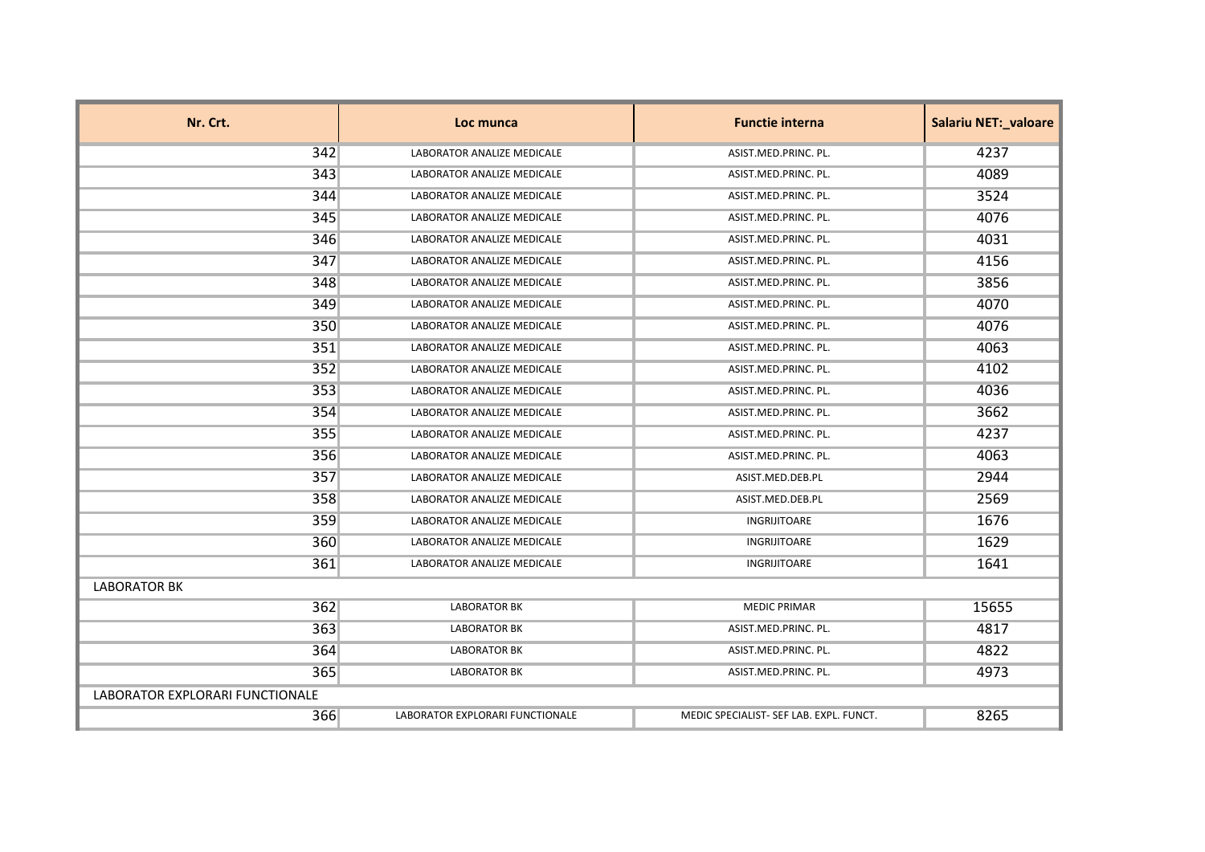| Nr. Crt. | Loc munca | Functie interna | Salariu NET:_valoare |
| --- | --- | --- | --- |
| 342 | LABORATOR ANALIZE MEDICALE | ASIST.MED.PRINC. PL. | 4237 |
| 343 | LABORATOR ANALIZE MEDICALE | ASIST.MED.PRINC. PL. | 4089 |
| 344 | LABORATOR ANALIZE MEDICALE | ASIST.MED.PRINC. PL. | 3524 |
| 345 | LABORATOR ANALIZE MEDICALE | ASIST.MED.PRINC. PL. | 4076 |
| 346 | LABORATOR ANALIZE MEDICALE | ASIST.MED.PRINC. PL. | 4031 |
| 347 | LABORATOR ANALIZE MEDICALE | ASIST.MED.PRINC. PL. | 4156 |
| 348 | LABORATOR ANALIZE MEDICALE | ASIST.MED.PRINC. PL. | 3856 |
| 349 | LABORATOR ANALIZE MEDICALE | ASIST.MED.PRINC. PL. | 4070 |
| 350 | LABORATOR ANALIZE MEDICALE | ASIST.MED.PRINC. PL. | 4076 |
| 351 | LABORATOR ANALIZE MEDICALE | ASIST.MED.PRINC. PL. | 4063 |
| 352 | LABORATOR ANALIZE MEDICALE | ASIST.MED.PRINC. PL. | 4102 |
| 353 | LABORATOR ANALIZE MEDICALE | ASIST.MED.PRINC. PL. | 4036 |
| 354 | LABORATOR ANALIZE MEDICALE | ASIST.MED.PRINC. PL. | 3662 |
| 355 | LABORATOR ANALIZE MEDICALE | ASIST.MED.PRINC. PL. | 4237 |
| 356 | LABORATOR ANALIZE MEDICALE | ASIST.MED.PRINC. PL. | 4063 |
| 357 | LABORATOR ANALIZE MEDICALE | ASIST.MED.DEB.PL | 2944 |
| 358 | LABORATOR ANALIZE MEDICALE | ASIST.MED.DEB.PL | 2569 |
| 359 | LABORATOR ANALIZE MEDICALE | INGRIJITOARE | 1676 |
| 360 | LABORATOR ANALIZE MEDICALE | INGRIJITOARE | 1629 |
| 361 | LABORATOR ANALIZE MEDICALE | INGRIJITOARE | 1641 |
| LABORATOR BK | | | |
| 362 | LABORATOR BK | MEDIC PRIMAR | 15655 |
| 363 | LABORATOR BK | ASIST.MED.PRINC. PL. | 4817 |
| 364 | LABORATOR BK | ASIST.MED.PRINC. PL. | 4822 |
| 365 | LABORATOR BK | ASIST.MED.PRINC. PL. | 4973 |
| LABORATOR EXPLORARI FUNCTIONALE | | | |
| 366 | LABORATOR EXPLORARI FUNCTIONALE | MEDIC SPECIALIST- SEF LAB. EXPL. FUNCT. | 8265 |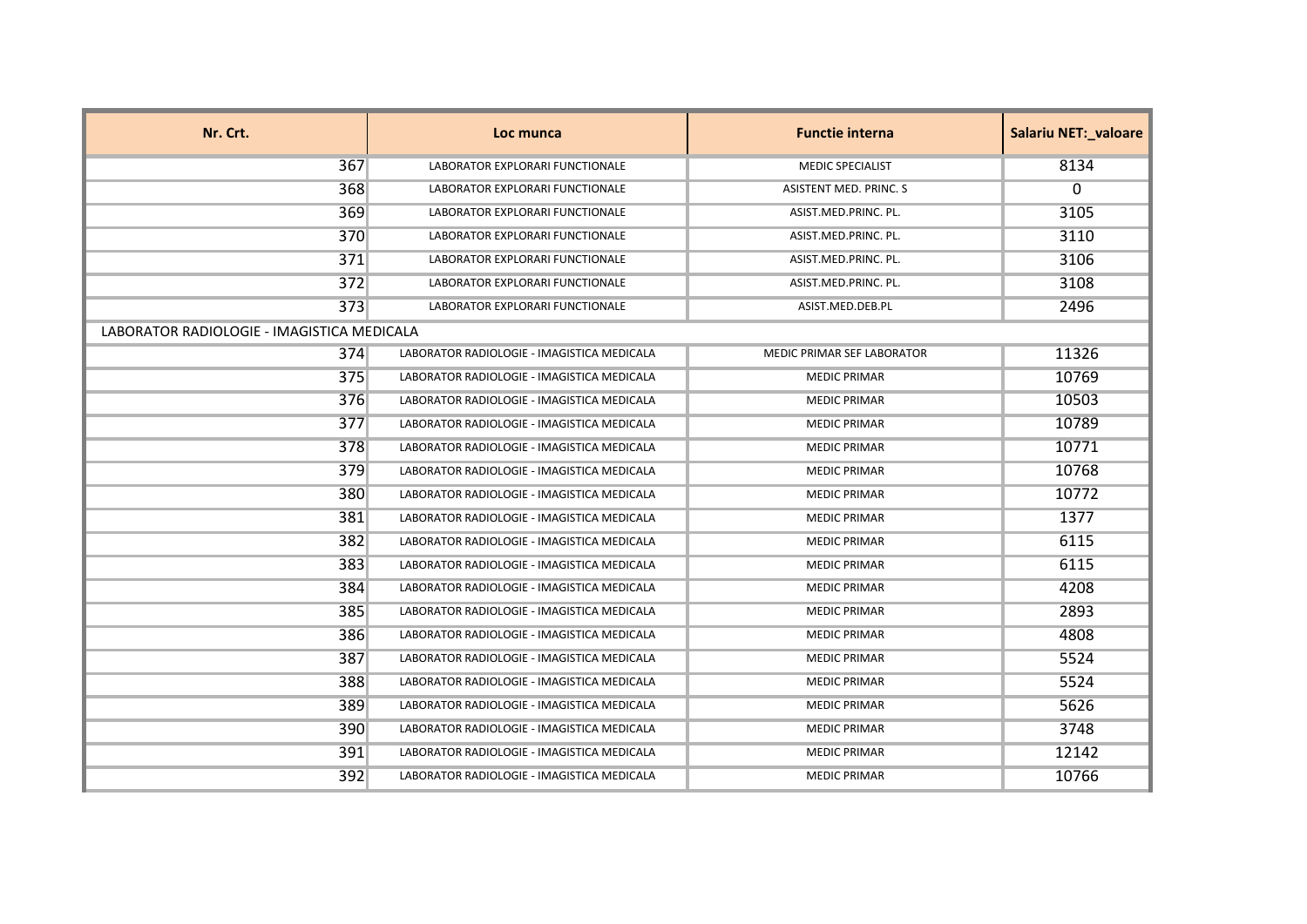| Nr. Crt. | Loc munca | Functie interna | Salariu NET:_valoare |
|---|---|---|---|
| 367 | LABORATOR EXPLORARI FUNCTIONALE | MEDIC SPECIALIST | 8134 |
| 368 | LABORATOR EXPLORARI FUNCTIONALE | ASISTENT MED. PRINC. S | 0 |
| 369 | LABORATOR EXPLORARI FUNCTIONALE | ASIST.MED.PRINC. PL. | 3105 |
| 370 | LABORATOR EXPLORARI FUNCTIONALE | ASIST.MED.PRINC. PL. | 3110 |
| 371 | LABORATOR EXPLORARI FUNCTIONALE | ASIST.MED.PRINC. PL. | 3106 |
| 372 | LABORATOR EXPLORARI FUNCTIONALE | ASIST.MED.PRINC. PL. | 3108 |
| 373 | LABORATOR EXPLORARI FUNCTIONALE | ASIST.MED.DEB.PL | 2496 |
| LABORATOR RADIOLOGIE - IMAGISTICA MEDICALA | | | |
| 374 | LABORATOR RADIOLOGIE - IMAGISTICA MEDICALA | MEDIC PRIMAR SEF LABORATOR | 11326 |
| 375 | LABORATOR RADIOLOGIE - IMAGISTICA MEDICALA | MEDIC PRIMAR | 10769 |
| 376 | LABORATOR RADIOLOGIE - IMAGISTICA MEDICALA | MEDIC PRIMAR | 10503 |
| 377 | LABORATOR RADIOLOGIE - IMAGISTICA MEDICALA | MEDIC PRIMAR | 10789 |
| 378 | LABORATOR RADIOLOGIE - IMAGISTICA MEDICALA | MEDIC PRIMAR | 10771 |
| 379 | LABORATOR RADIOLOGIE - IMAGISTICA MEDICALA | MEDIC PRIMAR | 10768 |
| 380 | LABORATOR RADIOLOGIE - IMAGISTICA MEDICALA | MEDIC PRIMAR | 10772 |
| 381 | LABORATOR RADIOLOGIE - IMAGISTICA MEDICALA | MEDIC PRIMAR | 1377 |
| 382 | LABORATOR RADIOLOGIE - IMAGISTICA MEDICALA | MEDIC PRIMAR | 6115 |
| 383 | LABORATOR RADIOLOGIE - IMAGISTICA MEDICALA | MEDIC PRIMAR | 6115 |
| 384 | LABORATOR RADIOLOGIE - IMAGISTICA MEDICALA | MEDIC PRIMAR | 4208 |
| 385 | LABORATOR RADIOLOGIE - IMAGISTICA MEDICALA | MEDIC PRIMAR | 2893 |
| 386 | LABORATOR RADIOLOGIE - IMAGISTICA MEDICALA | MEDIC PRIMAR | 4808 |
| 387 | LABORATOR RADIOLOGIE - IMAGISTICA MEDICALA | MEDIC PRIMAR | 5524 |
| 388 | LABORATOR RADIOLOGIE - IMAGISTICA MEDICALA | MEDIC PRIMAR | 5524 |
| 389 | LABORATOR RADIOLOGIE - IMAGISTICA MEDICALA | MEDIC PRIMAR | 5626 |
| 390 | LABORATOR RADIOLOGIE - IMAGISTICA MEDICALA | MEDIC PRIMAR | 3748 |
| 391 | LABORATOR RADIOLOGIE - IMAGISTICA MEDICALA | MEDIC PRIMAR | 12142 |
| 392 | LABORATOR RADIOLOGIE - IMAGISTICA MEDICALA | MEDIC PRIMAR | 10766 |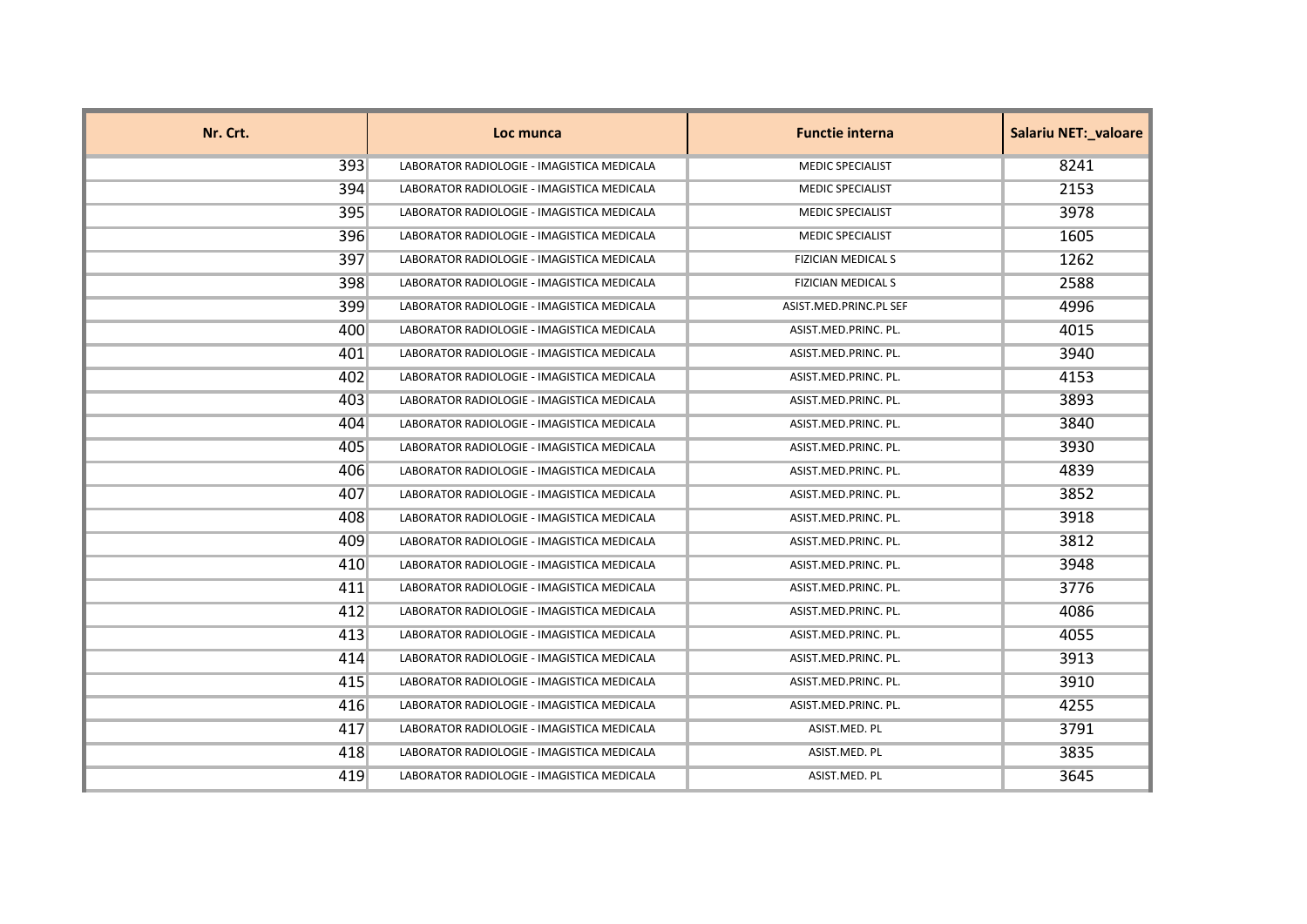| Nr. Crt. | Loc munca | Functie interna | Salariu NET:_valoare |
| --- | --- | --- | --- |
| 393 | LABORATOR RADIOLOGIE - IMAGISTICA MEDICALA | MEDIC SPECIALIST | 8241 |
| 394 | LABORATOR RADIOLOGIE - IMAGISTICA MEDICALA | MEDIC SPECIALIST | 2153 |
| 395 | LABORATOR RADIOLOGIE - IMAGISTICA MEDICALA | MEDIC SPECIALIST | 3978 |
| 396 | LABORATOR RADIOLOGIE - IMAGISTICA MEDICALA | MEDIC SPECIALIST | 1605 |
| 397 | LABORATOR RADIOLOGIE - IMAGISTICA MEDICALA | FIZICIAN MEDICAL S | 1262 |
| 398 | LABORATOR RADIOLOGIE - IMAGISTICA MEDICALA | FIZICIAN MEDICAL S | 2588 |
| 399 | LABORATOR RADIOLOGIE - IMAGISTICA MEDICALA | ASIST.MED.PRINC.PL SEF | 4996 |
| 400 | LABORATOR RADIOLOGIE - IMAGISTICA MEDICALA | ASIST.MED.PRINC. PL. | 4015 |
| 401 | LABORATOR RADIOLOGIE - IMAGISTICA MEDICALA | ASIST.MED.PRINC. PL. | 3940 |
| 402 | LABORATOR RADIOLOGIE - IMAGISTICA MEDICALA | ASIST.MED.PRINC. PL. | 4153 |
| 403 | LABORATOR RADIOLOGIE - IMAGISTICA MEDICALA | ASIST.MED.PRINC. PL. | 3893 |
| 404 | LABORATOR RADIOLOGIE - IMAGISTICA MEDICALA | ASIST.MED.PRINC. PL. | 3840 |
| 405 | LABORATOR RADIOLOGIE - IMAGISTICA MEDICALA | ASIST.MED.PRINC. PL. | 3930 |
| 406 | LABORATOR RADIOLOGIE - IMAGISTICA MEDICALA | ASIST.MED.PRINC. PL. | 4839 |
| 407 | LABORATOR RADIOLOGIE - IMAGISTICA MEDICALA | ASIST.MED.PRINC. PL. | 3852 |
| 408 | LABORATOR RADIOLOGIE - IMAGISTICA MEDICALA | ASIST.MED.PRINC. PL. | 3918 |
| 409 | LABORATOR RADIOLOGIE - IMAGISTICA MEDICALA | ASIST.MED.PRINC. PL. | 3812 |
| 410 | LABORATOR RADIOLOGIE - IMAGISTICA MEDICALA | ASIST.MED.PRINC. PL. | 3948 |
| 411 | LABORATOR RADIOLOGIE - IMAGISTICA MEDICALA | ASIST.MED.PRINC. PL. | 3776 |
| 412 | LABORATOR RADIOLOGIE - IMAGISTICA MEDICALA | ASIST.MED.PRINC. PL. | 4086 |
| 413 | LABORATOR RADIOLOGIE - IMAGISTICA MEDICALA | ASIST.MED.PRINC. PL. | 4055 |
| 414 | LABORATOR RADIOLOGIE - IMAGISTICA MEDICALA | ASIST.MED.PRINC. PL. | 3913 |
| 415 | LABORATOR RADIOLOGIE - IMAGISTICA MEDICALA | ASIST.MED.PRINC. PL. | 3910 |
| 416 | LABORATOR RADIOLOGIE - IMAGISTICA MEDICALA | ASIST.MED.PRINC. PL. | 4255 |
| 417 | LABORATOR RADIOLOGIE - IMAGISTICA MEDICALA | ASIST.MED. PL | 3791 |
| 418 | LABORATOR RADIOLOGIE - IMAGISTICA MEDICALA | ASIST.MED. PL | 3835 |
| 419 | LABORATOR RADIOLOGIE - IMAGISTICA MEDICALA | ASIST.MED. PL | 3645 |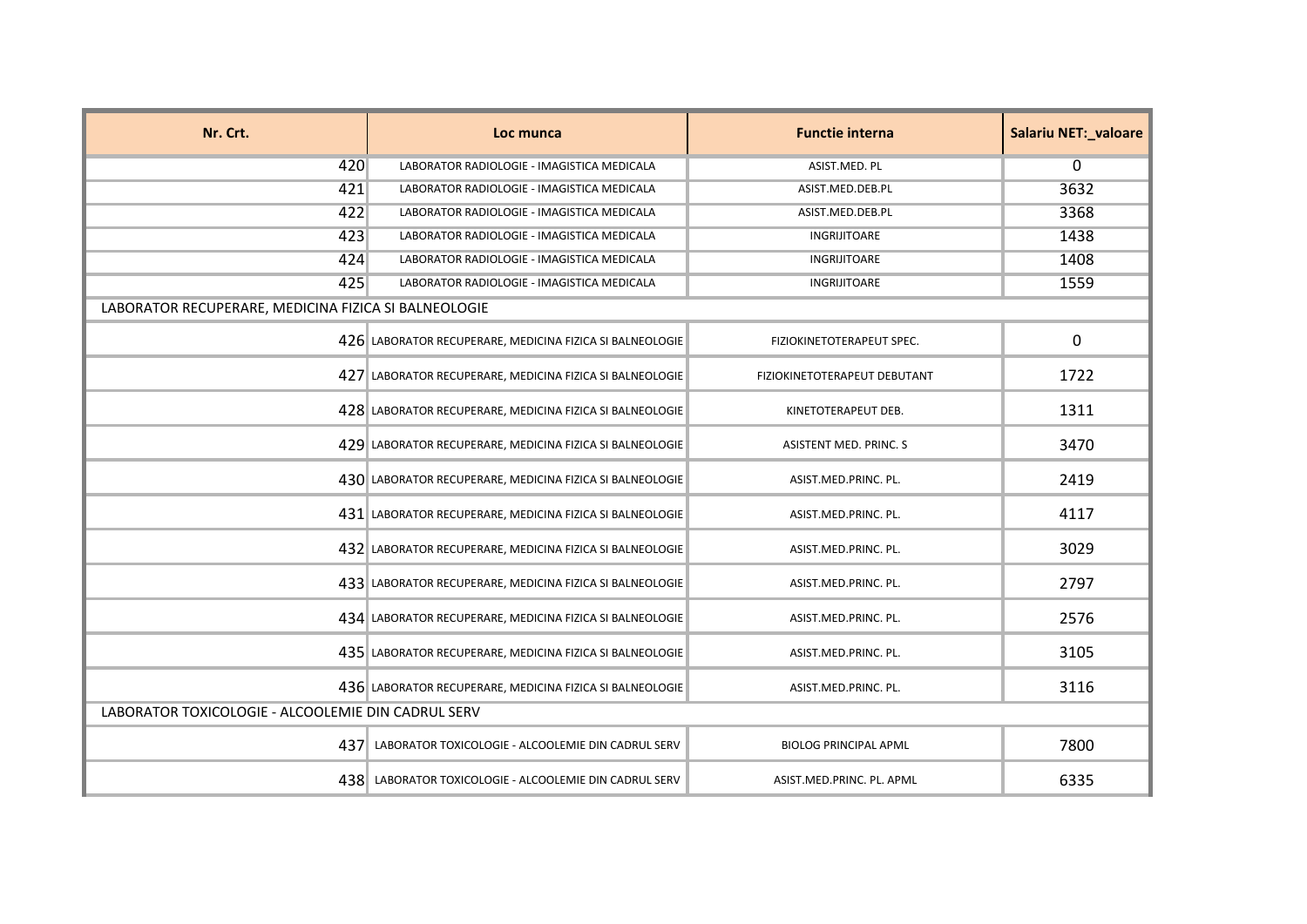| Nr. Crt. | Loc munca | Functie interna | Salariu NET:_valoare |
|---|---|---|---|
| 420 | LABORATOR RADIOLOGIE - IMAGISTICA MEDICALA | ASIST.MED. PL | 0 |
| 421 | LABORATOR RADIOLOGIE - IMAGISTICA MEDICALA | ASIST.MED.DEB.PL | 3632 |
| 422 | LABORATOR RADIOLOGIE - IMAGISTICA MEDICALA | ASIST.MED.DEB.PL | 3368 |
| 423 | LABORATOR RADIOLOGIE - IMAGISTICA MEDICALA | INGRIJITOARE | 1438 |
| 424 | LABORATOR RADIOLOGIE - IMAGISTICA MEDICALA | INGRIJITOARE | 1408 |
| 425 | LABORATOR RADIOLOGIE - IMAGISTICA MEDICALA | INGRIJITOARE | 1559 |
| LABORATOR RECUPERARE, MEDICINA FIZICA SI BALNEOLOGIE | | | |
| 426 | LABORATOR RECUPERARE, MEDICINA FIZICA SI BALNEOLOGIE | FIZIOKINETOTERAPEUT SPEC. | 0 |
| 427 | LABORATOR RECUPERARE, MEDICINA FIZICA SI BALNEOLOGIE | FIZIOKINETOTERAPEUT DEBUTANT | 1722 |
| 428 | LABORATOR RECUPERARE, MEDICINA FIZICA SI BALNEOLOGIE | KINETOTERAPEUT DEB. | 1311 |
| 429 | LABORATOR RECUPERARE, MEDICINA FIZICA SI BALNEOLOGIE | ASISTENT MED. PRINC. S | 3470 |
| 430 | LABORATOR RECUPERARE, MEDICINA FIZICA SI BALNEOLOGIE | ASIST.MED.PRINC. PL. | 2419 |
| 431 | LABORATOR RECUPERARE, MEDICINA FIZICA SI BALNEOLOGIE | ASIST.MED.PRINC. PL. | 4117 |
| 432 | LABORATOR RECUPERARE, MEDICINA FIZICA SI BALNEOLOGIE | ASIST.MED.PRINC. PL. | 3029 |
| 433 | LABORATOR RECUPERARE, MEDICINA FIZICA SI BALNEOLOGIE | ASIST.MED.PRINC. PL. | 2797 |
| 434 | LABORATOR RECUPERARE, MEDICINA FIZICA SI BALNEOLOGIE | ASIST.MED.PRINC. PL. | 2576 |
| 435 | LABORATOR RECUPERARE, MEDICINA FIZICA SI BALNEOLOGIE | ASIST.MED.PRINC. PL. | 3105 |
| 436 | LABORATOR RECUPERARE, MEDICINA FIZICA SI BALNEOLOGIE | ASIST.MED.PRINC. PL. | 3116 |
| LABORATOR TOXICOLOGIE - ALCOOLEMIE DIN CADRUL SERV | | | |
| 437 | LABORATOR TOXICOLOGIE - ALCOOLEMIE DIN CADRUL SERV | BIOLOG PRINCIPAL APML | 7800 |
| 438 | LABORATOR TOXICOLOGIE - ALCOOLEMIE DIN CADRUL SERV | ASIST.MED.PRINC. PL. APML | 6335 |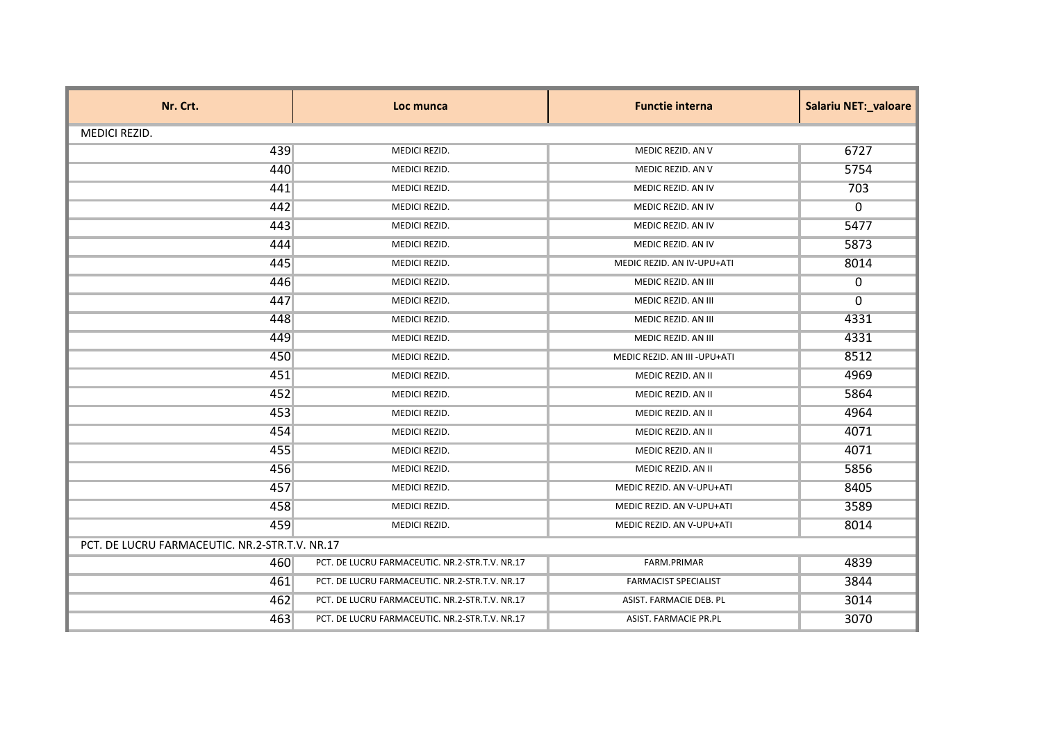| Nr. Crt. | Loc munca | Functie interna | Salariu NET:_valoare |
| --- | --- | --- | --- |
| MEDICI REZID. | | | |
| 439 | MEDICI REZID. | MEDIC REZID. AN V | 6727 |
| 440 | MEDICI REZID. | MEDIC REZID. AN V | 5754 |
| 441 | MEDICI REZID. | MEDIC REZID. AN IV | 703 |
| 442 | MEDICI REZID. | MEDIC REZID. AN IV | 0 |
| 443 | MEDICI REZID. | MEDIC REZID. AN IV | 5477 |
| 444 | MEDICI REZID. | MEDIC REZID. AN IV | 5873 |
| 445 | MEDICI REZID. | MEDIC REZID. AN IV-UPU+ATI | 8014 |
| 446 | MEDICI REZID. | MEDIC REZID. AN III | 0 |
| 447 | MEDICI REZID. | MEDIC REZID. AN III | 0 |
| 448 | MEDICI REZID. | MEDIC REZID. AN III | 4331 |
| 449 | MEDICI REZID. | MEDIC REZID. AN III | 4331 |
| 450 | MEDICI REZID. | MEDIC REZID. AN III -UPU+ATI | 8512 |
| 451 | MEDICI REZID. | MEDIC REZID. AN II | 4969 |
| 452 | MEDICI REZID. | MEDIC REZID. AN II | 5864 |
| 453 | MEDICI REZID. | MEDIC REZID. AN II | 4964 |
| 454 | MEDICI REZID. | MEDIC REZID. AN II | 4071 |
| 455 | MEDICI REZID. | MEDIC REZID. AN II | 4071 |
| 456 | MEDICI REZID. | MEDIC REZID. AN II | 5856 |
| 457 | MEDICI REZID. | MEDIC REZID. AN V-UPU+ATI | 8405 |
| 458 | MEDICI REZID. | MEDIC REZID. AN V-UPU+ATI | 3589 |
| 459 | MEDICI REZID. | MEDIC REZID. AN V-UPU+ATI | 8014 |
| PCT. DE LUCRU FARMACEUTIC. NR.2-STR.T.V. NR.17 | | | |
| 460 | PCT. DE LUCRU FARMACEUTIC. NR.2-STR.T.V. NR.17 | FARM.PRIMAR | 4839 |
| 461 | PCT. DE LUCRU FARMACEUTIC. NR.2-STR.T.V. NR.17 | FARMACIST SPECIALIST | 3844 |
| 462 | PCT. DE LUCRU FARMACEUTIC. NR.2-STR.T.V. NR.17 | ASIST. FARMACIE DEB. PL | 3014 |
| 463 | PCT. DE LUCRU FARMACEUTIC. NR.2-STR.T.V. NR.17 | ASIST. FARMACIE PR.PL | 3070 |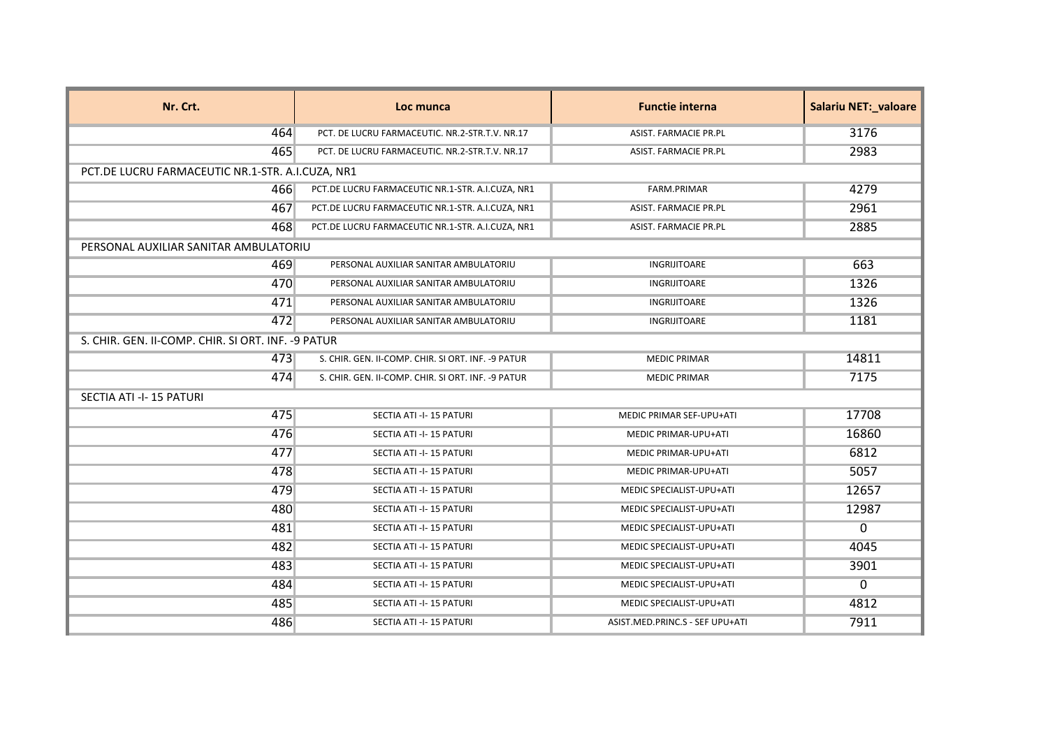| Nr. Crt. | Loc munca | Functie interna | Salariu NET:_valoare |
|---|---|---|---|
| 464 | PCT. DE LUCRU FARMACEUTIC. NR.2-STR.T.V. NR.17 | ASIST. FARMACIE PR.PL | 3176 |
| 465 | PCT. DE LUCRU FARMACEUTIC. NR.2-STR.T.V. NR.17 | ASIST. FARMACIE PR.PL | 2983 |
| PCT.DE LUCRU FARMACEUTIC NR.1-STR. A.I.CUZA, NR1 | | | |
| 466 | PCT.DE LUCRU FARMACEUTIC NR.1-STR. A.I.CUZA, NR1 | FARM.PRIMAR | 4279 |
| 467 | PCT.DE LUCRU FARMACEUTIC NR.1-STR. A.I.CUZA, NR1 | ASIST. FARMACIE PR.PL | 2961 |
| 468 | PCT.DE LUCRU FARMACEUTIC NR.1-STR. A.I.CUZA, NR1 | ASIST. FARMACIE PR.PL | 2885 |
| PERSONAL AUXILIAR SANITAR AMBULATORIU | | | |
| 469 | PERSONAL AUXILIAR SANITAR AMBULATORIU | INGRIJITOARE | 663 |
| 470 | PERSONAL AUXILIAR SANITAR AMBULATORIU | INGRIJITOARE | 1326 |
| 471 | PERSONAL AUXILIAR SANITAR AMBULATORIU | INGRIJITOARE | 1326 |
| 472 | PERSONAL AUXILIAR SANITAR AMBULATORIU | INGRIJITOARE | 1181 |
| S. CHIR. GEN. II-COMP. CHIR. SI ORT. INF. -9 PATUR | | | |
| 473 | S. CHIR. GEN. II-COMP. CHIR. SI ORT. INF. -9 PATUR | MEDIC PRIMAR | 14811 |
| 474 | S. CHIR. GEN. II-COMP. CHIR. SI ORT. INF. -9 PATUR | MEDIC PRIMAR | 7175 |
| SECTIA ATI -I- 15 PATURI | | | |
| 475 | SECTIA ATI -I- 15 PATURI | MEDIC PRIMAR SEF-UPU+ATI | 17708 |
| 476 | SECTIA ATI -I- 15 PATURI | MEDIC PRIMAR-UPU+ATI | 16860 |
| 477 | SECTIA ATI -I- 15 PATURI | MEDIC PRIMAR-UPU+ATI | 6812 |
| 478 | SECTIA ATI -I- 15 PATURI | MEDIC PRIMAR-UPU+ATI | 5057 |
| 479 | SECTIA ATI -I- 15 PATURI | MEDIC SPECIALIST-UPU+ATI | 12657 |
| 480 | SECTIA ATI -I- 15 PATURI | MEDIC SPECIALIST-UPU+ATI | 12987 |
| 481 | SECTIA ATI -I- 15 PATURI | MEDIC SPECIALIST-UPU+ATI | 0 |
| 482 | SECTIA ATI -I- 15 PATURI | MEDIC SPECIALIST-UPU+ATI | 4045 |
| 483 | SECTIA ATI -I- 15 PATURI | MEDIC SPECIALIST-UPU+ATI | 3901 |
| 484 | SECTIA ATI -I- 15 PATURI | MEDIC SPECIALIST-UPU+ATI | 0 |
| 485 | SECTIA ATI -I- 15 PATURI | MEDIC SPECIALIST-UPU+ATI | 4812 |
| 486 | SECTIA ATI -I- 15 PATURI | ASIST.MED.PRINC.S - SEF UPU+ATI | 7911 |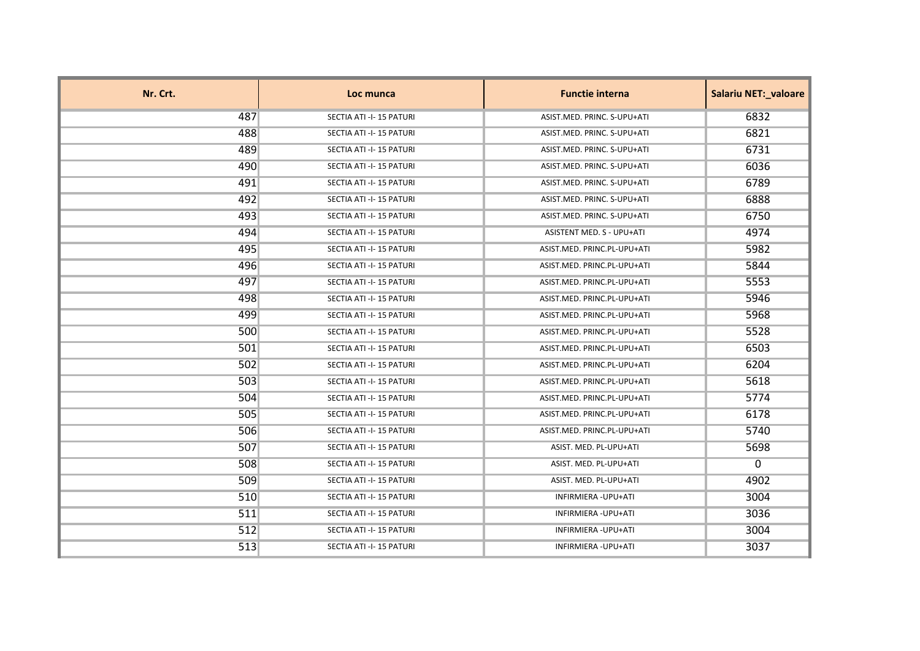| Nr. Crt. | Loc munca | Functie interna | Salariu NET:_valoare |
|---|---|---|---|
| 487 | SECTIA ATI -I- 15 PATURI | ASIST.MED. PRINC. S-UPU+ATI | 6832 |
| 488 | SECTIA ATI -I- 15 PATURI | ASIST.MED. PRINC. S-UPU+ATI | 6821 |
| 489 | SECTIA ATI -I- 15 PATURI | ASIST.MED. PRINC. S-UPU+ATI | 6731 |
| 490 | SECTIA ATI -I- 15 PATURI | ASIST.MED. PRINC. S-UPU+ATI | 6036 |
| 491 | SECTIA ATI -I- 15 PATURI | ASIST.MED. PRINC. S-UPU+ATI | 6789 |
| 492 | SECTIA ATI -I- 15 PATURI | ASIST.MED. PRINC. S-UPU+ATI | 6888 |
| 493 | SECTIA ATI -I- 15 PATURI | ASIST.MED. PRINC. S-UPU+ATI | 6750 |
| 494 | SECTIA ATI -I- 15 PATURI | ASISTENT MED. S - UPU+ATI | 4974 |
| 495 | SECTIA ATI -I- 15 PATURI | ASIST.MED. PRINC.PL-UPU+ATI | 5982 |
| 496 | SECTIA ATI -I- 15 PATURI | ASIST.MED. PRINC.PL-UPU+ATI | 5844 |
| 497 | SECTIA ATI -I- 15 PATURI | ASIST.MED. PRINC.PL-UPU+ATI | 5553 |
| 498 | SECTIA ATI -I- 15 PATURI | ASIST.MED. PRINC.PL-UPU+ATI | 5946 |
| 499 | SECTIA ATI -I- 15 PATURI | ASIST.MED. PRINC.PL-UPU+ATI | 5968 |
| 500 | SECTIA ATI -I- 15 PATURI | ASIST.MED. PRINC.PL-UPU+ATI | 5528 |
| 501 | SECTIA ATI -I- 15 PATURI | ASIST.MED. PRINC.PL-UPU+ATI | 6503 |
| 502 | SECTIA ATI -I- 15 PATURI | ASIST.MED. PRINC.PL-UPU+ATI | 6204 |
| 503 | SECTIA ATI -I- 15 PATURI | ASIST.MED. PRINC.PL-UPU+ATI | 5618 |
| 504 | SECTIA ATI -I- 15 PATURI | ASIST.MED. PRINC.PL-UPU+ATI | 5774 |
| 505 | SECTIA ATI -I- 15 PATURI | ASIST.MED. PRINC.PL-UPU+ATI | 6178 |
| 506 | SECTIA ATI -I- 15 PATURI | ASIST.MED. PRINC.PL-UPU+ATI | 5740 |
| 507 | SECTIA ATI -I- 15 PATURI | ASIST. MED. PL-UPU+ATI | 5698 |
| 508 | SECTIA ATI -I- 15 PATURI | ASIST. MED. PL-UPU+ATI | 0 |
| 509 | SECTIA ATI -I- 15 PATURI | ASIST. MED. PL-UPU+ATI | 4902 |
| 510 | SECTIA ATI -I- 15 PATURI | INFIRMIERA -UPU+ATI | 3004 |
| 511 | SECTIA ATI -I- 15 PATURI | INFIRMIERA -UPU+ATI | 3036 |
| 512 | SECTIA ATI -I- 15 PATURI | INFIRMIERA -UPU+ATI | 3004 |
| 513 | SECTIA ATI -I- 15 PATURI | INFIRMIERA -UPU+ATI | 3037 |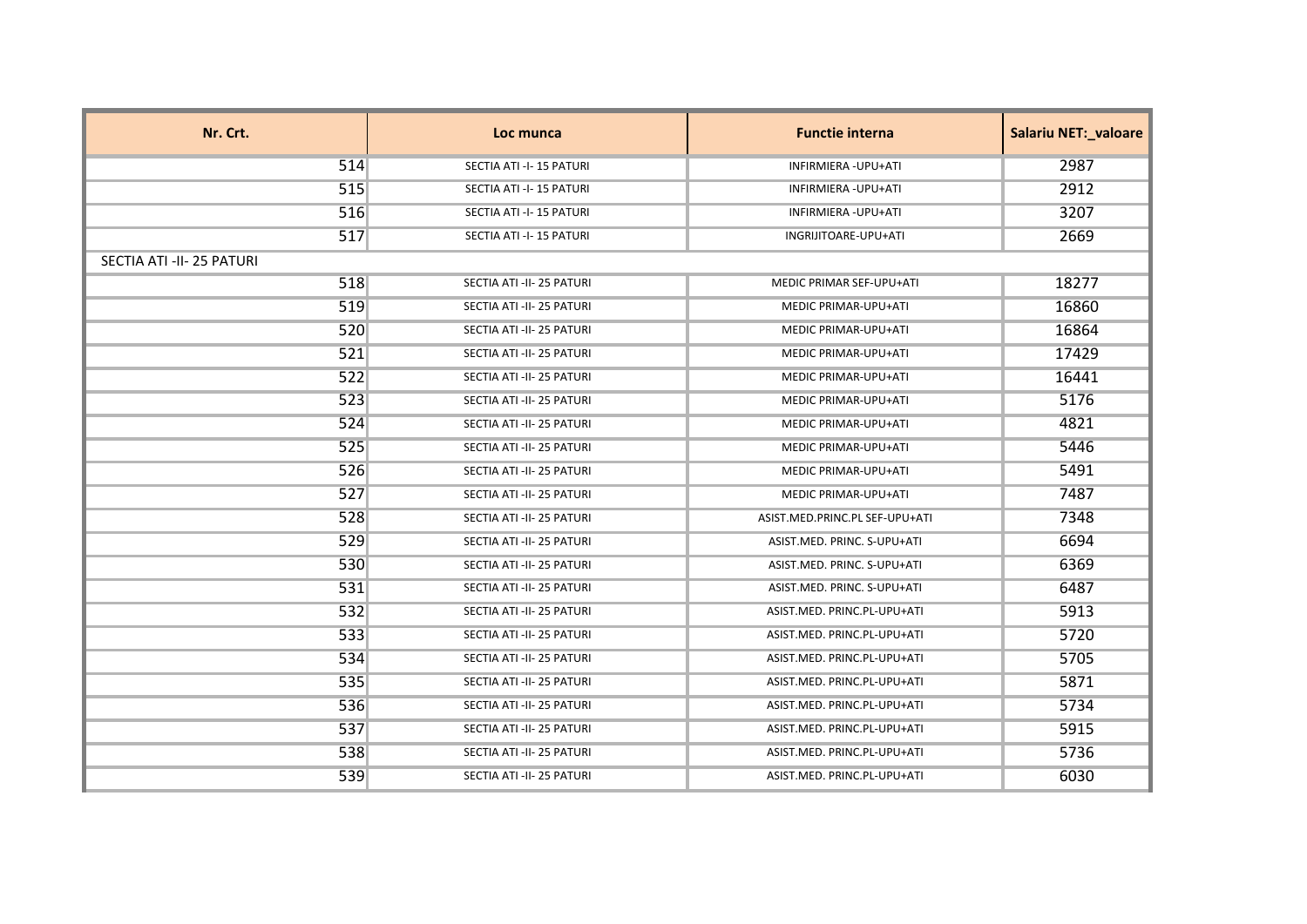| Nr. Crt. | Loc munca | Functie interna | Salariu NET:_valoare |
|---|---|---|---|
| 514 | SECTIA ATI -I- 15 PATURI | INFIRMIERA -UPU+ATI | 2987 |
| 515 | SECTIA ATI -I- 15 PATURI | INFIRMIERA -UPU+ATI | 2912 |
| 516 | SECTIA ATI -I- 15 PATURI | INFIRMIERA -UPU+ATI | 3207 |
| 517 | SECTIA ATI -I- 15 PATURI | INGRIJITOARE-UPU+ATI | 2669 |
| SECTIA ATI -II- 25 PATURI | | | |
| 518 | SECTIA ATI -II- 25 PATURI | MEDIC PRIMAR SEF-UPU+ATI | 18277 |
| 519 | SECTIA ATI -II- 25 PATURI | MEDIC PRIMAR-UPU+ATI | 16860 |
| 520 | SECTIA ATI -II- 25 PATURI | MEDIC PRIMAR-UPU+ATI | 16864 |
| 521 | SECTIA ATI -II- 25 PATURI | MEDIC PRIMAR-UPU+ATI | 17429 |
| 522 | SECTIA ATI -II- 25 PATURI | MEDIC PRIMAR-UPU+ATI | 16441 |
| 523 | SECTIA ATI -II- 25 PATURI | MEDIC PRIMAR-UPU+ATI | 5176 |
| 524 | SECTIA ATI -II- 25 PATURI | MEDIC PRIMAR-UPU+ATI | 4821 |
| 525 | SECTIA ATI -II- 25 PATURI | MEDIC PRIMAR-UPU+ATI | 5446 |
| 526 | SECTIA ATI -II- 25 PATURI | MEDIC PRIMAR-UPU+ATI | 5491 |
| 527 | SECTIA ATI -II- 25 PATURI | MEDIC PRIMAR-UPU+ATI | 7487 |
| 528 | SECTIA ATI -II- 25 PATURI | ASIST.MED.PRINC.PL SEF-UPU+ATI | 7348 |
| 529 | SECTIA ATI -II- 25 PATURI | ASIST.MED. PRINC. S-UPU+ATI | 6694 |
| 530 | SECTIA ATI -II- 25 PATURI | ASIST.MED. PRINC. S-UPU+ATI | 6369 |
| 531 | SECTIA ATI -II- 25 PATURI | ASIST.MED. PRINC. S-UPU+ATI | 6487 |
| 532 | SECTIA ATI -II- 25 PATURI | ASIST.MED. PRINC.PL-UPU+ATI | 5913 |
| 533 | SECTIA ATI -II- 25 PATURI | ASIST.MED. PRINC.PL-UPU+ATI | 5720 |
| 534 | SECTIA ATI -II- 25 PATURI | ASIST.MED. PRINC.PL-UPU+ATI | 5705 |
| 535 | SECTIA ATI -II- 25 PATURI | ASIST.MED. PRINC.PL-UPU+ATI | 5871 |
| 536 | SECTIA ATI -II- 25 PATURI | ASIST.MED. PRINC.PL-UPU+ATI | 5734 |
| 537 | SECTIA ATI -II- 25 PATURI | ASIST.MED. PRINC.PL-UPU+ATI | 5915 |
| 538 | SECTIA ATI -II- 25 PATURI | ASIST.MED. PRINC.PL-UPU+ATI | 5736 |
| 539 | SECTIA ATI -II- 25 PATURI | ASIST.MED. PRINC.PL-UPU+ATI | 6030 |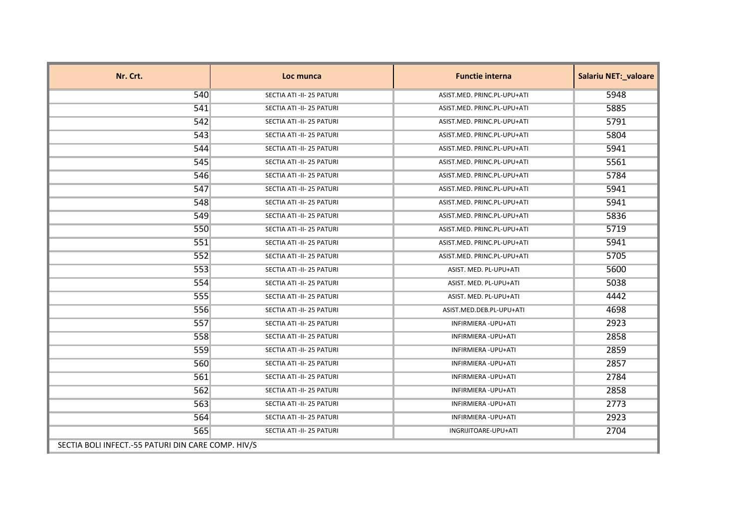| Nr. Crt. | Loc munca | Functie interna | Salariu NET:_valoare |
| --- | --- | --- | --- |
| 540 | SECTIA ATI -II- 25 PATURI | ASIST.MED. PRINC.PL-UPU+ATI | 5948 |
| 541 | SECTIA ATI -II- 25 PATURI | ASIST.MED. PRINC.PL-UPU+ATI | 5885 |
| 542 | SECTIA ATI -II- 25 PATURI | ASIST.MED. PRINC.PL-UPU+ATI | 5791 |
| 543 | SECTIA ATI -II- 25 PATURI | ASIST.MED. PRINC.PL-UPU+ATI | 5804 |
| 544 | SECTIA ATI -II- 25 PATURI | ASIST.MED. PRINC.PL-UPU+ATI | 5941 |
| 545 | SECTIA ATI -II- 25 PATURI | ASIST.MED. PRINC.PL-UPU+ATI | 5561 |
| 546 | SECTIA ATI -II- 25 PATURI | ASIST.MED. PRINC.PL-UPU+ATI | 5784 |
| 547 | SECTIA ATI -II- 25 PATURI | ASIST.MED. PRINC.PL-UPU+ATI | 5941 |
| 548 | SECTIA ATI -II- 25 PATURI | ASIST.MED. PRINC.PL-UPU+ATI | 5941 |
| 549 | SECTIA ATI -II- 25 PATURI | ASIST.MED. PRINC.PL-UPU+ATI | 5836 |
| 550 | SECTIA ATI -II- 25 PATURI | ASIST.MED. PRINC.PL-UPU+ATI | 5719 |
| 551 | SECTIA ATI -II- 25 PATURI | ASIST.MED. PRINC.PL-UPU+ATI | 5941 |
| 552 | SECTIA ATI -II- 25 PATURI | ASIST.MED. PRINC.PL-UPU+ATI | 5705 |
| 553 | SECTIA ATI -II- 25 PATURI | ASIST. MED. PL-UPU+ATI | 5600 |
| 554 | SECTIA ATI -II- 25 PATURI | ASIST. MED. PL-UPU+ATI | 5038 |
| 555 | SECTIA ATI -II- 25 PATURI | ASIST. MED. PL-UPU+ATI | 4442 |
| 556 | SECTIA ATI -II- 25 PATURI | ASIST.MED.DEB.PL-UPU+ATI | 4698 |
| 557 | SECTIA ATI -II- 25 PATURI | INFIRMIERA -UPU+ATI | 2923 |
| 558 | SECTIA ATI -II- 25 PATURI | INFIRMIERA -UPU+ATI | 2858 |
| 559 | SECTIA ATI -II- 25 PATURI | INFIRMIERA -UPU+ATI | 2859 |
| 560 | SECTIA ATI -II- 25 PATURI | INFIRMIERA -UPU+ATI | 2857 |
| 561 | SECTIA ATI -II- 25 PATURI | INFIRMIERA -UPU+ATI | 2784 |
| 562 | SECTIA ATI -II- 25 PATURI | INFIRMIERA -UPU+ATI | 2858 |
| 563 | SECTIA ATI -II- 25 PATURI | INFIRMIERA -UPU+ATI | 2773 |
| 564 | SECTIA ATI -II- 25 PATURI | INFIRMIERA -UPU+ATI | 2923 |
| 565 | SECTIA ATI -II- 25 PATURI | INGRIJITOARE-UPU+ATI | 2704 |
| SECTIA BOLI INFECT.-55 PATURI DIN CARE COMP. HIV/S | | | |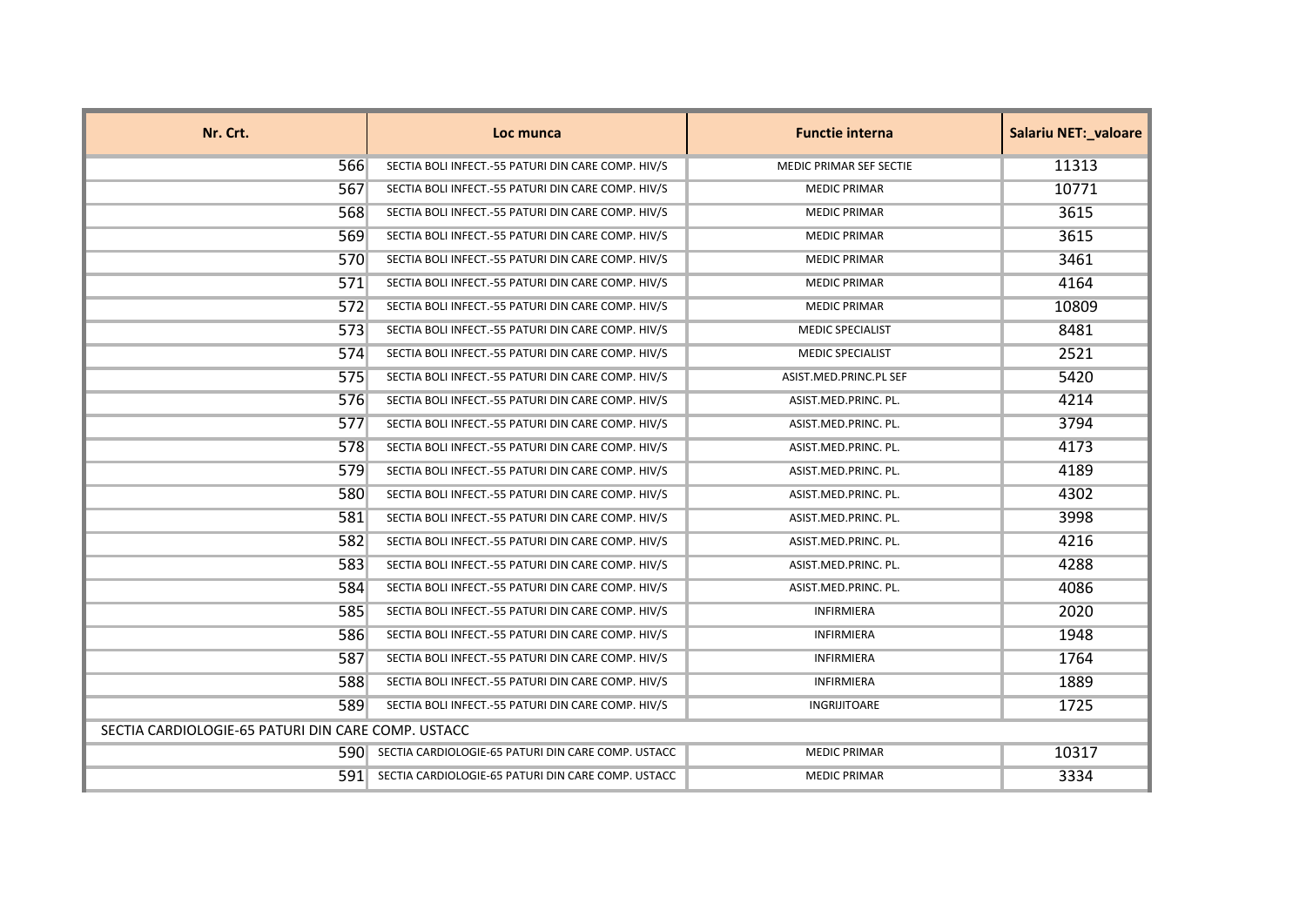| Nr. Crt. | Loc munca | Functie interna | Salariu NET:_valoare |
|---|---|---|---|
| 566 | SECTIA BOLI INFECT.-55 PATURI DIN CARE COMP. HIV/S | MEDIC PRIMAR SEF SECTIE | 11313 |
| 567 | SECTIA BOLI INFECT.-55 PATURI DIN CARE COMP. HIV/S | MEDIC PRIMAR | 10771 |
| 568 | SECTIA BOLI INFECT.-55 PATURI DIN CARE COMP. HIV/S | MEDIC PRIMAR | 3615 |
| 569 | SECTIA BOLI INFECT.-55 PATURI DIN CARE COMP. HIV/S | MEDIC PRIMAR | 3615 |
| 570 | SECTIA BOLI INFECT.-55 PATURI DIN CARE COMP. HIV/S | MEDIC PRIMAR | 3461 |
| 571 | SECTIA BOLI INFECT.-55 PATURI DIN CARE COMP. HIV/S | MEDIC PRIMAR | 4164 |
| 572 | SECTIA BOLI INFECT.-55 PATURI DIN CARE COMP. HIV/S | MEDIC PRIMAR | 10809 |
| 573 | SECTIA BOLI INFECT.-55 PATURI DIN CARE COMP. HIV/S | MEDIC SPECIALIST | 8481 |
| 574 | SECTIA BOLI INFECT.-55 PATURI DIN CARE COMP. HIV/S | MEDIC SPECIALIST | 2521 |
| 575 | SECTIA BOLI INFECT.-55 PATURI DIN CARE COMP. HIV/S | ASIST.MED.PRINC.PL SEF | 5420 |
| 576 | SECTIA BOLI INFECT.-55 PATURI DIN CARE COMP. HIV/S | ASIST.MED.PRINC. PL. | 4214 |
| 577 | SECTIA BOLI INFECT.-55 PATURI DIN CARE COMP. HIV/S | ASIST.MED.PRINC. PL. | 3794 |
| 578 | SECTIA BOLI INFECT.-55 PATURI DIN CARE COMP. HIV/S | ASIST.MED.PRINC. PL. | 4173 |
| 579 | SECTIA BOLI INFECT.-55 PATURI DIN CARE COMP. HIV/S | ASIST.MED.PRINC. PL. | 4189 |
| 580 | SECTIA BOLI INFECT.-55 PATURI DIN CARE COMP. HIV/S | ASIST.MED.PRINC. PL. | 4302 |
| 581 | SECTIA BOLI INFECT.-55 PATURI DIN CARE COMP. HIV/S | ASIST.MED.PRINC. PL. | 3998 |
| 582 | SECTIA BOLI INFECT.-55 PATURI DIN CARE COMP. HIV/S | ASIST.MED.PRINC. PL. | 4216 |
| 583 | SECTIA BOLI INFECT.-55 PATURI DIN CARE COMP. HIV/S | ASIST.MED.PRINC. PL. | 4288 |
| 584 | SECTIA BOLI INFECT.-55 PATURI DIN CARE COMP. HIV/S | ASIST.MED.PRINC. PL. | 4086 |
| 585 | SECTIA BOLI INFECT.-55 PATURI DIN CARE COMP. HIV/S | INFIRMIERA | 2020 |
| 586 | SECTIA BOLI INFECT.-55 PATURI DIN CARE COMP. HIV/S | INFIRMIERA | 1948 |
| 587 | SECTIA BOLI INFECT.-55 PATURI DIN CARE COMP. HIV/S | INFIRMIERA | 1764 |
| 588 | SECTIA BOLI INFECT.-55 PATURI DIN CARE COMP. HIV/S | INFIRMIERA | 1889 |
| 589 | SECTIA BOLI INFECT.-55 PATURI DIN CARE COMP. HIV/S | INGRIJITOARE | 1725 |
| SECTIA CARDIOLOGIE-65 PATURI DIN CARE COMP. USTACC | | | |
| 590 | SECTIA CARDIOLOGIE-65 PATURI DIN CARE COMP. USTACC | MEDIC PRIMAR | 10317 |
| 591 | SECTIA CARDIOLOGIE-65 PATURI DIN CARE COMP. USTACC | MEDIC PRIMAR | 3334 |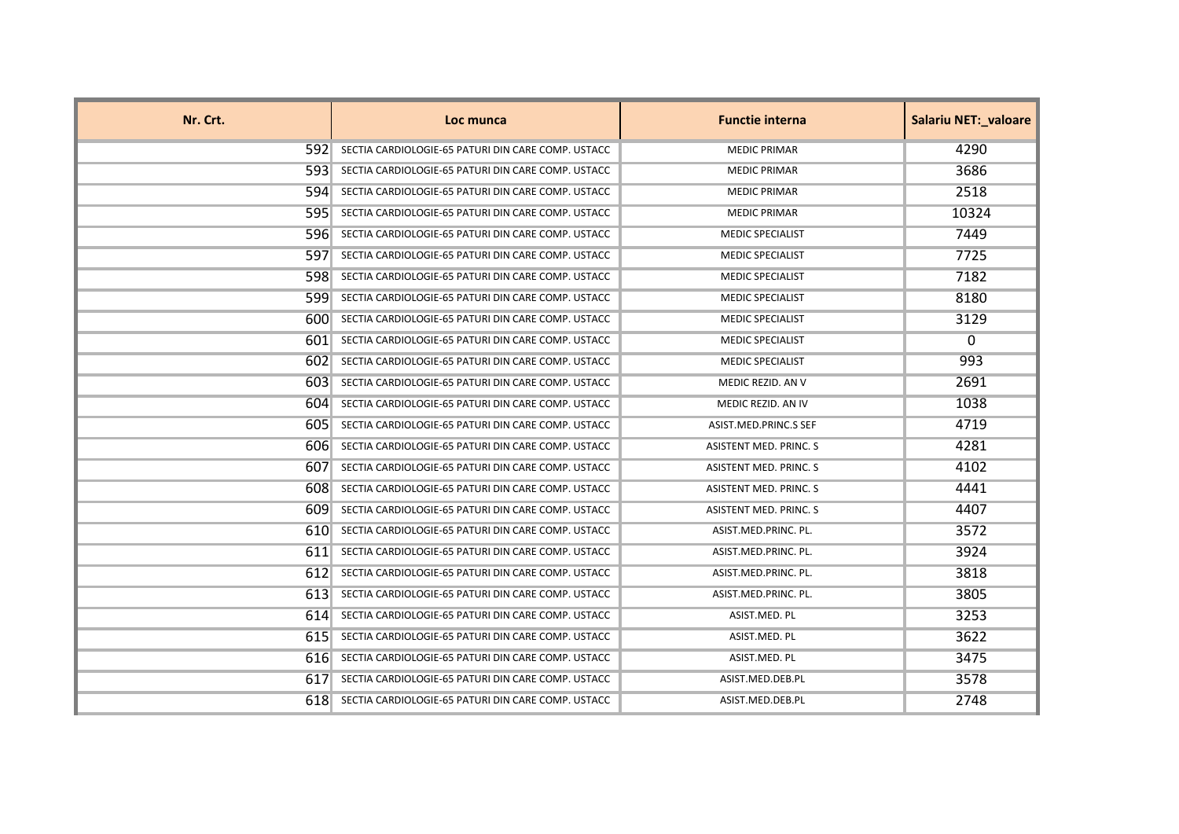| Nr. Crt. | Loc munca | Functie interna | Salariu NET:_valoare |
| --- | --- | --- | --- |
| 592 | SECTIA CARDIOLOGIE-65 PATURI DIN CARE COMP. USTACC | MEDIC PRIMAR | 4290 |
| 593 | SECTIA CARDIOLOGIE-65 PATURI DIN CARE COMP. USTACC | MEDIC PRIMAR | 3686 |
| 594 | SECTIA CARDIOLOGIE-65 PATURI DIN CARE COMP. USTACC | MEDIC PRIMAR | 2518 |
| 595 | SECTIA CARDIOLOGIE-65 PATURI DIN CARE COMP. USTACC | MEDIC PRIMAR | 10324 |
| 596 | SECTIA CARDIOLOGIE-65 PATURI DIN CARE COMP. USTACC | MEDIC SPECIALIST | 7449 |
| 597 | SECTIA CARDIOLOGIE-65 PATURI DIN CARE COMP. USTACC | MEDIC SPECIALIST | 7725 |
| 598 | SECTIA CARDIOLOGIE-65 PATURI DIN CARE COMP. USTACC | MEDIC SPECIALIST | 7182 |
| 599 | SECTIA CARDIOLOGIE-65 PATURI DIN CARE COMP. USTACC | MEDIC SPECIALIST | 8180 |
| 600 | SECTIA CARDIOLOGIE-65 PATURI DIN CARE COMP. USTACC | MEDIC SPECIALIST | 3129 |
| 601 | SECTIA CARDIOLOGIE-65 PATURI DIN CARE COMP. USTACC | MEDIC SPECIALIST | 0 |
| 602 | SECTIA CARDIOLOGIE-65 PATURI DIN CARE COMP. USTACC | MEDIC SPECIALIST | 993 |
| 603 | SECTIA CARDIOLOGIE-65 PATURI DIN CARE COMP. USTACC | MEDIC REZID. AN V | 2691 |
| 604 | SECTIA CARDIOLOGIE-65 PATURI DIN CARE COMP. USTACC | MEDIC REZID. AN IV | 1038 |
| 605 | SECTIA CARDIOLOGIE-65 PATURI DIN CARE COMP. USTACC | ASIST.MED.PRINC.S SEF | 4719 |
| 606 | SECTIA CARDIOLOGIE-65 PATURI DIN CARE COMP. USTACC | ASISTENT MED. PRINC. S | 4281 |
| 607 | SECTIA CARDIOLOGIE-65 PATURI DIN CARE COMP. USTACC | ASISTENT MED. PRINC. S | 4102 |
| 608 | SECTIA CARDIOLOGIE-65 PATURI DIN CARE COMP. USTACC | ASISTENT MED. PRINC. S | 4441 |
| 609 | SECTIA CARDIOLOGIE-65 PATURI DIN CARE COMP. USTACC | ASISTENT MED. PRINC. S | 4407 |
| 610 | SECTIA CARDIOLOGIE-65 PATURI DIN CARE COMP. USTACC | ASIST.MED.PRINC. PL. | 3572 |
| 611 | SECTIA CARDIOLOGIE-65 PATURI DIN CARE COMP. USTACC | ASIST.MED.PRINC. PL. | 3924 |
| 612 | SECTIA CARDIOLOGIE-65 PATURI DIN CARE COMP. USTACC | ASIST.MED.PRINC. PL. | 3818 |
| 613 | SECTIA CARDIOLOGIE-65 PATURI DIN CARE COMP. USTACC | ASIST.MED.PRINC. PL. | 3805 |
| 614 | SECTIA CARDIOLOGIE-65 PATURI DIN CARE COMP. USTACC | ASIST.MED. PL | 3253 |
| 615 | SECTIA CARDIOLOGIE-65 PATURI DIN CARE COMP. USTACC | ASIST.MED. PL | 3622 |
| 616 | SECTIA CARDIOLOGIE-65 PATURI DIN CARE COMP. USTACC | ASIST.MED. PL | 3475 |
| 617 | SECTIA CARDIOLOGIE-65 PATURI DIN CARE COMP. USTACC | ASIST.MED.DEB.PL | 3578 |
| 618 | SECTIA CARDIOLOGIE-65 PATURI DIN CARE COMP. USTACC | ASIST.MED.DEB.PL | 2748 |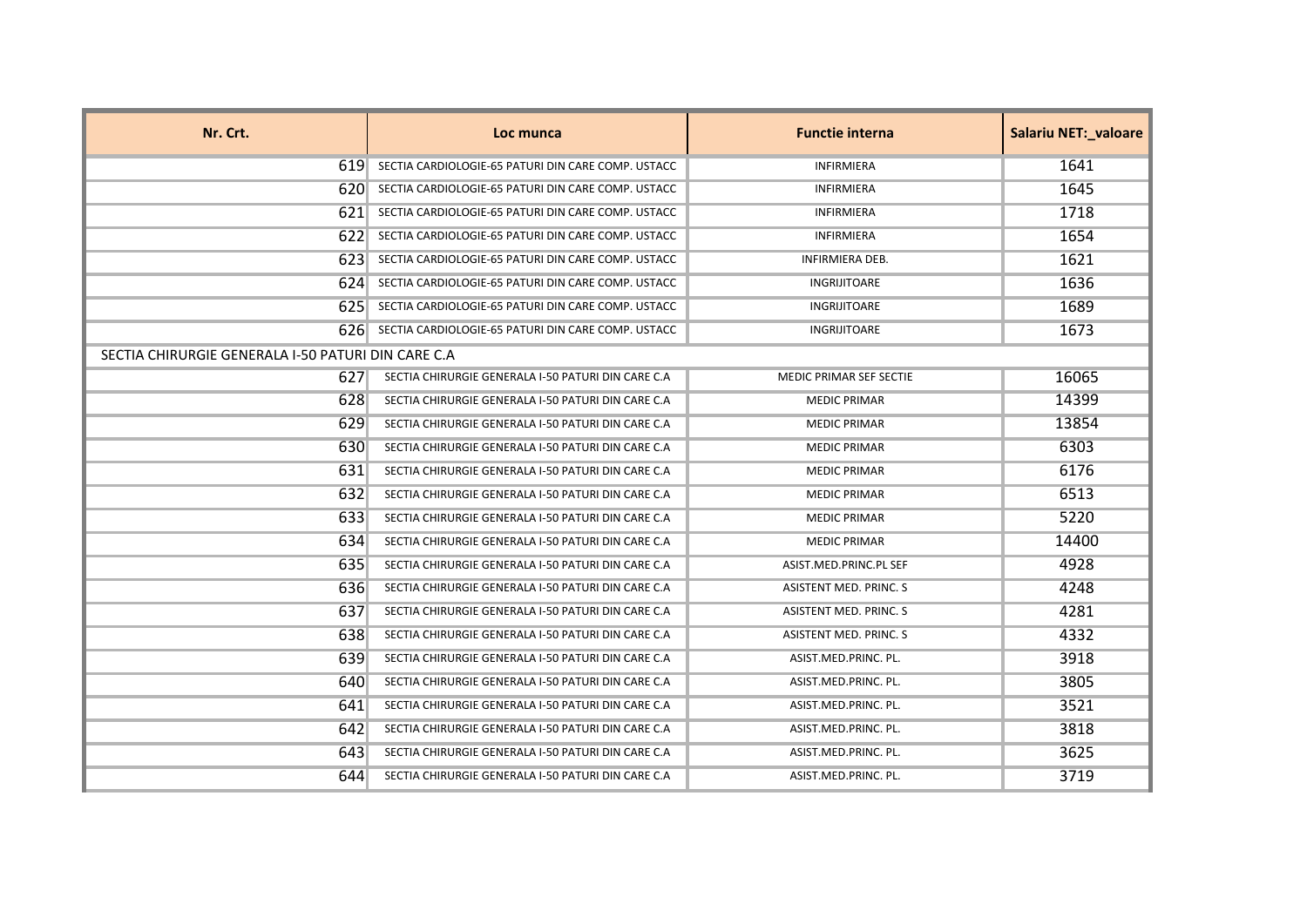| Nr. Crt. | Loc munca | Functie interna | Salariu NET:_valoare |
|---|---|---|---|
| 619 | SECTIA CARDIOLOGIE-65 PATURI DIN CARE COMP. USTACC | INFIRMIERA | 1641 |
| 620 | SECTIA CARDIOLOGIE-65 PATURI DIN CARE COMP. USTACC | INFIRMIERA | 1645 |
| 621 | SECTIA CARDIOLOGIE-65 PATURI DIN CARE COMP. USTACC | INFIRMIERA | 1718 |
| 622 | SECTIA CARDIOLOGIE-65 PATURI DIN CARE COMP. USTACC | INFIRMIERA | 1654 |
| 623 | SECTIA CARDIOLOGIE-65 PATURI DIN CARE COMP. USTACC | INFIRMIERA DEB. | 1621 |
| 624 | SECTIA CARDIOLOGIE-65 PATURI DIN CARE COMP. USTACC | INGRIJITOARE | 1636 |
| 625 | SECTIA CARDIOLOGIE-65 PATURI DIN CARE COMP. USTACC | INGRIJITOARE | 1689 |
| 626 | SECTIA CARDIOLOGIE-65 PATURI DIN CARE COMP. USTACC | INGRIJITOARE | 1673 |
| SECTIA CHIRURGIE GENERALA I-50 PATURI DIN CARE C.A | | | |
| 627 | SECTIA CHIRURGIE GENERALA I-50 PATURI DIN CARE C.A | MEDIC PRIMAR SEF SECTIE | 16065 |
| 628 | SECTIA CHIRURGIE GENERALA I-50 PATURI DIN CARE C.A | MEDIC PRIMAR | 14399 |
| 629 | SECTIA CHIRURGIE GENERALA I-50 PATURI DIN CARE C.A | MEDIC PRIMAR | 13854 |
| 630 | SECTIA CHIRURGIE GENERALA I-50 PATURI DIN CARE C.A | MEDIC PRIMAR | 6303 |
| 631 | SECTIA CHIRURGIE GENERALA I-50 PATURI DIN CARE C.A | MEDIC PRIMAR | 6176 |
| 632 | SECTIA CHIRURGIE GENERALA I-50 PATURI DIN CARE C.A | MEDIC PRIMAR | 6513 |
| 633 | SECTIA CHIRURGIE GENERALA I-50 PATURI DIN CARE C.A | MEDIC PRIMAR | 5220 |
| 634 | SECTIA CHIRURGIE GENERALA I-50 PATURI DIN CARE C.A | MEDIC PRIMAR | 14400 |
| 635 | SECTIA CHIRURGIE GENERALA I-50 PATURI DIN CARE C.A | ASIST.MED.PRINC.PL SEF | 4928 |
| 636 | SECTIA CHIRURGIE GENERALA I-50 PATURI DIN CARE C.A | ASISTENT MED. PRINC. S | 4248 |
| 637 | SECTIA CHIRURGIE GENERALA I-50 PATURI DIN CARE C.A | ASISTENT MED. PRINC. S | 4281 |
| 638 | SECTIA CHIRURGIE GENERALA I-50 PATURI DIN CARE C.A | ASISTENT MED. PRINC. S | 4332 |
| 639 | SECTIA CHIRURGIE GENERALA I-50 PATURI DIN CARE C.A | ASIST.MED.PRINC. PL. | 3918 |
| 640 | SECTIA CHIRURGIE GENERALA I-50 PATURI DIN CARE C.A | ASIST.MED.PRINC. PL. | 3805 |
| 641 | SECTIA CHIRURGIE GENERALA I-50 PATURI DIN CARE C.A | ASIST.MED.PRINC. PL. | 3521 |
| 642 | SECTIA CHIRURGIE GENERALA I-50 PATURI DIN CARE C.A | ASIST.MED.PRINC. PL. | 3818 |
| 643 | SECTIA CHIRURGIE GENERALA I-50 PATURI DIN CARE C.A | ASIST.MED.PRINC. PL. | 3625 |
| 644 | SECTIA CHIRURGIE GENERALA I-50 PATURI DIN CARE C.A | ASIST.MED.PRINC. PL. | 3719 |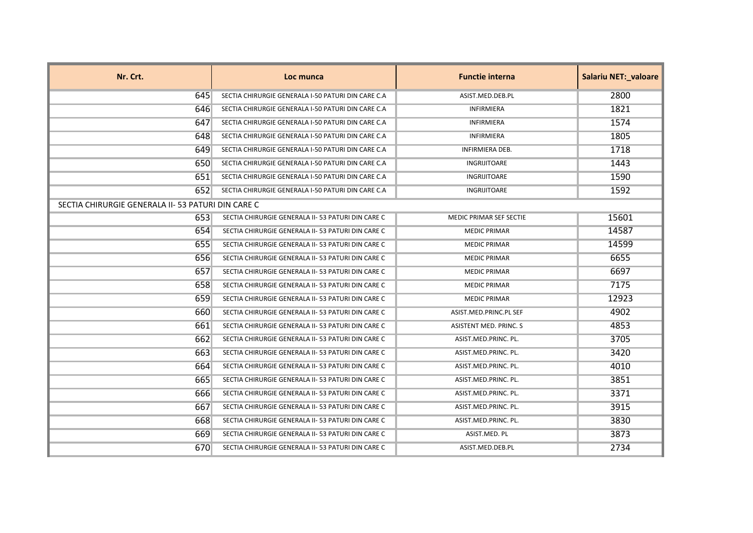| Nr. Crt. | Loc munca | Functie interna | Salariu NET:_valoare |
|---|---|---|---|
| 645 | SECTIA CHIRURGIE GENERALA I-50 PATURI DIN CARE C.A | ASIST.MED.DEB.PL | 2800 |
| 646 | SECTIA CHIRURGIE GENERALA I-50 PATURI DIN CARE C.A | INFIRMIERA | 1821 |
| 647 | SECTIA CHIRURGIE GENERALA I-50 PATURI DIN CARE C.A | INFIRMIERA | 1574 |
| 648 | SECTIA CHIRURGIE GENERALA I-50 PATURI DIN CARE C.A | INFIRMIERA | 1805 |
| 649 | SECTIA CHIRURGIE GENERALA I-50 PATURI DIN CARE C.A | INFIRMIERA DEB. | 1718 |
| 650 | SECTIA CHIRURGIE GENERALA I-50 PATURI DIN CARE C.A | INGRIJITOARE | 1443 |
| 651 | SECTIA CHIRURGIE GENERALA I-50 PATURI DIN CARE C.A | INGRIJITOARE | 1590 |
| 652 | SECTIA CHIRURGIE GENERALA I-50 PATURI DIN CARE C.A | INGRIJITOARE | 1592 |
| SECTIA CHIRURGIE GENERALA II- 53 PATURI DIN CARE C | | | |
| 653 | SECTIA CHIRURGIE GENERALA II- 53 PATURI DIN CARE C | MEDIC PRIMAR SEF SECTIE | 15601 |
| 654 | SECTIA CHIRURGIE GENERALA II- 53 PATURI DIN CARE C | MEDIC PRIMAR | 14587 |
| 655 | SECTIA CHIRURGIE GENERALA II- 53 PATURI DIN CARE C | MEDIC PRIMAR | 14599 |
| 656 | SECTIA CHIRURGIE GENERALA II- 53 PATURI DIN CARE C | MEDIC PRIMAR | 6655 |
| 657 | SECTIA CHIRURGIE GENERALA II- 53 PATURI DIN CARE C | MEDIC PRIMAR | 6697 |
| 658 | SECTIA CHIRURGIE GENERALA II- 53 PATURI DIN CARE C | MEDIC PRIMAR | 7175 |
| 659 | SECTIA CHIRURGIE GENERALA II- 53 PATURI DIN CARE C | MEDIC PRIMAR | 12923 |
| 660 | SECTIA CHIRURGIE GENERALA II- 53 PATURI DIN CARE C | ASIST.MED.PRINC.PL SEF | 4902 |
| 661 | SECTIA CHIRURGIE GENERALA II- 53 PATURI DIN CARE C | ASISTENT MED. PRINC. S | 4853 |
| 662 | SECTIA CHIRURGIE GENERALA II- 53 PATURI DIN CARE C | ASIST.MED.PRINC. PL. | 3705 |
| 663 | SECTIA CHIRURGIE GENERALA II- 53 PATURI DIN CARE C | ASIST.MED.PRINC. PL. | 3420 |
| 664 | SECTIA CHIRURGIE GENERALA II- 53 PATURI DIN CARE C | ASIST.MED.PRINC. PL. | 4010 |
| 665 | SECTIA CHIRURGIE GENERALA II- 53 PATURI DIN CARE C | ASIST.MED.PRINC. PL. | 3851 |
| 666 | SECTIA CHIRURGIE GENERALA II- 53 PATURI DIN CARE C | ASIST.MED.PRINC. PL. | 3371 |
| 667 | SECTIA CHIRURGIE GENERALA II- 53 PATURI DIN CARE C | ASIST.MED.PRINC. PL. | 3915 |
| 668 | SECTIA CHIRURGIE GENERALA II- 53 PATURI DIN CARE C | ASIST.MED.PRINC. PL. | 3830 |
| 669 | SECTIA CHIRURGIE GENERALA II- 53 PATURI DIN CARE C | ASIST.MED. PL | 3873 |
| 670 | SECTIA CHIRURGIE GENERALA II- 53 PATURI DIN CARE C | ASIST.MED.DEB.PL | 2734 |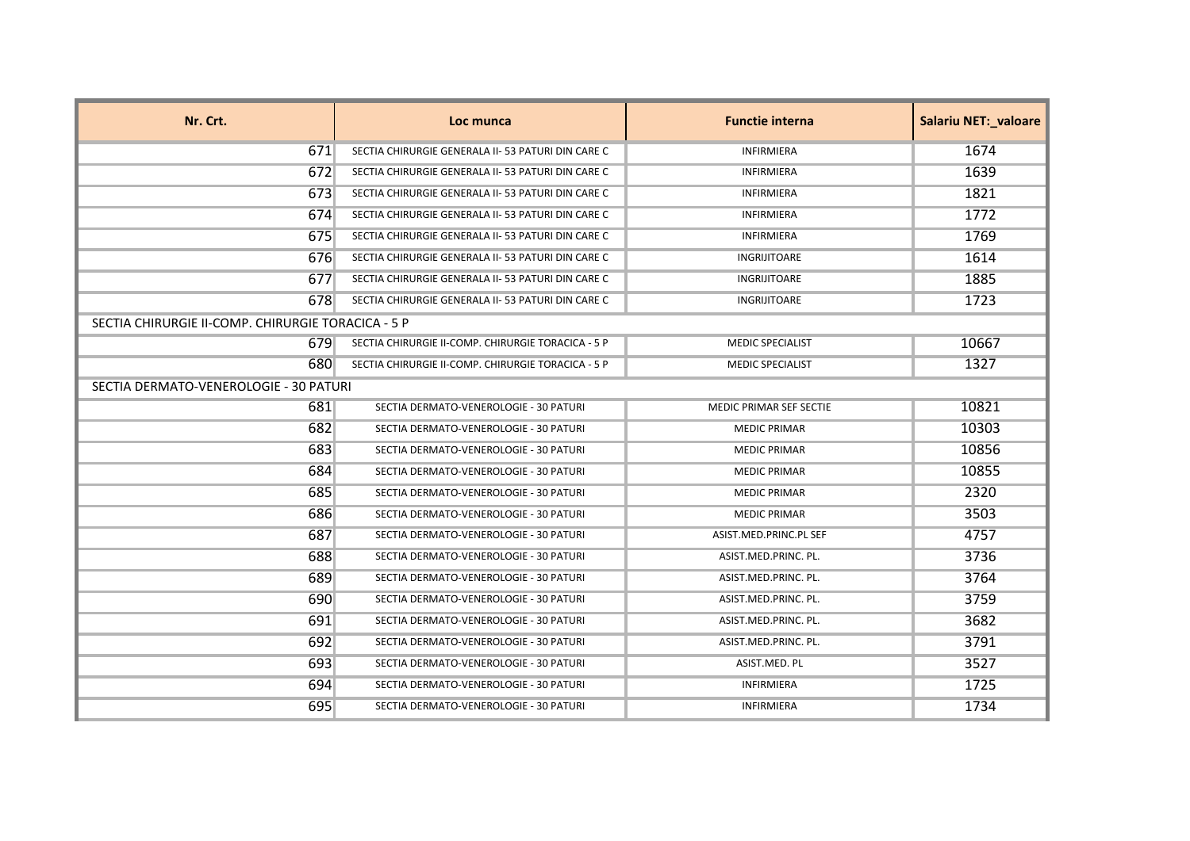| Nr. Crt. | Loc munca | Functie interna | Salariu NET:_valoare |
| --- | --- | --- | --- |
| 671 | SECTIA CHIRURGIE GENERALA II- 53 PATURI DIN CARE C | INFIRMIERA | 1674 |
| 672 | SECTIA CHIRURGIE GENERALA II- 53 PATURI DIN CARE C | INFIRMIERA | 1639 |
| 673 | SECTIA CHIRURGIE GENERALA II- 53 PATURI DIN CARE C | INFIRMIERA | 1821 |
| 674 | SECTIA CHIRURGIE GENERALA II- 53 PATURI DIN CARE C | INFIRMIERA | 1772 |
| 675 | SECTIA CHIRURGIE GENERALA II- 53 PATURI DIN CARE C | INFIRMIERA | 1769 |
| 676 | SECTIA CHIRURGIE GENERALA II- 53 PATURI DIN CARE C | INGRIJITOARE | 1614 |
| 677 | SECTIA CHIRURGIE GENERALA II- 53 PATURI DIN CARE C | INGRIJITOARE | 1885 |
| 678 | SECTIA CHIRURGIE GENERALA II- 53 PATURI DIN CARE C | INGRIJITOARE | 1723 |
| SECTIA CHIRURGIE II-COMP. CHIRURGIE TORACICA - 5 P | | | |
| 679 | SECTIA CHIRURGIE II-COMP. CHIRURGIE TORACICA - 5 P | MEDIC SPECIALIST | 10667 |
| 680 | SECTIA CHIRURGIE II-COMP. CHIRURGIE TORACICA - 5 P | MEDIC SPECIALIST | 1327 |
| SECTIA DERMATO-VENEROLOGIE - 30 PATURI | | | |
| 681 | SECTIA DERMATO-VENEROLOGIE - 30 PATURI | MEDIC PRIMAR SEF SECTIE | 10821 |
| 682 | SECTIA DERMATO-VENEROLOGIE - 30 PATURI | MEDIC PRIMAR | 10303 |
| 683 | SECTIA DERMATO-VENEROLOGIE - 30 PATURI | MEDIC PRIMAR | 10856 |
| 684 | SECTIA DERMATO-VENEROLOGIE - 30 PATURI | MEDIC PRIMAR | 10855 |
| 685 | SECTIA DERMATO-VENEROLOGIE - 30 PATURI | MEDIC PRIMAR | 2320 |
| 686 | SECTIA DERMATO-VENEROLOGIE - 30 PATURI | MEDIC PRIMAR | 3503 |
| 687 | SECTIA DERMATO-VENEROLOGIE - 30 PATURI | ASIST.MED.PRINC.PL SEF | 4757 |
| 688 | SECTIA DERMATO-VENEROLOGIE - 30 PATURI | ASIST.MED.PRINC. PL. | 3736 |
| 689 | SECTIA DERMATO-VENEROLOGIE - 30 PATURI | ASIST.MED.PRINC. PL. | 3764 |
| 690 | SECTIA DERMATO-VENEROLOGIE - 30 PATURI | ASIST.MED.PRINC. PL. | 3759 |
| 691 | SECTIA DERMATO-VENEROLOGIE - 30 PATURI | ASIST.MED.PRINC. PL. | 3682 |
| 692 | SECTIA DERMATO-VENEROLOGIE - 30 PATURI | ASIST.MED.PRINC. PL. | 3791 |
| 693 | SECTIA DERMATO-VENEROLOGIE - 30 PATURI | ASIST.MED. PL | 3527 |
| 694 | SECTIA DERMATO-VENEROLOGIE - 30 PATURI | INFIRMIERA | 1725 |
| 695 | SECTIA DERMATO-VENEROLOGIE - 30 PATURI | INFIRMIERA | 1734 |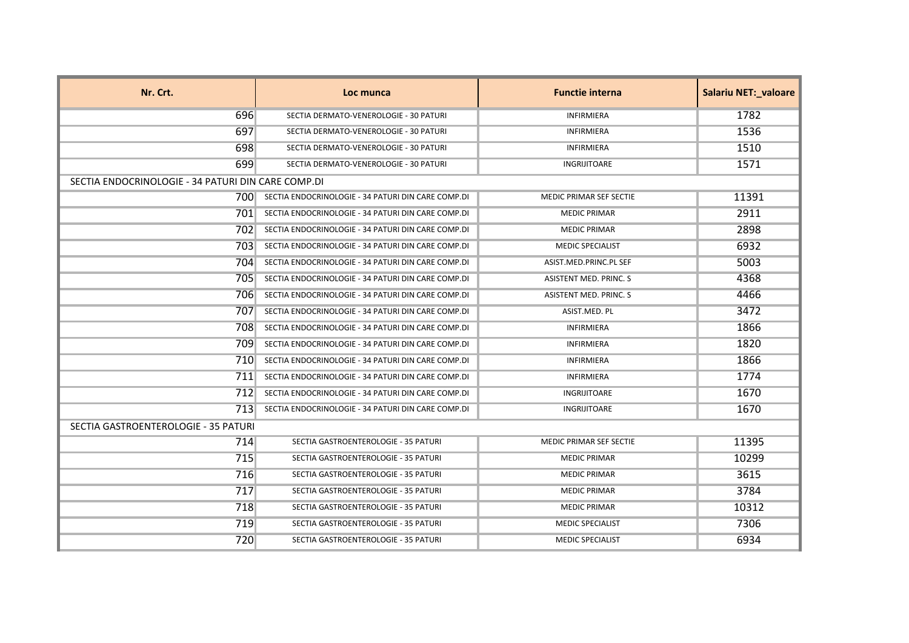| Nr. Crt. | Loc munca | Functie interna | Salariu NET:_valoare |
|---|---|---|---|
| 696 | SECTIA DERMATO-VENEROLOGIE - 30 PATURI | INFIRMIERA | 1782 |
| 697 | SECTIA DERMATO-VENEROLOGIE - 30 PATURI | INFIRMIERA | 1536 |
| 698 | SECTIA DERMATO-VENEROLOGIE - 30 PATURI | INFIRMIERA | 1510 |
| 699 | SECTIA DERMATO-VENEROLOGIE - 30 PATURI | INGRIJITOARE | 1571 |
| SECTIA ENDOCRINOLOGIE - 34 PATURI DIN CARE COMP.DI | | | |
| 700 | SECTIA ENDOCRINOLOGIE - 34 PATURI DIN CARE COMP.DI | MEDIC PRIMAR SEF SECTIE | 11391 |
| 701 | SECTIA ENDOCRINOLOGIE - 34 PATURI DIN CARE COMP.DI | MEDIC PRIMAR | 2911 |
| 702 | SECTIA ENDOCRINOLOGIE - 34 PATURI DIN CARE COMP.DI | MEDIC PRIMAR | 2898 |
| 703 | SECTIA ENDOCRINOLOGIE - 34 PATURI DIN CARE COMP.DI | MEDIC SPECIALIST | 6932 |
| 704 | SECTIA ENDOCRINOLOGIE - 34 PATURI DIN CARE COMP.DI | ASIST.MED.PRINC.PL SEF | 5003 |
| 705 | SECTIA ENDOCRINOLOGIE - 34 PATURI DIN CARE COMP.DI | ASISTENT MED. PRINC. S | 4368 |
| 706 | SECTIA ENDOCRINOLOGIE - 34 PATURI DIN CARE COMP.DI | ASISTENT MED. PRINC. S | 4466 |
| 707 | SECTIA ENDOCRINOLOGIE - 34 PATURI DIN CARE COMP.DI | ASIST.MED. PL | 3472 |
| 708 | SECTIA ENDOCRINOLOGIE - 34 PATURI DIN CARE COMP.DI | INFIRMIERA | 1866 |
| 709 | SECTIA ENDOCRINOLOGIE - 34 PATURI DIN CARE COMP.DI | INFIRMIERA | 1820 |
| 710 | SECTIA ENDOCRINOLOGIE - 34 PATURI DIN CARE COMP.DI | INFIRMIERA | 1866 |
| 711 | SECTIA ENDOCRINOLOGIE - 34 PATURI DIN CARE COMP.DI | INFIRMIERA | 1774 |
| 712 | SECTIA ENDOCRINOLOGIE - 34 PATURI DIN CARE COMP.DI | INGRIJITOARE | 1670 |
| 713 | SECTIA ENDOCRINOLOGIE - 34 PATURI DIN CARE COMP.DI | INGRIJITOARE | 1670 |
| SECTIA GASTROENTEROLOGIE - 35 PATURI | | | |
| 714 | SECTIA GASTROENTEROLOGIE - 35 PATURI | MEDIC PRIMAR SEF SECTIE | 11395 |
| 715 | SECTIA GASTROENTEROLOGIE - 35 PATURI | MEDIC PRIMAR | 10299 |
| 716 | SECTIA GASTROENTEROLOGIE - 35 PATURI | MEDIC PRIMAR | 3615 |
| 717 | SECTIA GASTROENTEROLOGIE - 35 PATURI | MEDIC PRIMAR | 3784 |
| 718 | SECTIA GASTROENTEROLOGIE - 35 PATURI | MEDIC PRIMAR | 10312 |
| 719 | SECTIA GASTROENTEROLOGIE - 35 PATURI | MEDIC SPECIALIST | 7306 |
| 720 | SECTIA GASTROENTEROLOGIE - 35 PATURI | MEDIC SPECIALIST | 6934 |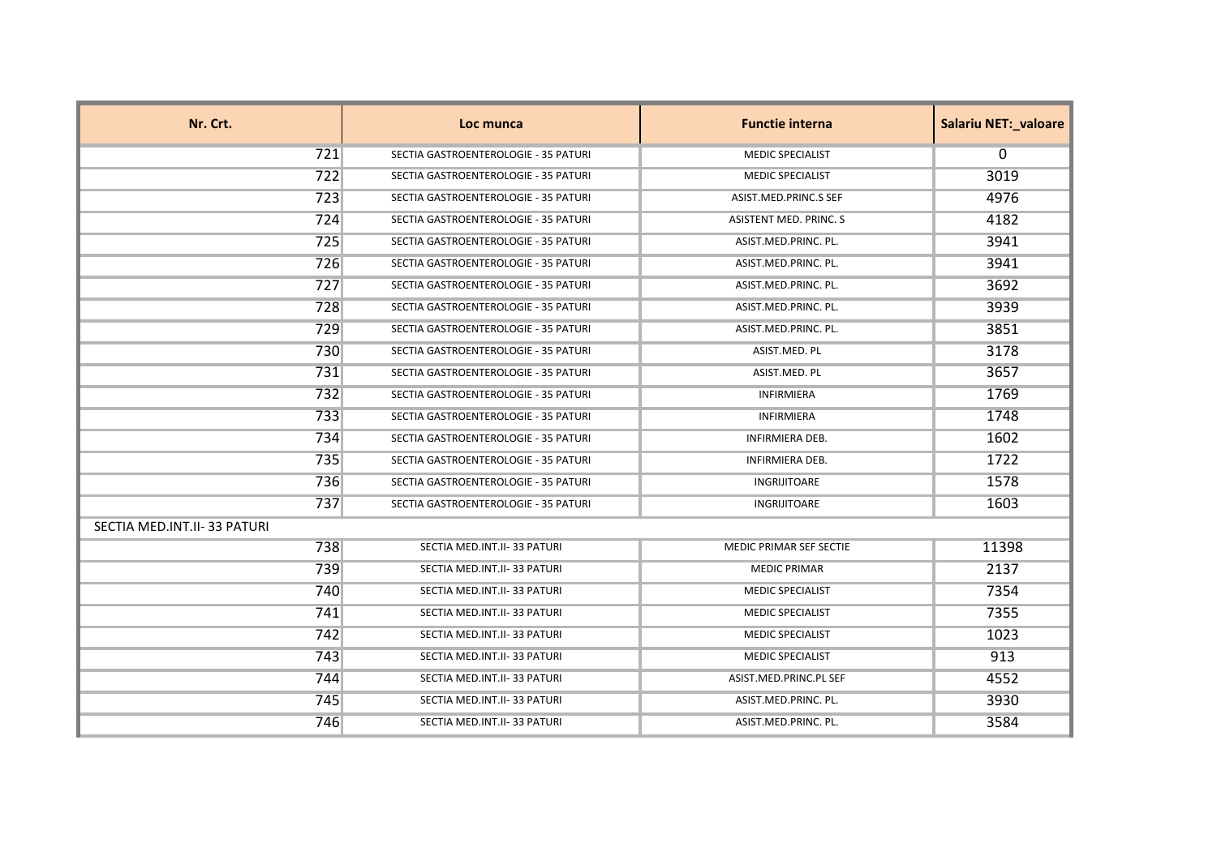| Nr. Crt. | Loc munca | Functie interna | Salariu NET:_valoare |
| --- | --- | --- | --- |
| 721 | SECTIA GASTROENTEROLOGIE - 35 PATURI | MEDIC SPECIALIST | 0 |
| 722 | SECTIA GASTROENTEROLOGIE - 35 PATURI | MEDIC SPECIALIST | 3019 |
| 723 | SECTIA GASTROENTEROLOGIE - 35 PATURI | ASIST.MED.PRINC.S SEF | 4976 |
| 724 | SECTIA GASTROENTEROLOGIE - 35 PATURI | ASISTENT MED. PRINC. S | 4182 |
| 725 | SECTIA GASTROENTEROLOGIE - 35 PATURI | ASIST.MED.PRINC. PL. | 3941 |
| 726 | SECTIA GASTROENTEROLOGIE - 35 PATURI | ASIST.MED.PRINC. PL. | 3941 |
| 727 | SECTIA GASTROENTEROLOGIE - 35 PATURI | ASIST.MED.PRINC. PL. | 3692 |
| 728 | SECTIA GASTROENTEROLOGIE - 35 PATURI | ASIST.MED.PRINC. PL. | 3939 |
| 729 | SECTIA GASTROENTEROLOGIE - 35 PATURI | ASIST.MED.PRINC. PL. | 3851 |
| 730 | SECTIA GASTROENTEROLOGIE - 35 PATURI | ASIST.MED. PL | 3178 |
| 731 | SECTIA GASTROENTEROLOGIE - 35 PATURI | ASIST.MED. PL | 3657 |
| 732 | SECTIA GASTROENTEROLOGIE - 35 PATURI | INFIRMIERA | 1769 |
| 733 | SECTIA GASTROENTEROLOGIE - 35 PATURI | INFIRMIERA | 1748 |
| 734 | SECTIA GASTROENTEROLOGIE - 35 PATURI | INFIRMIERA DEB. | 1602 |
| 735 | SECTIA GASTROENTEROLOGIE - 35 PATURI | INFIRMIERA DEB. | 1722 |
| 736 | SECTIA GASTROENTEROLOGIE - 35 PATURI | INGRIJITOARE | 1578 |
| 737 | SECTIA GASTROENTEROLOGIE - 35 PATURI | INGRIJITOARE | 1603 |
| SECTIA MED.INT.II- 33 PATURI | | | |
| 738 | SECTIA MED.INT.II- 33 PATURI | MEDIC PRIMAR SEF SECTIE | 11398 |
| 739 | SECTIA MED.INT.II- 33 PATURI | MEDIC PRIMAR | 2137 |
| 740 | SECTIA MED.INT.II- 33 PATURI | MEDIC SPECIALIST | 7354 |
| 741 | SECTIA MED.INT.II- 33 PATURI | MEDIC SPECIALIST | 7355 |
| 742 | SECTIA MED.INT.II- 33 PATURI | MEDIC SPECIALIST | 1023 |
| 743 | SECTIA MED.INT.II- 33 PATURI | MEDIC SPECIALIST | 913 |
| 744 | SECTIA MED.INT.II- 33 PATURI | ASIST.MED.PRINC.PL SEF | 4552 |
| 745 | SECTIA MED.INT.II- 33 PATURI | ASIST.MED.PRINC. PL. | 3930 |
| 746 | SECTIA MED.INT.II- 33 PATURI | ASIST.MED.PRINC. PL. | 3584 |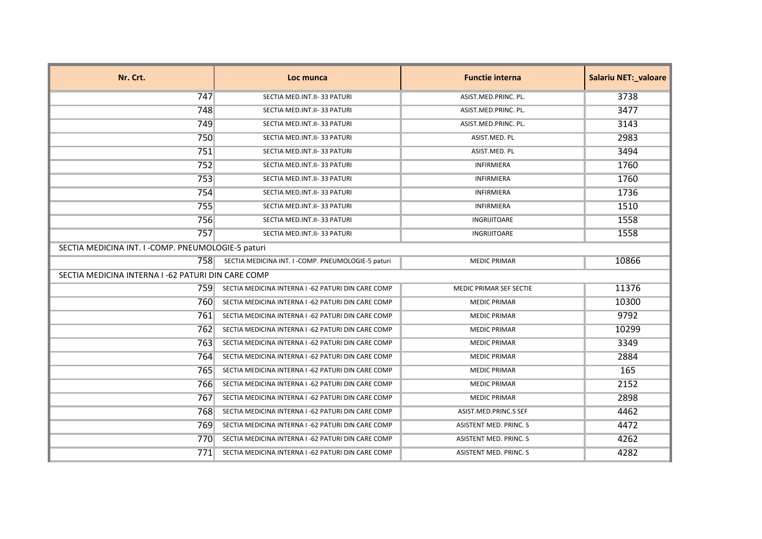| Nr. Crt. | Loc munca | Functie interna | Salariu NET:_valoare |
|---|---|---|---|
| 747 | SECTIA MED.INT.II- 33 PATURI | ASIST.MED.PRINC. PL. | 3738 |
| 748 | SECTIA MED.INT.II- 33 PATURI | ASIST.MED.PRINC. PL. | 3477 |
| 749 | SECTIA MED.INT.II- 33 PATURI | ASIST.MED.PRINC. PL. | 3143 |
| 750 | SECTIA MED.INT.II- 33 PATURI | ASIST.MED. PL | 2983 |
| 751 | SECTIA MED.INT.II- 33 PATURI | ASIST.MED. PL | 3494 |
| 752 | SECTIA MED.INT.II- 33 PATURI | INFIRMIERA | 1760 |
| 753 | SECTIA MED.INT.II- 33 PATURI | INFIRMIERA | 1760 |
| 754 | SECTIA MED.INT.II- 33 PATURI | INFIRMIERA | 1736 |
| 755 | SECTIA MED.INT.II- 33 PATURI | INFIRMIERA | 1510 |
| 756 | SECTIA MED.INT.II- 33 PATURI | INGRIJITOARE | 1558 |
| 757 | SECTIA MED.INT.II- 33 PATURI | INGRIJITOARE | 1558 |
| SECTIA MEDICINA INT. I -COMP. PNEUMOLOGIE-5 paturi | | | |
| 758 | SECTIA MEDICINA INT. I -COMP. PNEUMOLOGIE-5 paturi | MEDIC PRIMAR | 10866 |
| SECTIA MEDICINA INTERNA I -62 PATURI DIN CARE COMP | | | |
| 759 | SECTIA MEDICINA INTERNA I -62 PATURI DIN CARE COMP | MEDIC PRIMAR SEF SECTIE | 11376 |
| 760 | SECTIA MEDICINA INTERNA I -62 PATURI DIN CARE COMP | MEDIC PRIMAR | 10300 |
| 761 | SECTIA MEDICINA INTERNA I -62 PATURI DIN CARE COMP | MEDIC PRIMAR | 9792 |
| 762 | SECTIA MEDICINA INTERNA I -62 PATURI DIN CARE COMP | MEDIC PRIMAR | 10299 |
| 763 | SECTIA MEDICINA INTERNA I -62 PATURI DIN CARE COMP | MEDIC PRIMAR | 3349 |
| 764 | SECTIA MEDICINA INTERNA I -62 PATURI DIN CARE COMP | MEDIC PRIMAR | 2884 |
| 765 | SECTIA MEDICINA INTERNA I -62 PATURI DIN CARE COMP | MEDIC PRIMAR | 165 |
| 766 | SECTIA MEDICINA INTERNA I -62 PATURI DIN CARE COMP | MEDIC PRIMAR | 2152 |
| 767 | SECTIA MEDICINA INTERNA I -62 PATURI DIN CARE COMP | MEDIC PRIMAR | 2898 |
| 768 | SECTIA MEDICINA INTERNA I -62 PATURI DIN CARE COMP | ASIST.MED.PRINC.S SEF | 4462 |
| 769 | SECTIA MEDICINA INTERNA I -62 PATURI DIN CARE COMP | ASISTENT MED. PRINC. S | 4472 |
| 770 | SECTIA MEDICINA INTERNA I -62 PATURI DIN CARE COMP | ASISTENT MED. PRINC. S | 4262 |
| 771 | SECTIA MEDICINA INTERNA I -62 PATURI DIN CARE COMP | ASISTENT MED. PRINC. S | 4282 |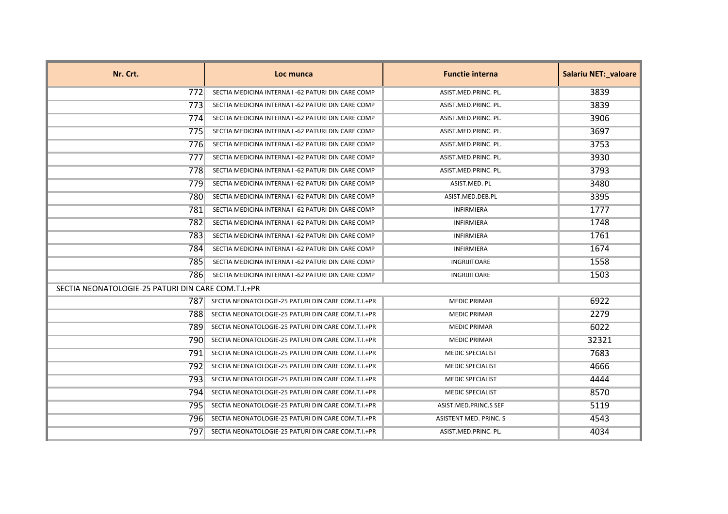| Nr. Crt. | Loc munca | Functie interna | Salariu NET:_valoare |
|---|---|---|---|
| 772 | SECTIA MEDICINA INTERNA I -62 PATURI DIN CARE COMP | ASIST.MED.PRINC. PL. | 3839 |
| 773 | SECTIA MEDICINA INTERNA I -62 PATURI DIN CARE COMP | ASIST.MED.PRINC. PL. | 3839 |
| 774 | SECTIA MEDICINA INTERNA I -62 PATURI DIN CARE COMP | ASIST.MED.PRINC. PL. | 3906 |
| 775 | SECTIA MEDICINA INTERNA I -62 PATURI DIN CARE COMP | ASIST.MED.PRINC. PL. | 3697 |
| 776 | SECTIA MEDICINA INTERNA I -62 PATURI DIN CARE COMP | ASIST.MED.PRINC. PL. | 3753 |
| 777 | SECTIA MEDICINA INTERNA I -62 PATURI DIN CARE COMP | ASIST.MED.PRINC. PL. | 3930 |
| 778 | SECTIA MEDICINA INTERNA I -62 PATURI DIN CARE COMP | ASIST.MED.PRINC. PL. | 3793 |
| 779 | SECTIA MEDICINA INTERNA I -62 PATURI DIN CARE COMP | ASIST.MED. PL | 3480 |
| 780 | SECTIA MEDICINA INTERNA I -62 PATURI DIN CARE COMP | ASIST.MED.DEB.PL | 3395 |
| 781 | SECTIA MEDICINA INTERNA I -62 PATURI DIN CARE COMP | INFIRMIERA | 1777 |
| 782 | SECTIA MEDICINA INTERNA I -62 PATURI DIN CARE COMP | INFIRMIERA | 1748 |
| 783 | SECTIA MEDICINA INTERNA I -62 PATURI DIN CARE COMP | INFIRMIERA | 1761 |
| 784 | SECTIA MEDICINA INTERNA I -62 PATURI DIN CARE COMP | INFIRMIERA | 1674 |
| 785 | SECTIA MEDICINA INTERNA I -62 PATURI DIN CARE COMP | INGRIJITOARE | 1558 |
| 786 | SECTIA MEDICINA INTERNA I -62 PATURI DIN CARE COMP | INGRIJITOARE | 1503 |
| SECTIA NEONATOLOGIE-25 PATURI DIN CARE COM.T.I.+PR | | | |
| 787 | SECTIA NEONATOLOGIE-25 PATURI DIN CARE COM.T.I.+PR | MEDIC PRIMAR | 6922 |
| 788 | SECTIA NEONATOLOGIE-25 PATURI DIN CARE COM.T.I.+PR | MEDIC PRIMAR | 2279 |
| 789 | SECTIA NEONATOLOGIE-25 PATURI DIN CARE COM.T.I.+PR | MEDIC PRIMAR | 6022 |
| 790 | SECTIA NEONATOLOGIE-25 PATURI DIN CARE COM.T.I.+PR | MEDIC PRIMAR | 32321 |
| 791 | SECTIA NEONATOLOGIE-25 PATURI DIN CARE COM.T.I.+PR | MEDIC SPECIALIST | 7683 |
| 792 | SECTIA NEONATOLOGIE-25 PATURI DIN CARE COM.T.I.+PR | MEDIC SPECIALIST | 4666 |
| 793 | SECTIA NEONATOLOGIE-25 PATURI DIN CARE COM.T.I.+PR | MEDIC SPECIALIST | 4444 |
| 794 | SECTIA NEONATOLOGIE-25 PATURI DIN CARE COM.T.I.+PR | MEDIC SPECIALIST | 8570 |
| 795 | SECTIA NEONATOLOGIE-25 PATURI DIN CARE COM.T.I.+PR | ASIST.MED.PRINC.S SEF | 5119 |
| 796 | SECTIA NEONATOLOGIE-25 PATURI DIN CARE COM.T.I.+PR | ASISTENT MED. PRINC. S | 4543 |
| 797 | SECTIA NEONATOLOGIE-25 PATURI DIN CARE COM.T.I.+PR | ASIST.MED.PRINC. PL. | 4034 |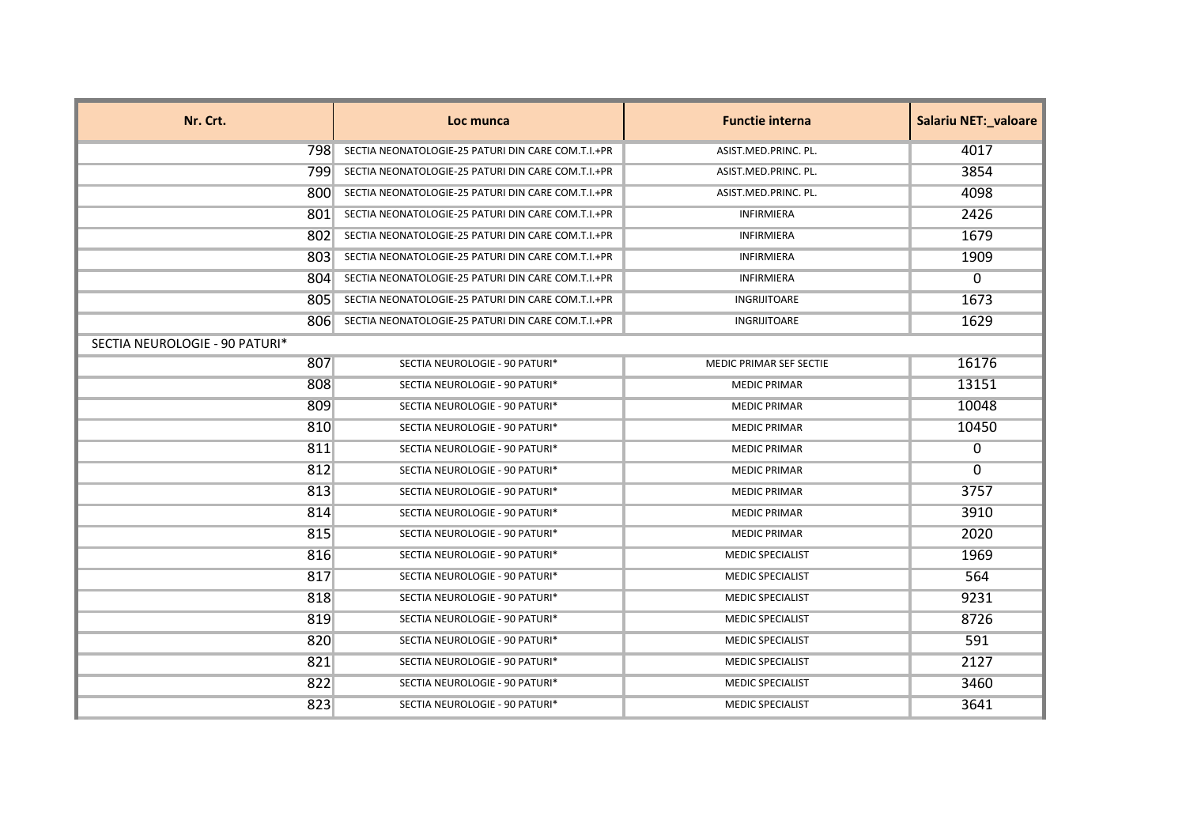| Nr. Crt. | Loc munca | Functie interna | Salariu NET:_valoare |
|---|---|---|---|
| 798 | SECTIA NEONATOLOGIE-25 PATURI DIN CARE COM.T.I.+PR | ASIST.MED.PRINC. PL. | 4017 |
| 799 | SECTIA NEONATOLOGIE-25 PATURI DIN CARE COM.T.I.+PR | ASIST.MED.PRINC. PL. | 3854 |
| 800 | SECTIA NEONATOLOGIE-25 PATURI DIN CARE COM.T.I.+PR | ASIST.MED.PRINC. PL. | 4098 |
| 801 | SECTIA NEONATOLOGIE-25 PATURI DIN CARE COM.T.I.+PR | INFIRMIERA | 2426 |
| 802 | SECTIA NEONATOLOGIE-25 PATURI DIN CARE COM.T.I.+PR | INFIRMIERA | 1679 |
| 803 | SECTIA NEONATOLOGIE-25 PATURI DIN CARE COM.T.I.+PR | INFIRMIERA | 1909 |
| 804 | SECTIA NEONATOLOGIE-25 PATURI DIN CARE COM.T.I.+PR | INFIRMIERA | 0 |
| 805 | SECTIA NEONATOLOGIE-25 PATURI DIN CARE COM.T.I.+PR | INGRIJITOARE | 1673 |
| 806 | SECTIA NEONATOLOGIE-25 PATURI DIN CARE COM.T.I.+PR | INGRIJITOARE | 1629 |
| SECTIA NEUROLOGIE - 90 PATURI* | | | |
| 807 | SECTIA NEUROLOGIE - 90 PATURI* | MEDIC PRIMAR SEF SECTIE | 16176 |
| 808 | SECTIA NEUROLOGIE - 90 PATURI* | MEDIC PRIMAR | 13151 |
| 809 | SECTIA NEUROLOGIE - 90 PATURI* | MEDIC PRIMAR | 10048 |
| 810 | SECTIA NEUROLOGIE - 90 PATURI* | MEDIC PRIMAR | 10450 |
| 811 | SECTIA NEUROLOGIE - 90 PATURI* | MEDIC PRIMAR | 0 |
| 812 | SECTIA NEUROLOGIE - 90 PATURI* | MEDIC PRIMAR | 0 |
| 813 | SECTIA NEUROLOGIE - 90 PATURI* | MEDIC PRIMAR | 3757 |
| 814 | SECTIA NEUROLOGIE - 90 PATURI* | MEDIC PRIMAR | 3910 |
| 815 | SECTIA NEUROLOGIE - 90 PATURI* | MEDIC PRIMAR | 2020 |
| 816 | SECTIA NEUROLOGIE - 90 PATURI* | MEDIC SPECIALIST | 1969 |
| 817 | SECTIA NEUROLOGIE - 90 PATURI* | MEDIC SPECIALIST | 564 |
| 818 | SECTIA NEUROLOGIE - 90 PATURI* | MEDIC SPECIALIST | 9231 |
| 819 | SECTIA NEUROLOGIE - 90 PATURI* | MEDIC SPECIALIST | 8726 |
| 820 | SECTIA NEUROLOGIE - 90 PATURI* | MEDIC SPECIALIST | 591 |
| 821 | SECTIA NEUROLOGIE - 90 PATURI* | MEDIC SPECIALIST | 2127 |
| 822 | SECTIA NEUROLOGIE - 90 PATURI* | MEDIC SPECIALIST | 3460 |
| 823 | SECTIA NEUROLOGIE - 90 PATURI* | MEDIC SPECIALIST | 3641 |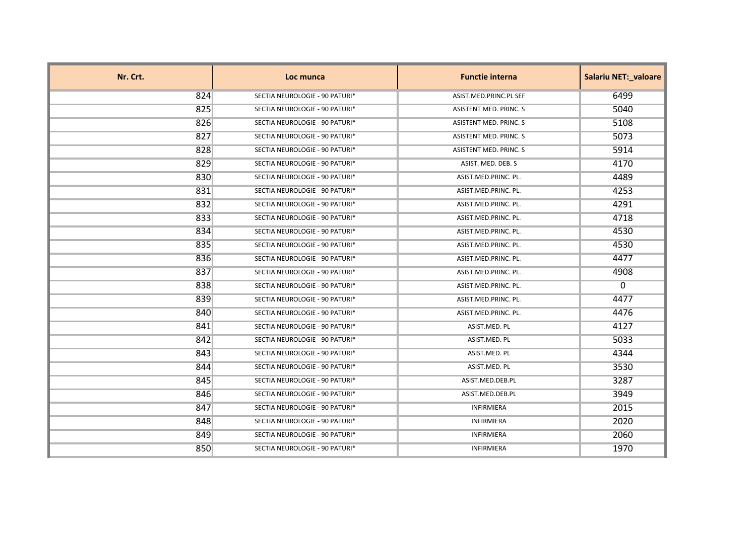| Nr. Crt. | Loc munca | Functie interna | Salariu NET:_valoare |
| --- | --- | --- | --- |
| 824 | SECTIA NEUROLOGIE - 90 PATURI* | ASIST.MED.PRINC.PL SEF | 6499 |
| 825 | SECTIA NEUROLOGIE - 90 PATURI* | ASISTENT MED. PRINC. S | 5040 |
| 826 | SECTIA NEUROLOGIE - 90 PATURI* | ASISTENT MED. PRINC. S | 5108 |
| 827 | SECTIA NEUROLOGIE - 90 PATURI* | ASISTENT MED. PRINC. S | 5073 |
| 828 | SECTIA NEUROLOGIE - 90 PATURI* | ASISTENT MED. PRINC. S | 5914 |
| 829 | SECTIA NEUROLOGIE - 90 PATURI* | ASIST. MED. DEB. S | 4170 |
| 830 | SECTIA NEUROLOGIE - 90 PATURI* | ASIST.MED.PRINC. PL. | 4489 |
| 831 | SECTIA NEUROLOGIE - 90 PATURI* | ASIST.MED.PRINC. PL. | 4253 |
| 832 | SECTIA NEUROLOGIE - 90 PATURI* | ASIST.MED.PRINC. PL. | 4291 |
| 833 | SECTIA NEUROLOGIE - 90 PATURI* | ASIST.MED.PRINC. PL. | 4718 |
| 834 | SECTIA NEUROLOGIE - 90 PATURI* | ASIST.MED.PRINC. PL. | 4530 |
| 835 | SECTIA NEUROLOGIE - 90 PATURI* | ASIST.MED.PRINC. PL. | 4530 |
| 836 | SECTIA NEUROLOGIE - 90 PATURI* | ASIST.MED.PRINC. PL. | 4477 |
| 837 | SECTIA NEUROLOGIE - 90 PATURI* | ASIST.MED.PRINC. PL. | 4908 |
| 838 | SECTIA NEUROLOGIE - 90 PATURI* | ASIST.MED.PRINC. PL. | 0 |
| 839 | SECTIA NEUROLOGIE - 90 PATURI* | ASIST.MED.PRINC. PL. | 4477 |
| 840 | SECTIA NEUROLOGIE - 90 PATURI* | ASIST.MED.PRINC. PL. | 4476 |
| 841 | SECTIA NEUROLOGIE - 90 PATURI* | ASIST.MED. PL | 4127 |
| 842 | SECTIA NEUROLOGIE - 90 PATURI* | ASIST.MED. PL | 5033 |
| 843 | SECTIA NEUROLOGIE - 90 PATURI* | ASIST.MED. PL | 4344 |
| 844 | SECTIA NEUROLOGIE - 90 PATURI* | ASIST.MED. PL | 3530 |
| 845 | SECTIA NEUROLOGIE - 90 PATURI* | ASIST.MED.DEB.PL | 3287 |
| 846 | SECTIA NEUROLOGIE - 90 PATURI* | ASIST.MED.DEB.PL | 3949 |
| 847 | SECTIA NEUROLOGIE - 90 PATURI* | INFIRMIERA | 2015 |
| 848 | SECTIA NEUROLOGIE - 90 PATURI* | INFIRMIERA | 2020 |
| 849 | SECTIA NEUROLOGIE - 90 PATURI* | INFIRMIERA | 2060 |
| 850 | SECTIA NEUROLOGIE - 90 PATURI* | INFIRMIERA | 1970 |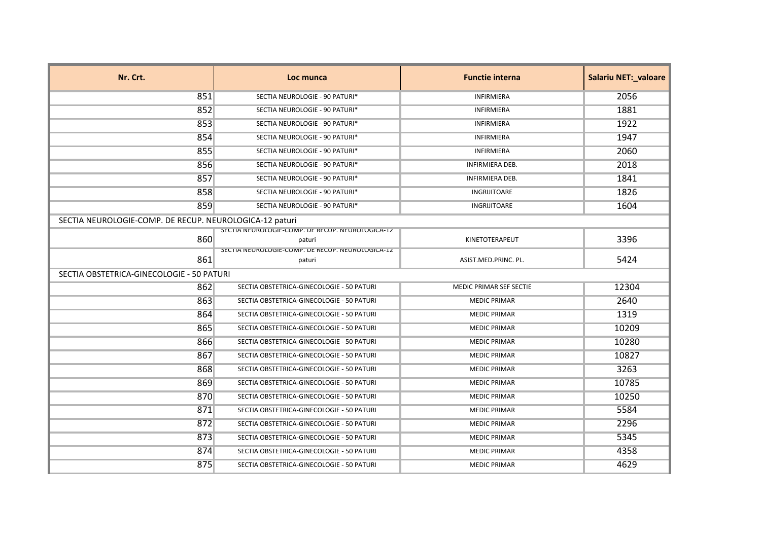| Nr. Crt. | Loc munca | Functie interna | Salariu NET:_valoare |
|---|---|---|---|
| 851 | SECTIA NEUROLOGIE - 90 PATURI* | INFIRMIERA | 2056 |
| 852 | SECTIA NEUROLOGIE - 90 PATURI* | INFIRMIERA | 1881 |
| 853 | SECTIA NEUROLOGIE - 90 PATURI* | INFIRMIERA | 1922 |
| 854 | SECTIA NEUROLOGIE - 90 PATURI* | INFIRMIERA | 1947 |
| 855 | SECTIA NEUROLOGIE - 90 PATURI* | INFIRMIERA | 2060 |
| 856 | SECTIA NEUROLOGIE - 90 PATURI* | INFIRMIERA DEB. | 2018 |
| 857 | SECTIA NEUROLOGIE - 90 PATURI* | INFIRMIERA DEB. | 1841 |
| 858 | SECTIA NEUROLOGIE - 90 PATURI* | INGRIJITOARE | 1826 |
| 859 | SECTIA NEUROLOGIE - 90 PATURI* | INGRIJITOARE | 1604 |
| SECTIA NEUROLOGIE-COMP. DE RECUP. NEUROLOGICA-12 paturi | | | |
| 860 | SECTIA NEUROLOGIE-COMP. DE RECUP. NEUROLOGICA-12 paturi | KINETOTERAPEUT | 3396 |
| 861 | SECTIA NEUROLOGIE-COMP. DE RECUP. NEUROLOGICA-12 paturi | ASIST.MED.PRINC. PL. | 5424 |
| SECTIA OBSTETRICA-GINECOLOGIE - 50 PATURI | | | |
| 862 | SECTIA OBSTETRICA-GINECOLOGIE - 50 PATURI | MEDIC PRIMAR SEF SECTIE | 12304 |
| 863 | SECTIA OBSTETRICA-GINECOLOGIE - 50 PATURI | MEDIC PRIMAR | 2640 |
| 864 | SECTIA OBSTETRICA-GINECOLOGIE - 50 PATURI | MEDIC PRIMAR | 1319 |
| 865 | SECTIA OBSTETRICA-GINECOLOGIE - 50 PATURI | MEDIC PRIMAR | 10209 |
| 866 | SECTIA OBSTETRICA-GINECOLOGIE - 50 PATURI | MEDIC PRIMAR | 10280 |
| 867 | SECTIA OBSTETRICA-GINECOLOGIE - 50 PATURI | MEDIC PRIMAR | 10827 |
| 868 | SECTIA OBSTETRICA-GINECOLOGIE - 50 PATURI | MEDIC PRIMAR | 3263 |
| 869 | SECTIA OBSTETRICA-GINECOLOGIE - 50 PATURI | MEDIC PRIMAR | 10785 |
| 870 | SECTIA OBSTETRICA-GINECOLOGIE - 50 PATURI | MEDIC PRIMAR | 10250 |
| 871 | SECTIA OBSTETRICA-GINECOLOGIE - 50 PATURI | MEDIC PRIMAR | 5584 |
| 872 | SECTIA OBSTETRICA-GINECOLOGIE - 50 PATURI | MEDIC PRIMAR | 2296 |
| 873 | SECTIA OBSTETRICA-GINECOLOGIE - 50 PATURI | MEDIC PRIMAR | 5345 |
| 874 | SECTIA OBSTETRICA-GINECOLOGIE - 50 PATURI | MEDIC PRIMAR | 4358 |
| 875 | SECTIA OBSTETRICA-GINECOLOGIE - 50 PATURI | MEDIC PRIMAR | 4629 |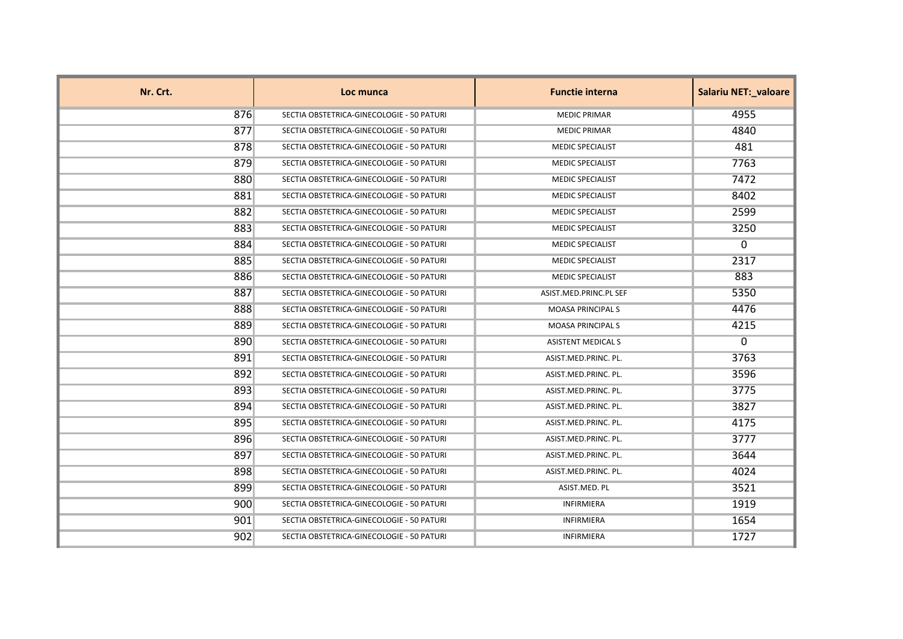| Nr. Crt. | Loc munca | Functie interna | Salariu NET:_valoare |
|---|---|---|---|
| 876 | SECTIA OBSTETRICA-GINECOLOGIE - 50 PATURI | MEDIC PRIMAR | 4955 |
| 877 | SECTIA OBSTETRICA-GINECOLOGIE - 50 PATURI | MEDIC PRIMAR | 4840 |
| 878 | SECTIA OBSTETRICA-GINECOLOGIE - 50 PATURI | MEDIC SPECIALIST | 481 |
| 879 | SECTIA OBSTETRICA-GINECOLOGIE - 50 PATURI | MEDIC SPECIALIST | 7763 |
| 880 | SECTIA OBSTETRICA-GINECOLOGIE - 50 PATURI | MEDIC SPECIALIST | 7472 |
| 881 | SECTIA OBSTETRICA-GINECOLOGIE - 50 PATURI | MEDIC SPECIALIST | 8402 |
| 882 | SECTIA OBSTETRICA-GINECOLOGIE - 50 PATURI | MEDIC SPECIALIST | 2599 |
| 883 | SECTIA OBSTETRICA-GINECOLOGIE - 50 PATURI | MEDIC SPECIALIST | 3250 |
| 884 | SECTIA OBSTETRICA-GINECOLOGIE - 50 PATURI | MEDIC SPECIALIST | 0 |
| 885 | SECTIA OBSTETRICA-GINECOLOGIE - 50 PATURI | MEDIC SPECIALIST | 2317 |
| 886 | SECTIA OBSTETRICA-GINECOLOGIE - 50 PATURI | MEDIC SPECIALIST | 883 |
| 887 | SECTIA OBSTETRICA-GINECOLOGIE - 50 PATURI | ASIST.MED.PRINC.PL SEF | 5350 |
| 888 | SECTIA OBSTETRICA-GINECOLOGIE - 50 PATURI | MOASA PRINCIPAL S | 4476 |
| 889 | SECTIA OBSTETRICA-GINECOLOGIE - 50 PATURI | MOASA PRINCIPAL S | 4215 |
| 890 | SECTIA OBSTETRICA-GINECOLOGIE - 50 PATURI | ASISTENT MEDICAL S | 0 |
| 891 | SECTIA OBSTETRICA-GINECOLOGIE - 50 PATURI | ASIST.MED.PRINC. PL. | 3763 |
| 892 | SECTIA OBSTETRICA-GINECOLOGIE - 50 PATURI | ASIST.MED.PRINC. PL. | 3596 |
| 893 | SECTIA OBSTETRICA-GINECOLOGIE - 50 PATURI | ASIST.MED.PRINC. PL. | 3775 |
| 894 | SECTIA OBSTETRICA-GINECOLOGIE - 50 PATURI | ASIST.MED.PRINC. PL. | 3827 |
| 895 | SECTIA OBSTETRICA-GINECOLOGIE - 50 PATURI | ASIST.MED.PRINC. PL. | 4175 |
| 896 | SECTIA OBSTETRICA-GINECOLOGIE - 50 PATURI | ASIST.MED.PRINC. PL. | 3777 |
| 897 | SECTIA OBSTETRICA-GINECOLOGIE - 50 PATURI | ASIST.MED.PRINC. PL. | 3644 |
| 898 | SECTIA OBSTETRICA-GINECOLOGIE - 50 PATURI | ASIST.MED.PRINC. PL. | 4024 |
| 899 | SECTIA OBSTETRICA-GINECOLOGIE - 50 PATURI | ASIST.MED. PL | 3521 |
| 900 | SECTIA OBSTETRICA-GINECOLOGIE - 50 PATURI | INFIRMIERA | 1919 |
| 901 | SECTIA OBSTETRICA-GINECOLOGIE - 50 PATURI | INFIRMIERA | 1654 |
| 902 | SECTIA OBSTETRICA-GINECOLOGIE - 50 PATURI | INFIRMIERA | 1727 |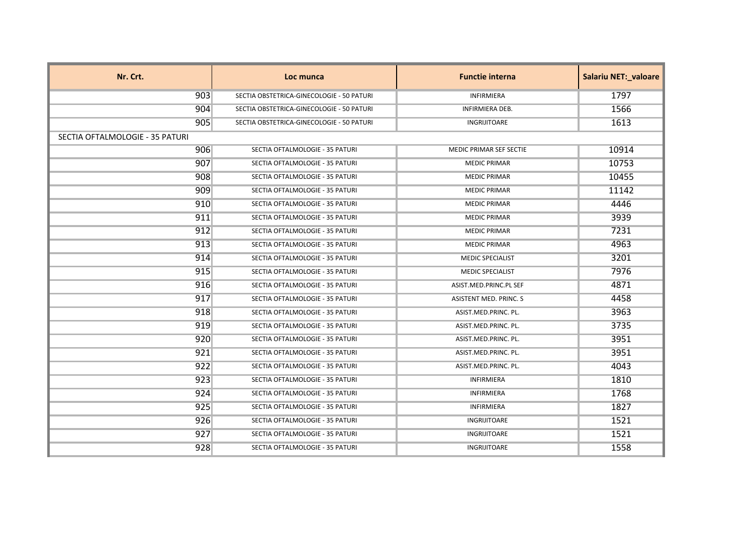| Nr. Crt. | Loc munca | Functie interna | Salariu NET:_valoare |
|---|---|---|---|
| 903 | SECTIA OBSTETRICA-GINECOLOGIE - 50 PATURI | INFIRMIERA | 1797 |
| 904 | SECTIA OBSTETRICA-GINECOLOGIE - 50 PATURI | INFIRMIERA DEB. | 1566 |
| 905 | SECTIA OBSTETRICA-GINECOLOGIE - 50 PATURI | INGRIJITOARE | 1613 |
| SECTIA OFTALMOLOGIE - 35 PATURI | | | |
| 906 | SECTIA OFTALMOLOGIE - 35 PATURI | MEDIC PRIMAR SEF SECTIE | 10914 |
| 907 | SECTIA OFTALMOLOGIE - 35 PATURI | MEDIC PRIMAR | 10753 |
| 908 | SECTIA OFTALMOLOGIE - 35 PATURI | MEDIC PRIMAR | 10455 |
| 909 | SECTIA OFTALMOLOGIE - 35 PATURI | MEDIC PRIMAR | 11142 |
| 910 | SECTIA OFTALMOLOGIE - 35 PATURI | MEDIC PRIMAR | 4446 |
| 911 | SECTIA OFTALMOLOGIE - 35 PATURI | MEDIC PRIMAR | 3939 |
| 912 | SECTIA OFTALMOLOGIE - 35 PATURI | MEDIC PRIMAR | 7231 |
| 913 | SECTIA OFTALMOLOGIE - 35 PATURI | MEDIC PRIMAR | 4963 |
| 914 | SECTIA OFTALMOLOGIE - 35 PATURI | MEDIC SPECIALIST | 3201 |
| 915 | SECTIA OFTALMOLOGIE - 35 PATURI | MEDIC SPECIALIST | 7976 |
| 916 | SECTIA OFTALMOLOGIE - 35 PATURI | ASIST.MED.PRINC.PL SEF | 4871 |
| 917 | SECTIA OFTALMOLOGIE - 35 PATURI | ASISTENT MED. PRINC. S | 4458 |
| 918 | SECTIA OFTALMOLOGIE - 35 PATURI | ASIST.MED.PRINC. PL. | 3963 |
| 919 | SECTIA OFTALMOLOGIE - 35 PATURI | ASIST.MED.PRINC. PL. | 3735 |
| 920 | SECTIA OFTALMOLOGIE - 35 PATURI | ASIST.MED.PRINC. PL. | 3951 |
| 921 | SECTIA OFTALMOLOGIE - 35 PATURI | ASIST.MED.PRINC. PL. | 3951 |
| 922 | SECTIA OFTALMOLOGIE - 35 PATURI | ASIST.MED.PRINC. PL. | 4043 |
| 923 | SECTIA OFTALMOLOGIE - 35 PATURI | INFIRMIERA | 1810 |
| 924 | SECTIA OFTALMOLOGIE - 35 PATURI | INFIRMIERA | 1768 |
| 925 | SECTIA OFTALMOLOGIE - 35 PATURI | INFIRMIERA | 1827 |
| 926 | SECTIA OFTALMOLOGIE - 35 PATURI | INGRIJITOARE | 1521 |
| 927 | SECTIA OFTALMOLOGIE - 35 PATURI | INGRIJITOARE | 1521 |
| 928 | SECTIA OFTALMOLOGIE - 35 PATURI | INGRIJITOARE | 1558 |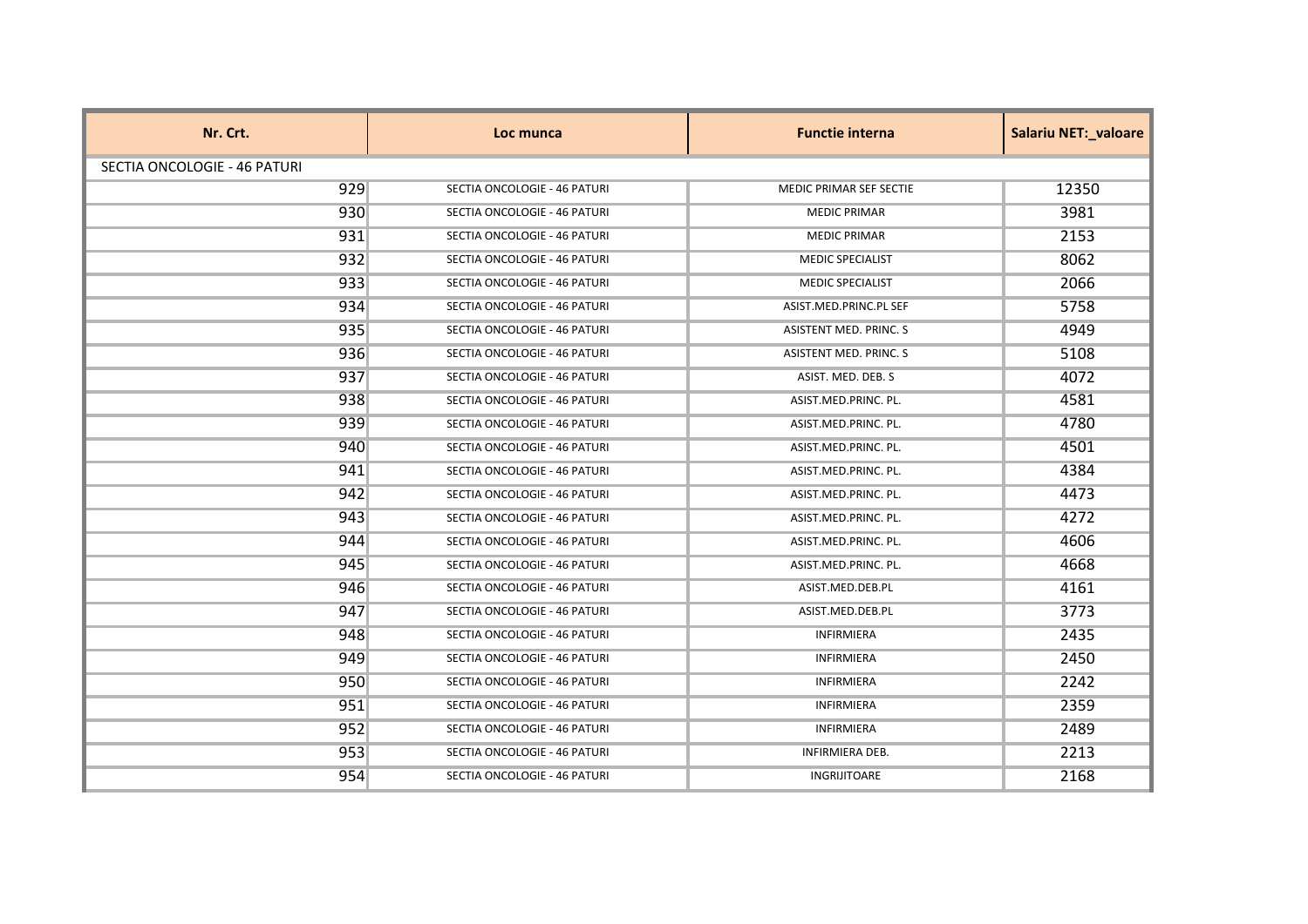| Nr. Crt. | Loc munca | Functie interna | Salariu NET:_valoare |
|---|---|---|---|
| SECTIA ONCOLOGIE - 46 PATURI | | | |
| 929 | SECTIA ONCOLOGIE - 46 PATURI | MEDIC PRIMAR SEF SECTIE | 12350 |
| 930 | SECTIA ONCOLOGIE - 46 PATURI | MEDIC PRIMAR | 3981 |
| 931 | SECTIA ONCOLOGIE - 46 PATURI | MEDIC PRIMAR | 2153 |
| 932 | SECTIA ONCOLOGIE - 46 PATURI | MEDIC SPECIALIST | 8062 |
| 933 | SECTIA ONCOLOGIE - 46 PATURI | MEDIC SPECIALIST | 2066 |
| 934 | SECTIA ONCOLOGIE - 46 PATURI | ASIST.MED.PRINC.PL SEF | 5758 |
| 935 | SECTIA ONCOLOGIE - 46 PATURI | ASISTENT MED. PRINC. S | 4949 |
| 936 | SECTIA ONCOLOGIE - 46 PATURI | ASISTENT MED. PRINC. S | 5108 |
| 937 | SECTIA ONCOLOGIE - 46 PATURI | ASIST. MED. DEB. S | 4072 |
| 938 | SECTIA ONCOLOGIE - 46 PATURI | ASIST.MED.PRINC. PL. | 4581 |
| 939 | SECTIA ONCOLOGIE - 46 PATURI | ASIST.MED.PRINC. PL. | 4780 |
| 940 | SECTIA ONCOLOGIE - 46 PATURI | ASIST.MED.PRINC. PL. | 4501 |
| 941 | SECTIA ONCOLOGIE - 46 PATURI | ASIST.MED.PRINC. PL. | 4384 |
| 942 | SECTIA ONCOLOGIE - 46 PATURI | ASIST.MED.PRINC. PL. | 4473 |
| 943 | SECTIA ONCOLOGIE - 46 PATURI | ASIST.MED.PRINC. PL. | 4272 |
| 944 | SECTIA ONCOLOGIE - 46 PATURI | ASIST.MED.PRINC. PL. | 4606 |
| 945 | SECTIA ONCOLOGIE - 46 PATURI | ASIST.MED.PRINC. PL. | 4668 |
| 946 | SECTIA ONCOLOGIE - 46 PATURI | ASIST.MED.DEB.PL | 4161 |
| 947 | SECTIA ONCOLOGIE - 46 PATURI | ASIST.MED.DEB.PL | 3773 |
| 948 | SECTIA ONCOLOGIE - 46 PATURI | INFIRMIERA | 2435 |
| 949 | SECTIA ONCOLOGIE - 46 PATURI | INFIRMIERA | 2450 |
| 950 | SECTIA ONCOLOGIE - 46 PATURI | INFIRMIERA | 2242 |
| 951 | SECTIA ONCOLOGIE - 46 PATURI | INFIRMIERA | 2359 |
| 952 | SECTIA ONCOLOGIE - 46 PATURI | INFIRMIERA | 2489 |
| 953 | SECTIA ONCOLOGIE - 46 PATURI | INFIRMIERA DEB. | 2213 |
| 954 | SECTIA ONCOLOGIE - 46 PATURI | INGRIJITOARE | 2168 |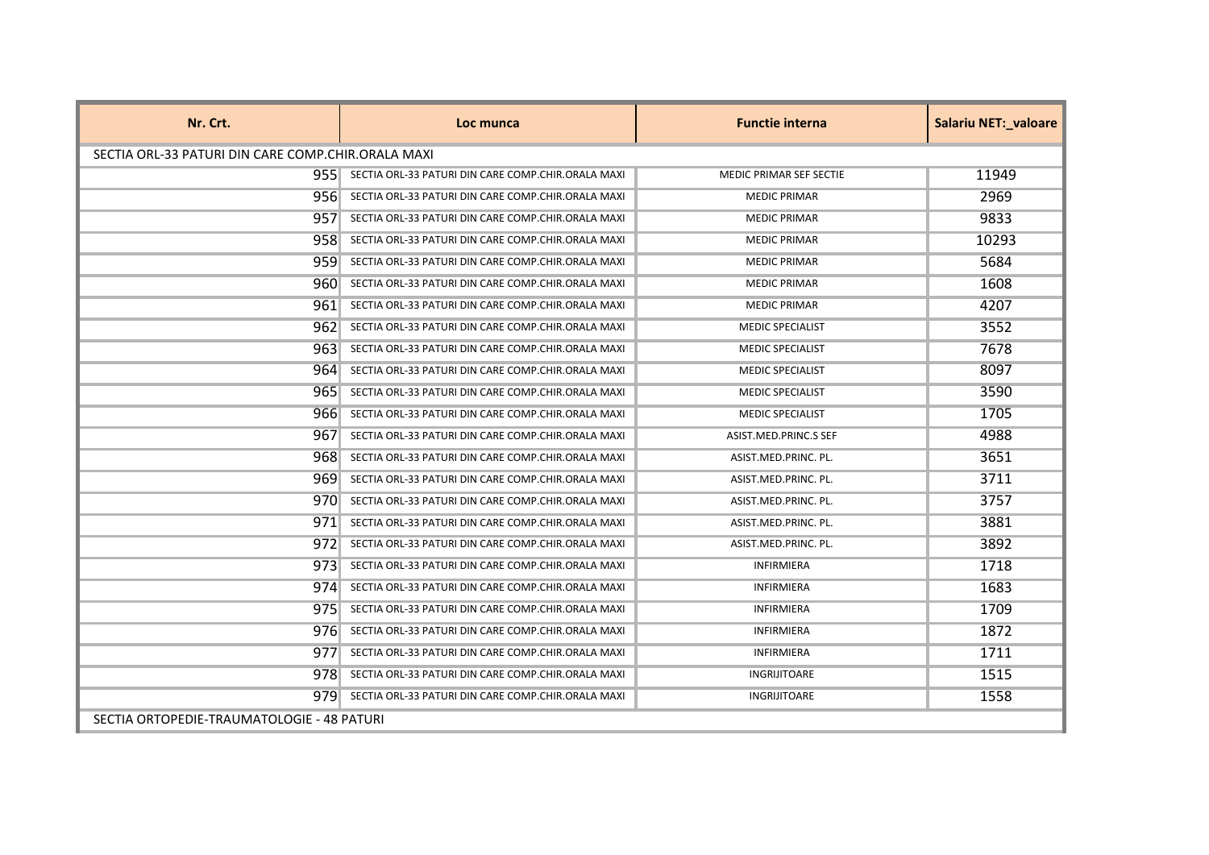| Nr. Crt. | Loc munca | Functie interna | Salariu NET:_valoare |
|---|---|---|---|
| SECTIA ORL-33 PATURI DIN CARE COMP.CHIR.ORALA MAXI | | | |
| 955 | SECTIA ORL-33 PATURI DIN CARE COMP.CHIR.ORALA MAXI | MEDIC PRIMAR SEF SECTIE | 11949 |
| 956 | SECTIA ORL-33 PATURI DIN CARE COMP.CHIR.ORALA MAXI | MEDIC PRIMAR | 2969 |
| 957 | SECTIA ORL-33 PATURI DIN CARE COMP.CHIR.ORALA MAXI | MEDIC PRIMAR | 9833 |
| 958 | SECTIA ORL-33 PATURI DIN CARE COMP.CHIR.ORALA MAXI | MEDIC PRIMAR | 10293 |
| 959 | SECTIA ORL-33 PATURI DIN CARE COMP.CHIR.ORALA MAXI | MEDIC PRIMAR | 5684 |
| 960 | SECTIA ORL-33 PATURI DIN CARE COMP.CHIR.ORALA MAXI | MEDIC PRIMAR | 1608 |
| 961 | SECTIA ORL-33 PATURI DIN CARE COMP.CHIR.ORALA MAXI | MEDIC PRIMAR | 4207 |
| 962 | SECTIA ORL-33 PATURI DIN CARE COMP.CHIR.ORALA MAXI | MEDIC SPECIALIST | 3552 |
| 963 | SECTIA ORL-33 PATURI DIN CARE COMP.CHIR.ORALA MAXI | MEDIC SPECIALIST | 7678 |
| 964 | SECTIA ORL-33 PATURI DIN CARE COMP.CHIR.ORALA MAXI | MEDIC SPECIALIST | 8097 |
| 965 | SECTIA ORL-33 PATURI DIN CARE COMP.CHIR.ORALA MAXI | MEDIC SPECIALIST | 3590 |
| 966 | SECTIA ORL-33 PATURI DIN CARE COMP.CHIR.ORALA MAXI | MEDIC SPECIALIST | 1705 |
| 967 | SECTIA ORL-33 PATURI DIN CARE COMP.CHIR.ORALA MAXI | ASIST.MED.PRINC.S SEF | 4988 |
| 968 | SECTIA ORL-33 PATURI DIN CARE COMP.CHIR.ORALA MAXI | ASIST.MED.PRINC. PL. | 3651 |
| 969 | SECTIA ORL-33 PATURI DIN CARE COMP.CHIR.ORALA MAXI | ASIST.MED.PRINC. PL. | 3711 |
| 970 | SECTIA ORL-33 PATURI DIN CARE COMP.CHIR.ORALA MAXI | ASIST.MED.PRINC. PL. | 3757 |
| 971 | SECTIA ORL-33 PATURI DIN CARE COMP.CHIR.ORALA MAXI | ASIST.MED.PRINC. PL. | 3881 |
| 972 | SECTIA ORL-33 PATURI DIN CARE COMP.CHIR.ORALA MAXI | ASIST.MED.PRINC. PL. | 3892 |
| 973 | SECTIA ORL-33 PATURI DIN CARE COMP.CHIR.ORALA MAXI | INFIRMIERA | 1718 |
| 974 | SECTIA ORL-33 PATURI DIN CARE COMP.CHIR.ORALA MAXI | INFIRMIERA | 1683 |
| 975 | SECTIA ORL-33 PATURI DIN CARE COMP.CHIR.ORALA MAXI | INFIRMIERA | 1709 |
| 976 | SECTIA ORL-33 PATURI DIN CARE COMP.CHIR.ORALA MAXI | INFIRMIERA | 1872 |
| 977 | SECTIA ORL-33 PATURI DIN CARE COMP.CHIR.ORALA MAXI | INFIRMIERA | 1711 |
| 978 | SECTIA ORL-33 PATURI DIN CARE COMP.CHIR.ORALA MAXI | INGRIJITOARE | 1515 |
| 979 | SECTIA ORL-33 PATURI DIN CARE COMP.CHIR.ORALA MAXI | INGRIJITOARE | 1558 |
| SECTIA ORTOPEDIE-TRAUMATOLOGIE - 48 PATURI | | | |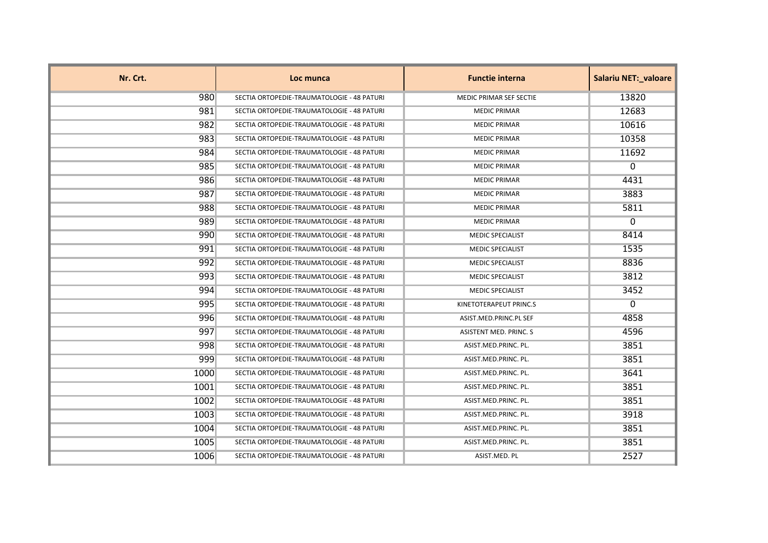| Nr. Crt. | Loc munca | Functie interna | Salariu NET:_valoare |
|---|---|---|---|
| 980 | SECTIA ORTOPEDIE-TRAUMATOLOGIE - 48 PATURI | MEDIC PRIMAR SEF SECTIE | 13820 |
| 981 | SECTIA ORTOPEDIE-TRAUMATOLOGIE - 48 PATURI | MEDIC PRIMAR | 12683 |
| 982 | SECTIA ORTOPEDIE-TRAUMATOLOGIE - 48 PATURI | MEDIC PRIMAR | 10616 |
| 983 | SECTIA ORTOPEDIE-TRAUMATOLOGIE - 48 PATURI | MEDIC PRIMAR | 10358 |
| 984 | SECTIA ORTOPEDIE-TRAUMATOLOGIE - 48 PATURI | MEDIC PRIMAR | 11692 |
| 985 | SECTIA ORTOPEDIE-TRAUMATOLOGIE - 48 PATURI | MEDIC PRIMAR | 0 |
| 986 | SECTIA ORTOPEDIE-TRAUMATOLOGIE - 48 PATURI | MEDIC PRIMAR | 4431 |
| 987 | SECTIA ORTOPEDIE-TRAUMATOLOGIE - 48 PATURI | MEDIC PRIMAR | 3883 |
| 988 | SECTIA ORTOPEDIE-TRAUMATOLOGIE - 48 PATURI | MEDIC PRIMAR | 5811 |
| 989 | SECTIA ORTOPEDIE-TRAUMATOLOGIE - 48 PATURI | MEDIC PRIMAR | 0 |
| 990 | SECTIA ORTOPEDIE-TRAUMATOLOGIE - 48 PATURI | MEDIC SPECIALIST | 8414 |
| 991 | SECTIA ORTOPEDIE-TRAUMATOLOGIE - 48 PATURI | MEDIC SPECIALIST | 1535 |
| 992 | SECTIA ORTOPEDIE-TRAUMATOLOGIE - 48 PATURI | MEDIC SPECIALIST | 8836 |
| 993 | SECTIA ORTOPEDIE-TRAUMATOLOGIE - 48 PATURI | MEDIC SPECIALIST | 3812 |
| 994 | SECTIA ORTOPEDIE-TRAUMATOLOGIE - 48 PATURI | MEDIC SPECIALIST | 3452 |
| 995 | SECTIA ORTOPEDIE-TRAUMATOLOGIE - 48 PATURI | KINETOTERAPEUT PRINC.S | 0 |
| 996 | SECTIA ORTOPEDIE-TRAUMATOLOGIE - 48 PATURI | ASIST.MED.PRINC.PL SEF | 4858 |
| 997 | SECTIA ORTOPEDIE-TRAUMATOLOGIE - 48 PATURI | ASISTENT MED. PRINC. S | 4596 |
| 998 | SECTIA ORTOPEDIE-TRAUMATOLOGIE - 48 PATURI | ASIST.MED.PRINC. PL. | 3851 |
| 999 | SECTIA ORTOPEDIE-TRAUMATOLOGIE - 48 PATURI | ASIST.MED.PRINC. PL. | 3851 |
| 1000 | SECTIA ORTOPEDIE-TRAUMATOLOGIE - 48 PATURI | ASIST.MED.PRINC. PL. | 3641 |
| 1001 | SECTIA ORTOPEDIE-TRAUMATOLOGIE - 48 PATURI | ASIST.MED.PRINC. PL. | 3851 |
| 1002 | SECTIA ORTOPEDIE-TRAUMATOLOGIE - 48 PATURI | ASIST.MED.PRINC. PL. | 3851 |
| 1003 | SECTIA ORTOPEDIE-TRAUMATOLOGIE - 48 PATURI | ASIST.MED.PRINC. PL. | 3918 |
| 1004 | SECTIA ORTOPEDIE-TRAUMATOLOGIE - 48 PATURI | ASIST.MED.PRINC. PL. | 3851 |
| 1005 | SECTIA ORTOPEDIE-TRAUMATOLOGIE - 48 PATURI | ASIST.MED.PRINC. PL. | 3851 |
| 1006 | SECTIA ORTOPEDIE-TRAUMATOLOGIE - 48 PATURI | ASIST.MED. PL | 2527 |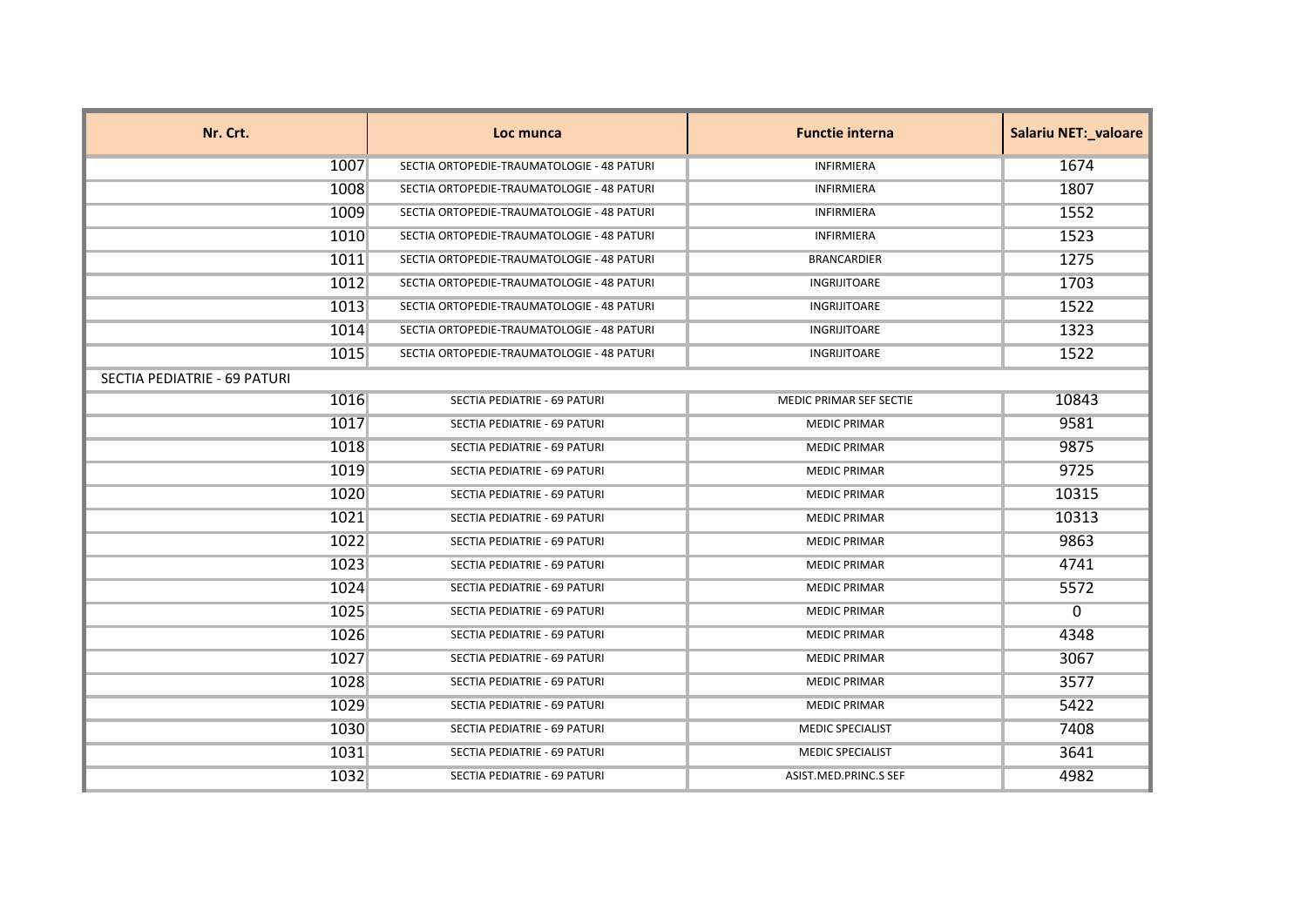| Nr. Crt. | Loc munca | Functie interna | Salariu NET:_valoare |
|---|---|---|---|
| 1007 | SECTIA ORTOPEDIE-TRAUMATOLOGIE - 48 PATURI | INFIRMIERA | 1674 |
| 1008 | SECTIA ORTOPEDIE-TRAUMATOLOGIE - 48 PATURI | INFIRMIERA | 1807 |
| 1009 | SECTIA ORTOPEDIE-TRAUMATOLOGIE - 48 PATURI | INFIRMIERA | 1552 |
| 1010 | SECTIA ORTOPEDIE-TRAUMATOLOGIE - 48 PATURI | INFIRMIERA | 1523 |
| 1011 | SECTIA ORTOPEDIE-TRAUMATOLOGIE - 48 PATURI | BRANCARDIER | 1275 |
| 1012 | SECTIA ORTOPEDIE-TRAUMATOLOGIE - 48 PATURI | INGRIJITOARE | 1703 |
| 1013 | SECTIA ORTOPEDIE-TRAUMATOLOGIE - 48 PATURI | INGRIJITOARE | 1522 |
| 1014 | SECTIA ORTOPEDIE-TRAUMATOLOGIE - 48 PATURI | INGRIJITOARE | 1323 |
| 1015 | SECTIA ORTOPEDIE-TRAUMATOLOGIE - 48 PATURI | INGRIJITOARE | 1522 |
| SECTIA PEDIATRIE - 69 PATURI | | | |
| 1016 | SECTIA PEDIATRIE - 69 PATURI | MEDIC PRIMAR SEF SECTIE | 10843 |
| 1017 | SECTIA PEDIATRIE - 69 PATURI | MEDIC PRIMAR | 9581 |
| 1018 | SECTIA PEDIATRIE - 69 PATURI | MEDIC PRIMAR | 9875 |
| 1019 | SECTIA PEDIATRIE - 69 PATURI | MEDIC PRIMAR | 9725 |
| 1020 | SECTIA PEDIATRIE - 69 PATURI | MEDIC PRIMAR | 10315 |
| 1021 | SECTIA PEDIATRIE - 69 PATURI | MEDIC PRIMAR | 10313 |
| 1022 | SECTIA PEDIATRIE - 69 PATURI | MEDIC PRIMAR | 9863 |
| 1023 | SECTIA PEDIATRIE - 69 PATURI | MEDIC PRIMAR | 4741 |
| 1024 | SECTIA PEDIATRIE - 69 PATURI | MEDIC PRIMAR | 5572 |
| 1025 | SECTIA PEDIATRIE - 69 PATURI | MEDIC PRIMAR | 0 |
| 1026 | SECTIA PEDIATRIE - 69 PATURI | MEDIC PRIMAR | 4348 |
| 1027 | SECTIA PEDIATRIE - 69 PATURI | MEDIC PRIMAR | 3067 |
| 1028 | SECTIA PEDIATRIE - 69 PATURI | MEDIC PRIMAR | 3577 |
| 1029 | SECTIA PEDIATRIE - 69 PATURI | MEDIC PRIMAR | 5422 |
| 1030 | SECTIA PEDIATRIE - 69 PATURI | MEDIC SPECIALIST | 7408 |
| 1031 | SECTIA PEDIATRIE - 69 PATURI | MEDIC SPECIALIST | 3641 |
| 1032 | SECTIA PEDIATRIE - 69 PATURI | ASIST.MED.PRINC.S SEF | 4982 |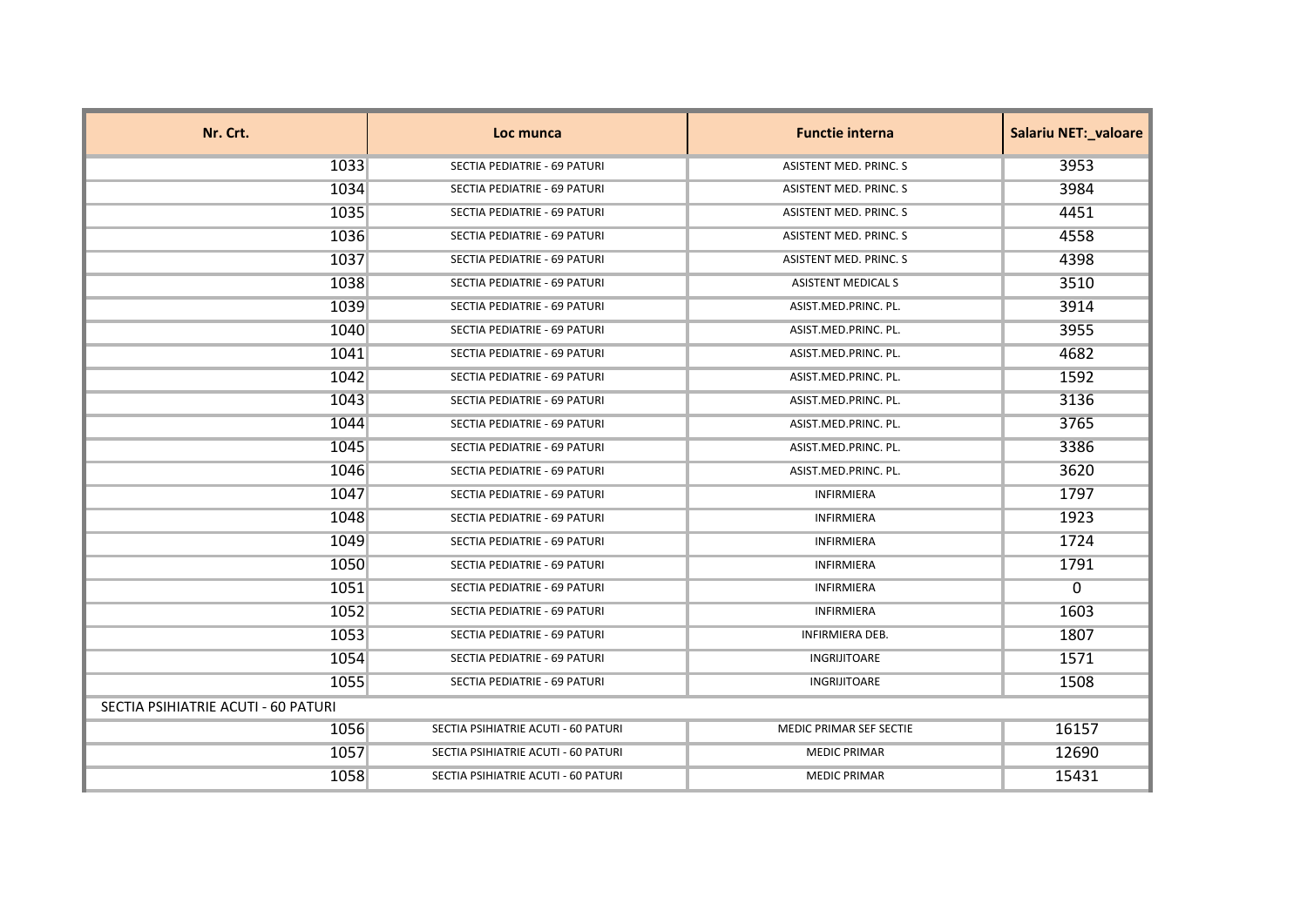| Nr. Crt. | Loc munca | Functie interna | Salariu NET:_valoare |
|---|---|---|---|
| 1033 | SECTIA PEDIATRIE - 69 PATURI | ASISTENT MED. PRINC. S | 3953 |
| 1034 | SECTIA PEDIATRIE - 69 PATURI | ASISTENT MED. PRINC. S | 3984 |
| 1035 | SECTIA PEDIATRIE - 69 PATURI | ASISTENT MED. PRINC. S | 4451 |
| 1036 | SECTIA PEDIATRIE - 69 PATURI | ASISTENT MED. PRINC. S | 4558 |
| 1037 | SECTIA PEDIATRIE - 69 PATURI | ASISTENT MED. PRINC. S | 4398 |
| 1038 | SECTIA PEDIATRIE - 69 PATURI | ASISTENT MEDICAL S | 3510 |
| 1039 | SECTIA PEDIATRIE - 69 PATURI | ASIST.MED.PRINC. PL. | 3914 |
| 1040 | SECTIA PEDIATRIE - 69 PATURI | ASIST.MED.PRINC. PL. | 3955 |
| 1041 | SECTIA PEDIATRIE - 69 PATURI | ASIST.MED.PRINC. PL. | 4682 |
| 1042 | SECTIA PEDIATRIE - 69 PATURI | ASIST.MED.PRINC. PL. | 1592 |
| 1043 | SECTIA PEDIATRIE - 69 PATURI | ASIST.MED.PRINC. PL. | 3136 |
| 1044 | SECTIA PEDIATRIE - 69 PATURI | ASIST.MED.PRINC. PL. | 3765 |
| 1045 | SECTIA PEDIATRIE - 69 PATURI | ASIST.MED.PRINC. PL. | 3386 |
| 1046 | SECTIA PEDIATRIE - 69 PATURI | ASIST.MED.PRINC. PL. | 3620 |
| 1047 | SECTIA PEDIATRIE - 69 PATURI | INFIRMIERA | 1797 |
| 1048 | SECTIA PEDIATRIE - 69 PATURI | INFIRMIERA | 1923 |
| 1049 | SECTIA PEDIATRIE - 69 PATURI | INFIRMIERA | 1724 |
| 1050 | SECTIA PEDIATRIE - 69 PATURI | INFIRMIERA | 1791 |
| 1051 | SECTIA PEDIATRIE - 69 PATURI | INFIRMIERA | 0 |
| 1052 | SECTIA PEDIATRIE - 69 PATURI | INFIRMIERA | 1603 |
| 1053 | SECTIA PEDIATRIE - 69 PATURI | INFIRMIERA DEB. | 1807 |
| 1054 | SECTIA PEDIATRIE - 69 PATURI | INGRIJITOARE | 1571 |
| 1055 | SECTIA PEDIATRIE - 69 PATURI | INGRIJITOARE | 1508 |
| SECTIA PSIHIATRIE ACUTI - 60 PATURI | | | |
| 1056 | SECTIA PSIHIATRIE ACUTI - 60 PATURI | MEDIC PRIMAR SEF SECTIE | 16157 |
| 1057 | SECTIA PSIHIATRIE ACUTI - 60 PATURI | MEDIC PRIMAR | 12690 |
| 1058 | SECTIA PSIHIATRIE ACUTI - 60 PATURI | MEDIC PRIMAR | 15431 |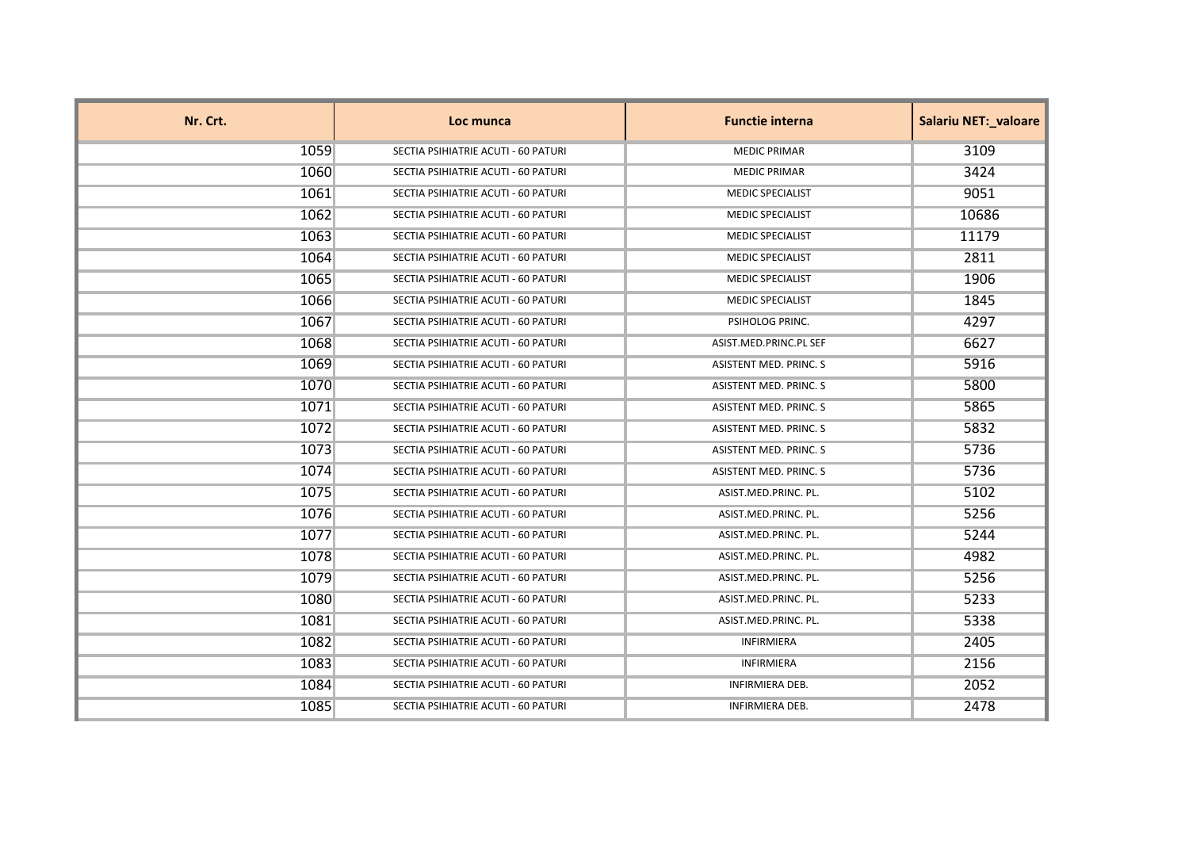| Nr. Crt. | Loc munca | Functie interna | Salariu NET:_valoare |
|---|---|---|---|
| 1059 | SECTIA PSIHIATRIE ACUTI - 60 PATURI | MEDIC PRIMAR | 3109 |
| 1060 | SECTIA PSIHIATRIE ACUTI - 60 PATURI | MEDIC PRIMAR | 3424 |
| 1061 | SECTIA PSIHIATRIE ACUTI - 60 PATURI | MEDIC SPECIALIST | 9051 |
| 1062 | SECTIA PSIHIATRIE ACUTI - 60 PATURI | MEDIC SPECIALIST | 10686 |
| 1063 | SECTIA PSIHIATRIE ACUTI - 60 PATURI | MEDIC SPECIALIST | 11179 |
| 1064 | SECTIA PSIHIATRIE ACUTI - 60 PATURI | MEDIC SPECIALIST | 2811 |
| 1065 | SECTIA PSIHIATRIE ACUTI - 60 PATURI | MEDIC SPECIALIST | 1906 |
| 1066 | SECTIA PSIHIATRIE ACUTI - 60 PATURI | MEDIC SPECIALIST | 1845 |
| 1067 | SECTIA PSIHIATRIE ACUTI - 60 PATURI | PSIHOLOG PRINC. | 4297 |
| 1068 | SECTIA PSIHIATRIE ACUTI - 60 PATURI | ASIST.MED.PRINC.PL SEF | 6627 |
| 1069 | SECTIA PSIHIATRIE ACUTI - 60 PATURI | ASISTENT MED. PRINC. S | 5916 |
| 1070 | SECTIA PSIHIATRIE ACUTI - 60 PATURI | ASISTENT MED. PRINC. S | 5800 |
| 1071 | SECTIA PSIHIATRIE ACUTI - 60 PATURI | ASISTENT MED. PRINC. S | 5865 |
| 1072 | SECTIA PSIHIATRIE ACUTI - 60 PATURI | ASISTENT MED. PRINC. S | 5832 |
| 1073 | SECTIA PSIHIATRIE ACUTI - 60 PATURI | ASISTENT MED. PRINC. S | 5736 |
| 1074 | SECTIA PSIHIATRIE ACUTI - 60 PATURI | ASISTENT MED. PRINC. S | 5736 |
| 1075 | SECTIA PSIHIATRIE ACUTI - 60 PATURI | ASIST.MED.PRINC. PL. | 5102 |
| 1076 | SECTIA PSIHIATRIE ACUTI - 60 PATURI | ASIST.MED.PRINC. PL. | 5256 |
| 1077 | SECTIA PSIHIATRIE ACUTI - 60 PATURI | ASIST.MED.PRINC. PL. | 5244 |
| 1078 | SECTIA PSIHIATRIE ACUTI - 60 PATURI | ASIST.MED.PRINC. PL. | 4982 |
| 1079 | SECTIA PSIHIATRIE ACUTI - 60 PATURI | ASIST.MED.PRINC. PL. | 5256 |
| 1080 | SECTIA PSIHIATRIE ACUTI - 60 PATURI | ASIST.MED.PRINC. PL. | 5233 |
| 1081 | SECTIA PSIHIATRIE ACUTI - 60 PATURI | ASIST.MED.PRINC. PL. | 5338 |
| 1082 | SECTIA PSIHIATRIE ACUTI - 60 PATURI | INFIRMIERA | 2405 |
| 1083 | SECTIA PSIHIATRIE ACUTI - 60 PATURI | INFIRMIERA | 2156 |
| 1084 | SECTIA PSIHIATRIE ACUTI - 60 PATURI | INFIRMIERA DEB. | 2052 |
| 1085 | SECTIA PSIHIATRIE ACUTI - 60 PATURI | INFIRMIERA DEB. | 2478 |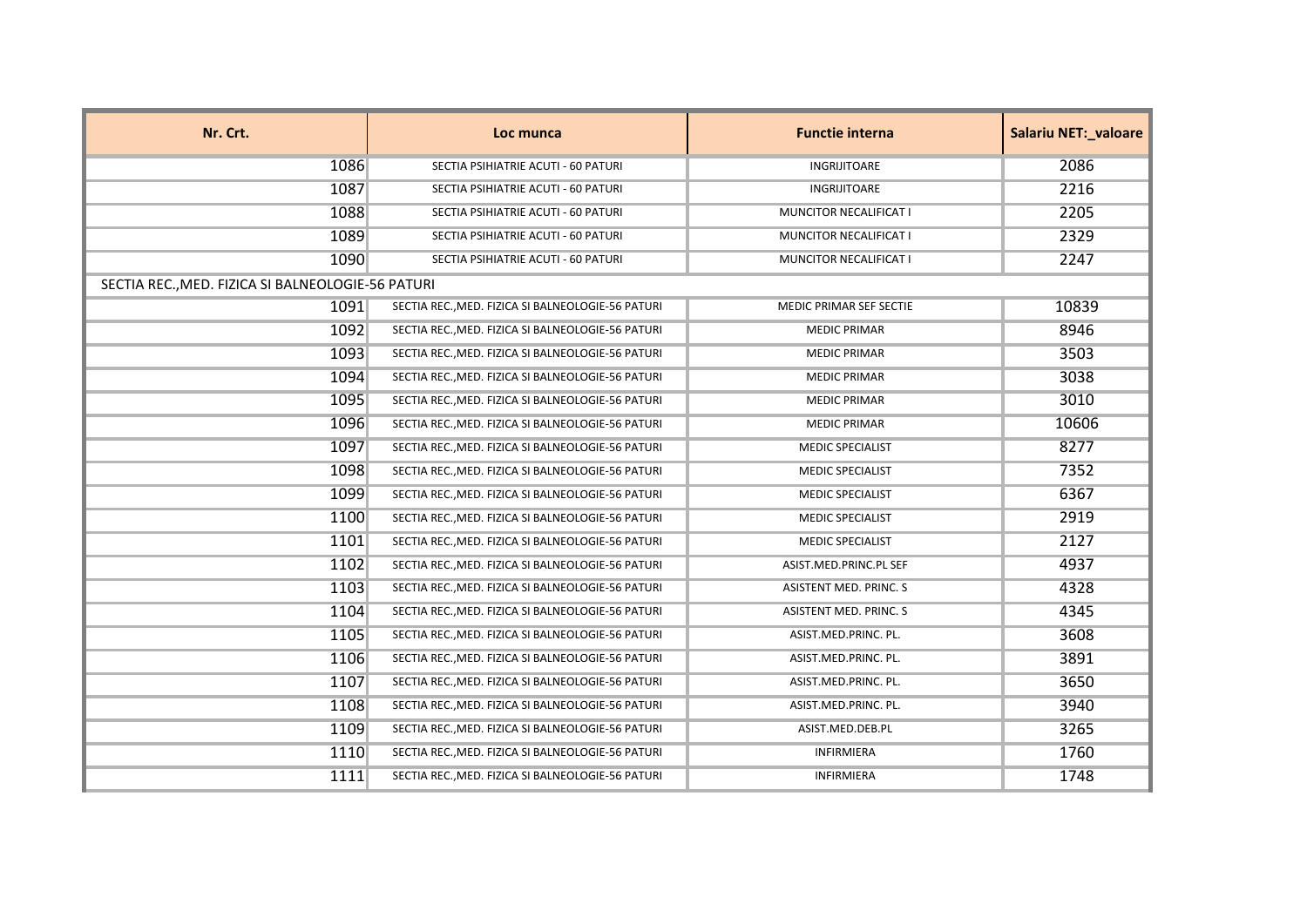| Nr. Crt. | Loc munca | Functie interna | Salariu NET:_valoare |
|---|---|---|---|
| 1086 | SECTIA PSIHIATRIE ACUTI - 60 PATURI | INGRIJITOARE | 2086 |
| 1087 | SECTIA PSIHIATRIE ACUTI - 60 PATURI | INGRIJITOARE | 2216 |
| 1088 | SECTIA PSIHIATRIE ACUTI - 60 PATURI | MUNCITOR NECALIFICAT I | 2205 |
| 1089 | SECTIA PSIHIATRIE ACUTI - 60 PATURI | MUNCITOR NECALIFICAT I | 2329 |
| 1090 | SECTIA PSIHIATRIE ACUTI - 60 PATURI | MUNCITOR NECALIFICAT I | 2247 |
| SECTIA REC.,MED. FIZICA SI BALNEOLOGIE-56 PATURI | | | |
| 1091 | SECTIA REC.,MED. FIZICA SI BALNEOLOGIE-56 PATURI | MEDIC PRIMAR SEF SECTIE | 10839 |
| 1092 | SECTIA REC.,MED. FIZICA SI BALNEOLOGIE-56 PATURI | MEDIC PRIMAR | 8946 |
| 1093 | SECTIA REC.,MED. FIZICA SI BALNEOLOGIE-56 PATURI | MEDIC PRIMAR | 3503 |
| 1094 | SECTIA REC.,MED. FIZICA SI BALNEOLOGIE-56 PATURI | MEDIC PRIMAR | 3038 |
| 1095 | SECTIA REC.,MED. FIZICA SI BALNEOLOGIE-56 PATURI | MEDIC PRIMAR | 3010 |
| 1096 | SECTIA REC.,MED. FIZICA SI BALNEOLOGIE-56 PATURI | MEDIC PRIMAR | 10606 |
| 1097 | SECTIA REC.,MED. FIZICA SI BALNEOLOGIE-56 PATURI | MEDIC SPECIALIST | 8277 |
| 1098 | SECTIA REC.,MED. FIZICA SI BALNEOLOGIE-56 PATURI | MEDIC SPECIALIST | 7352 |
| 1099 | SECTIA REC.,MED. FIZICA SI BALNEOLOGIE-56 PATURI | MEDIC SPECIALIST | 6367 |
| 1100 | SECTIA REC.,MED. FIZICA SI BALNEOLOGIE-56 PATURI | MEDIC SPECIALIST | 2919 |
| 1101 | SECTIA REC.,MED. FIZICA SI BALNEOLOGIE-56 PATURI | MEDIC SPECIALIST | 2127 |
| 1102 | SECTIA REC.,MED. FIZICA SI BALNEOLOGIE-56 PATURI | ASIST.MED.PRINC.PL SEF | 4937 |
| 1103 | SECTIA REC.,MED. FIZICA SI BALNEOLOGIE-56 PATURI | ASISTENT MED. PRINC. S | 4328 |
| 1104 | SECTIA REC.,MED. FIZICA SI BALNEOLOGIE-56 PATURI | ASISTENT MED. PRINC. S | 4345 |
| 1105 | SECTIA REC.,MED. FIZICA SI BALNEOLOGIE-56 PATURI | ASIST.MED.PRINC. PL. | 3608 |
| 1106 | SECTIA REC.,MED. FIZICA SI BALNEOLOGIE-56 PATURI | ASIST.MED.PRINC. PL. | 3891 |
| 1107 | SECTIA REC.,MED. FIZICA SI BALNEOLOGIE-56 PATURI | ASIST.MED.PRINC. PL. | 3650 |
| 1108 | SECTIA REC.,MED. FIZICA SI BALNEOLOGIE-56 PATURI | ASIST.MED.PRINC. PL. | 3940 |
| 1109 | SECTIA REC.,MED. FIZICA SI BALNEOLOGIE-56 PATURI | ASIST.MED.DEB.PL | 3265 |
| 1110 | SECTIA REC.,MED. FIZICA SI BALNEOLOGIE-56 PATURI | INFIRMIERA | 1760 |
| 1111 | SECTIA REC.,MED. FIZICA SI BALNEOLOGIE-56 PATURI | INFIRMIERA | 1748 |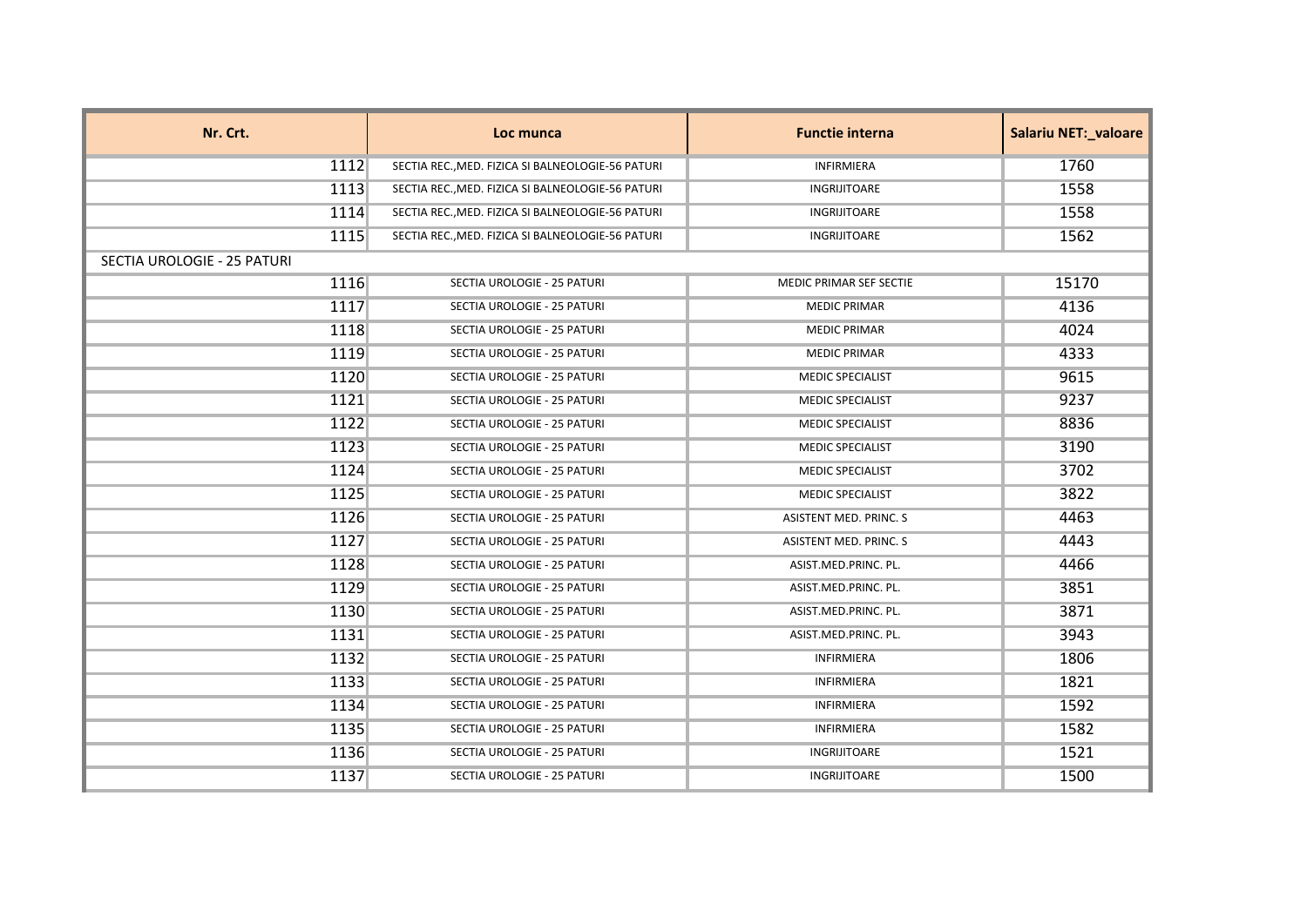| Nr. Crt. | Loc munca | Functie interna | Salariu NET:_valoare |
|---|---|---|---|
| 1112 | SECTIA REC.,MED. FIZICA SI BALNEOLOGIE-56 PATURI | INFIRMIERA | 1760 |
| 1113 | SECTIA REC.,MED. FIZICA SI BALNEOLOGIE-56 PATURI | INGRIJITOARE | 1558 |
| 1114 | SECTIA REC.,MED. FIZICA SI BALNEOLOGIE-56 PATURI | INGRIJITOARE | 1558 |
| 1115 | SECTIA REC.,MED. FIZICA SI BALNEOLOGIE-56 PATURI | INGRIJITOARE | 1562 |
| SECTIA UROLOGIE - 25 PATURI | | | |
| 1116 | SECTIA UROLOGIE - 25 PATURI | MEDIC PRIMAR SEF SECTIE | 15170 |
| 1117 | SECTIA UROLOGIE - 25 PATURI | MEDIC PRIMAR | 4136 |
| 1118 | SECTIA UROLOGIE - 25 PATURI | MEDIC PRIMAR | 4024 |
| 1119 | SECTIA UROLOGIE - 25 PATURI | MEDIC PRIMAR | 4333 |
| 1120 | SECTIA UROLOGIE - 25 PATURI | MEDIC SPECIALIST | 9615 |
| 1121 | SECTIA UROLOGIE - 25 PATURI | MEDIC SPECIALIST | 9237 |
| 1122 | SECTIA UROLOGIE - 25 PATURI | MEDIC SPECIALIST | 8836 |
| 1123 | SECTIA UROLOGIE - 25 PATURI | MEDIC SPECIALIST | 3190 |
| 1124 | SECTIA UROLOGIE - 25 PATURI | MEDIC SPECIALIST | 3702 |
| 1125 | SECTIA UROLOGIE - 25 PATURI | MEDIC SPECIALIST | 3822 |
| 1126 | SECTIA UROLOGIE - 25 PATURI | ASISTENT MED. PRINC. S | 4463 |
| 1127 | SECTIA UROLOGIE - 25 PATURI | ASISTENT MED. PRINC. S | 4443 |
| 1128 | SECTIA UROLOGIE - 25 PATURI | ASIST.MED.PRINC. PL. | 4466 |
| 1129 | SECTIA UROLOGIE - 25 PATURI | ASIST.MED.PRINC. PL. | 3851 |
| 1130 | SECTIA UROLOGIE - 25 PATURI | ASIST.MED.PRINC. PL. | 3871 |
| 1131 | SECTIA UROLOGIE - 25 PATURI | ASIST.MED.PRINC. PL. | 3943 |
| 1132 | SECTIA UROLOGIE - 25 PATURI | INFIRMIERA | 1806 |
| 1133 | SECTIA UROLOGIE - 25 PATURI | INFIRMIERA | 1821 |
| 1134 | SECTIA UROLOGIE - 25 PATURI | INFIRMIERA | 1592 |
| 1135 | SECTIA UROLOGIE - 25 PATURI | INFIRMIERA | 1582 |
| 1136 | SECTIA UROLOGIE - 25 PATURI | INGRIJITOARE | 1521 |
| 1137 | SECTIA UROLOGIE - 25 PATURI | INGRIJITOARE | 1500 |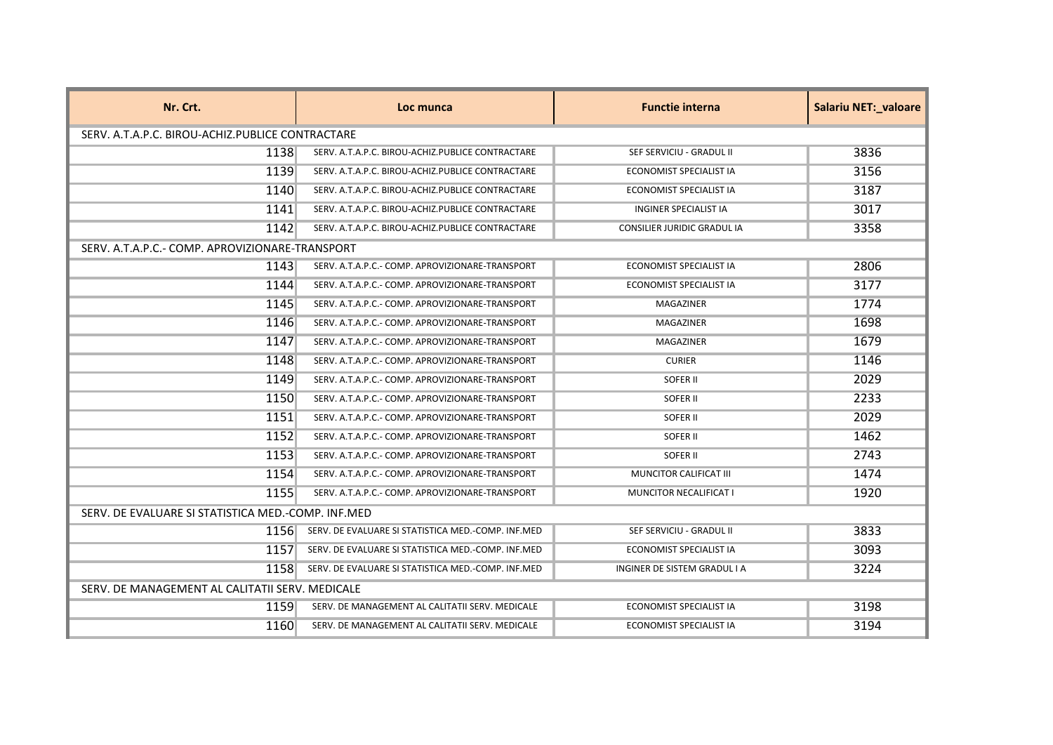| Nr. Crt. | Loc munca | Functie interna | Salariu NET:_valoare |
|---|---|---|---|
| SERV. A.T.A.P.C. BIROU-ACHIZ.PUBLICE CONTRACTARE | | | |
| 1138 | SERV. A.T.A.P.C. BIROU-ACHIZ.PUBLICE CONTRACTARE | SEF SERVICIU - GRADUL II | 3836 |
| 1139 | SERV. A.T.A.P.C. BIROU-ACHIZ.PUBLICE CONTRACTARE | ECONOMIST SPECIALIST IA | 3156 |
| 1140 | SERV. A.T.A.P.C. BIROU-ACHIZ.PUBLICE CONTRACTARE | ECONOMIST SPECIALIST IA | 3187 |
| 1141 | SERV. A.T.A.P.C. BIROU-ACHIZ.PUBLICE CONTRACTARE | INGINER SPECIALIST IA | 3017 |
| 1142 | SERV. A.T.A.P.C. BIROU-ACHIZ.PUBLICE CONTRACTARE | CONSILIER JURIDIC GRADUL IA | 3358 |
| SERV. A.T.A.P.C.- COMP. APROVIZIONARE-TRANSPORT | | | |
| 1143 | SERV. A.T.A.P.C.- COMP. APROVIZIONARE-TRANSPORT | ECONOMIST SPECIALIST IA | 2806 |
| 1144 | SERV. A.T.A.P.C.- COMP. APROVIZIONARE-TRANSPORT | ECONOMIST SPECIALIST IA | 3177 |
| 1145 | SERV. A.T.A.P.C.- COMP. APROVIZIONARE-TRANSPORT | MAGAZINER | 1774 |
| 1146 | SERV. A.T.A.P.C.- COMP. APROVIZIONARE-TRANSPORT | MAGAZINER | 1698 |
| 1147 | SERV. A.T.A.P.C.- COMP. APROVIZIONARE-TRANSPORT | MAGAZINER | 1679 |
| 1148 | SERV. A.T.A.P.C.- COMP. APROVIZIONARE-TRANSPORT | CURIER | 1146 |
| 1149 | SERV. A.T.A.P.C.- COMP. APROVIZIONARE-TRANSPORT | SOFER II | 2029 |
| 1150 | SERV. A.T.A.P.C.- COMP. APROVIZIONARE-TRANSPORT | SOFER II | 2233 |
| 1151 | SERV. A.T.A.P.C.- COMP. APROVIZIONARE-TRANSPORT | SOFER II | 2029 |
| 1152 | SERV. A.T.A.P.C.- COMP. APROVIZIONARE-TRANSPORT | SOFER II | 1462 |
| 1153 | SERV. A.T.A.P.C.- COMP. APROVIZIONARE-TRANSPORT | SOFER II | 2743 |
| 1154 | SERV. A.T.A.P.C.- COMP. APROVIZIONARE-TRANSPORT | MUNCITOR CALIFICAT III | 1474 |
| 1155 | SERV. A.T.A.P.C.- COMP. APROVIZIONARE-TRANSPORT | MUNCITOR NECALIFICAT I | 1920 |
| SERV. DE EVALUARE SI STATISTICA MED.-COMP. INF.MED | | | |
| 1156 | SERV. DE EVALUARE SI STATISTICA MED.-COMP. INF.MED | SEF SERVICIU - GRADUL II | 3833 |
| 1157 | SERV. DE EVALUARE SI STATISTICA MED.-COMP. INF.MED | ECONOMIST SPECIALIST IA | 3093 |
| 1158 | SERV. DE EVALUARE SI STATISTICA MED.-COMP. INF.MED | INGINER DE SISTEM GRADUL I A | 3224 |
| SERV. DE MANAGEMENT AL CALITATII SERV. MEDICALE | | | |
| 1159 | SERV. DE MANAGEMENT AL CALITATII SERV. MEDICALE | ECONOMIST SPECIALIST IA | 3198 |
| 1160 | SERV. DE MANAGEMENT AL CALITATII SERV. MEDICALE | ECONOMIST SPECIALIST IA | 3194 |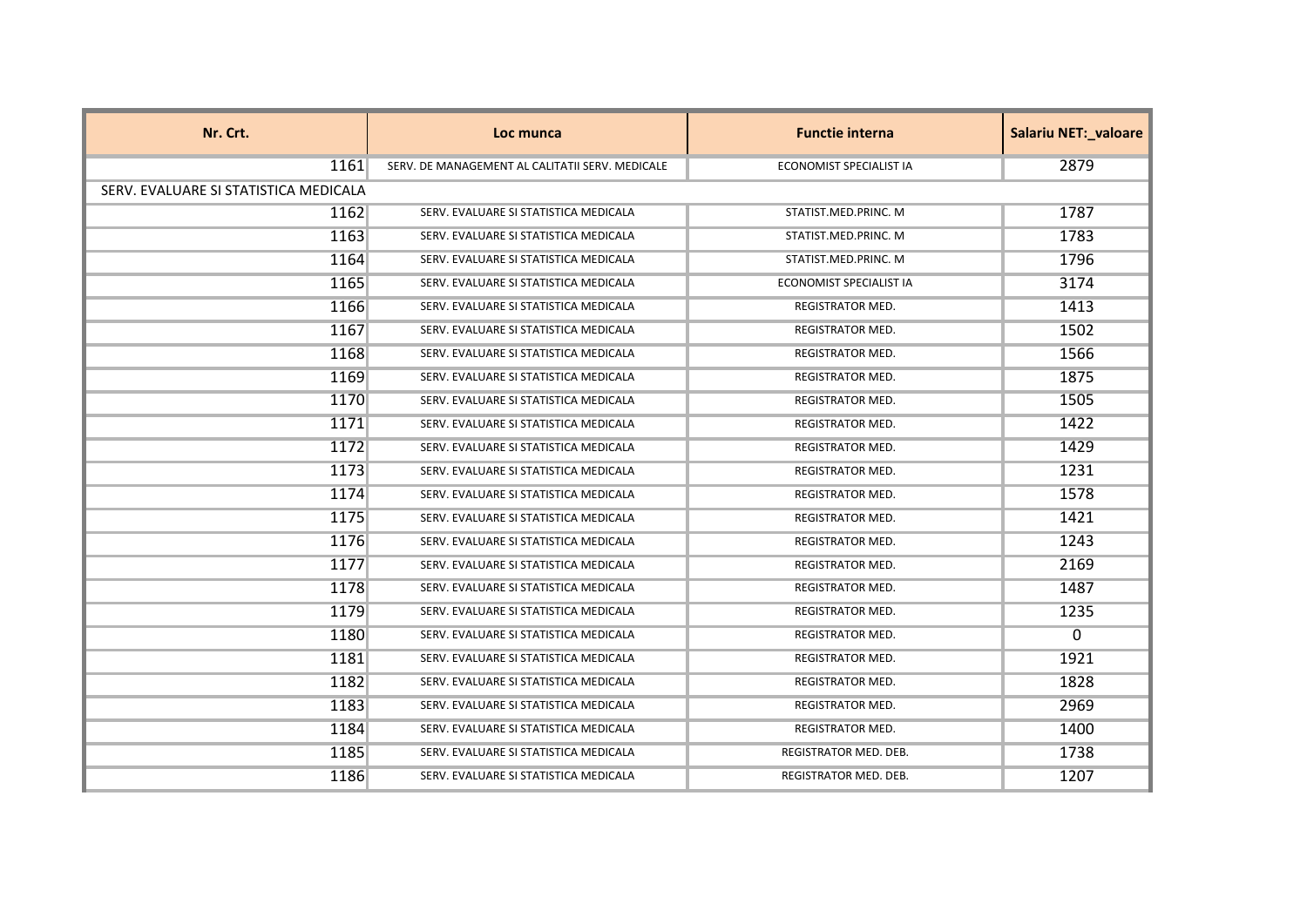| Nr. Crt. | Loc munca | Functie interna | Salariu NET:_valoare |
| --- | --- | --- | --- |
| 1161 | SERV. DE MANAGEMENT AL CALITATII SERV. MEDICALE | ECONOMIST SPECIALIST IA | 2879 |
| SERV. EVALUARE SI STATISTICA MEDICALA | | | |
| 1162 | SERV. EVALUARE SI STATISTICA MEDICALA | STATIST.MED.PRINC. M | 1787 |
| 1163 | SERV. EVALUARE SI STATISTICA MEDICALA | STATIST.MED.PRINC. M | 1783 |
| 1164 | SERV. EVALUARE SI STATISTICA MEDICALA | STATIST.MED.PRINC. M | 1796 |
| 1165 | SERV. EVALUARE SI STATISTICA MEDICALA | ECONOMIST SPECIALIST IA | 3174 |
| 1166 | SERV. EVALUARE SI STATISTICA MEDICALA | REGISTRATOR MED. | 1413 |
| 1167 | SERV. EVALUARE SI STATISTICA MEDICALA | REGISTRATOR MED. | 1502 |
| 1168 | SERV. EVALUARE SI STATISTICA MEDICALA | REGISTRATOR MED. | 1566 |
| 1169 | SERV. EVALUARE SI STATISTICA MEDICALA | REGISTRATOR MED. | 1875 |
| 1170 | SERV. EVALUARE SI STATISTICA MEDICALA | REGISTRATOR MED. | 1505 |
| 1171 | SERV. EVALUARE SI STATISTICA MEDICALA | REGISTRATOR MED. | 1422 |
| 1172 | SERV. EVALUARE SI STATISTICA MEDICALA | REGISTRATOR MED. | 1429 |
| 1173 | SERV. EVALUARE SI STATISTICA MEDICALA | REGISTRATOR MED. | 1231 |
| 1174 | SERV. EVALUARE SI STATISTICA MEDICALA | REGISTRATOR MED. | 1578 |
| 1175 | SERV. EVALUARE SI STATISTICA MEDICALA | REGISTRATOR MED. | 1421 |
| 1176 | SERV. EVALUARE SI STATISTICA MEDICALA | REGISTRATOR MED. | 1243 |
| 1177 | SERV. EVALUARE SI STATISTICA MEDICALA | REGISTRATOR MED. | 2169 |
| 1178 | SERV. EVALUARE SI STATISTICA MEDICALA | REGISTRATOR MED. | 1487 |
| 1179 | SERV. EVALUARE SI STATISTICA MEDICALA | REGISTRATOR MED. | 1235 |
| 1180 | SERV. EVALUARE SI STATISTICA MEDICALA | REGISTRATOR MED. | 0 |
| 1181 | SERV. EVALUARE SI STATISTICA MEDICALA | REGISTRATOR MED. | 1921 |
| 1182 | SERV. EVALUARE SI STATISTICA MEDICALA | REGISTRATOR MED. | 1828 |
| 1183 | SERV. EVALUARE SI STATISTICA MEDICALA | REGISTRATOR MED. | 2969 |
| 1184 | SERV. EVALUARE SI STATISTICA MEDICALA | REGISTRATOR MED. | 1400 |
| 1185 | SERV. EVALUARE SI STATISTICA MEDICALA | REGISTRATOR MED. DEB. | 1738 |
| 1186 | SERV. EVALUARE SI STATISTICA MEDICALA | REGISTRATOR MED. DEB. | 1207 |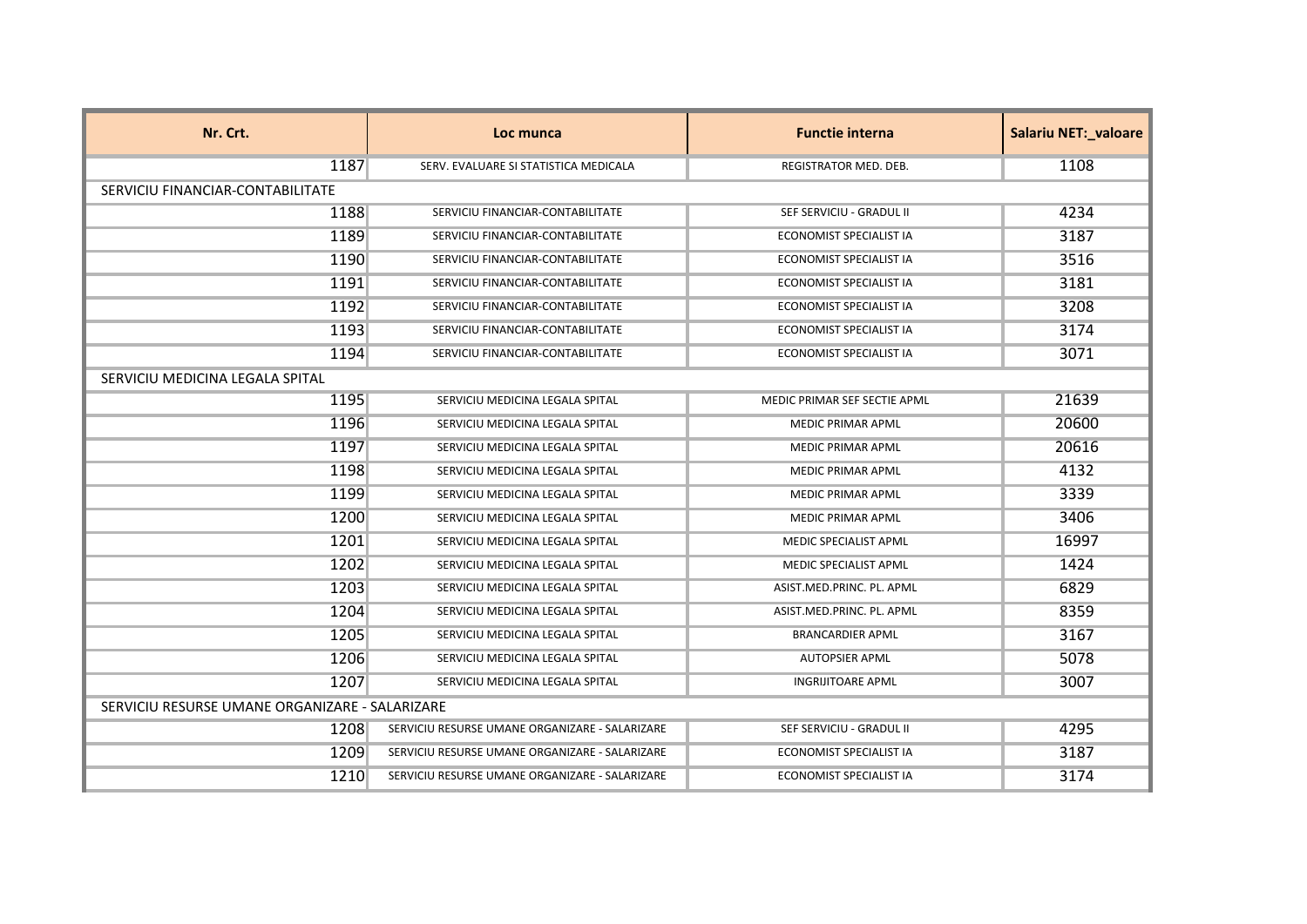| Nr. Crt. | Loc munca | Functie interna | Salariu NET:_valoare |
|---|---|---|---|
| 1187 | SERV. EVALUARE SI STATISTICA MEDICALA | REGISTRATOR MED. DEB. | 1108 |
| SERVICIU FINANCIAR-CONTABILITATE | | | |
| 1188 | SERVICIU FINANCIAR-CONTABILITATE | SEF SERVICIU - GRADUL II | 4234 |
| 1189 | SERVICIU FINANCIAR-CONTABILITATE | ECONOMIST SPECIALIST IA | 3187 |
| 1190 | SERVICIU FINANCIAR-CONTABILITATE | ECONOMIST SPECIALIST IA | 3516 |
| 1191 | SERVICIU FINANCIAR-CONTABILITATE | ECONOMIST SPECIALIST IA | 3181 |
| 1192 | SERVICIU FINANCIAR-CONTABILITATE | ECONOMIST SPECIALIST IA | 3208 |
| 1193 | SERVICIU FINANCIAR-CONTABILITATE | ECONOMIST SPECIALIST IA | 3174 |
| 1194 | SERVICIU FINANCIAR-CONTABILITATE | ECONOMIST SPECIALIST IA | 3071 |
| SERVICIU MEDICINA LEGALA SPITAL | | | |
| 1195 | SERVICIU MEDICINA LEGALA SPITAL | MEDIC PRIMAR SEF SECTIE APML | 21639 |
| 1196 | SERVICIU MEDICINA LEGALA SPITAL | MEDIC PRIMAR APML | 20600 |
| 1197 | SERVICIU MEDICINA LEGALA SPITAL | MEDIC PRIMAR APML | 20616 |
| 1198 | SERVICIU MEDICINA LEGALA SPITAL | MEDIC PRIMAR APML | 4132 |
| 1199 | SERVICIU MEDICINA LEGALA SPITAL | MEDIC PRIMAR APML | 3339 |
| 1200 | SERVICIU MEDICINA LEGALA SPITAL | MEDIC PRIMAR APML | 3406 |
| 1201 | SERVICIU MEDICINA LEGALA SPITAL | MEDIC SPECIALIST APML | 16997 |
| 1202 | SERVICIU MEDICINA LEGALA SPITAL | MEDIC SPECIALIST APML | 1424 |
| 1203 | SERVICIU MEDICINA LEGALA SPITAL | ASIST.MED.PRINC. PL. APML | 6829 |
| 1204 | SERVICIU MEDICINA LEGALA SPITAL | ASIST.MED.PRINC. PL. APML | 8359 |
| 1205 | SERVICIU MEDICINA LEGALA SPITAL | BRANCARDIER APML | 3167 |
| 1206 | SERVICIU MEDICINA LEGALA SPITAL | AUTOPSIER APML | 5078 |
| 1207 | SERVICIU MEDICINA LEGALA SPITAL | INGRIJITOARE APML | 3007 |
| SERVICIU RESURSE UMANE ORGANIZARE - SALARIZARE | | | |
| 1208 | SERVICIU RESURSE UMANE ORGANIZARE - SALARIZARE | SEF SERVICIU - GRADUL II | 4295 |
| 1209 | SERVICIU RESURSE UMANE ORGANIZARE - SALARIZARE | ECONOMIST SPECIALIST IA | 3187 |
| 1210 | SERVICIU RESURSE UMANE ORGANIZARE - SALARIZARE | ECONOMIST SPECIALIST IA | 3174 |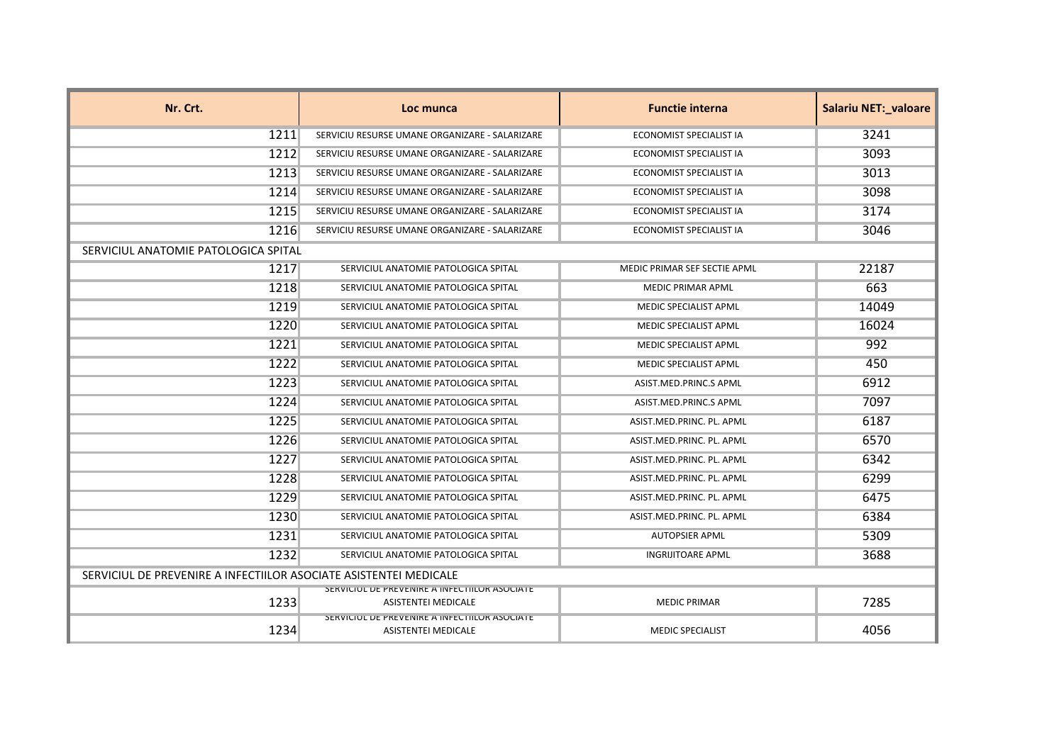| Nr. Crt. | Loc munca | Functie interna | Salariu NET:_valoare |
|---|---|---|---|
| 1211 | SERVICIU RESURSE UMANE ORGANIZARE - SALARIZARE | ECONOMIST SPECIALIST IA | 3241 |
| 1212 | SERVICIU RESURSE UMANE ORGANIZARE - SALARIZARE | ECONOMIST SPECIALIST IA | 3093 |
| 1213 | SERVICIU RESURSE UMANE ORGANIZARE - SALARIZARE | ECONOMIST SPECIALIST IA | 3013 |
| 1214 | SERVICIU RESURSE UMANE ORGANIZARE - SALARIZARE | ECONOMIST SPECIALIST IA | 3098 |
| 1215 | SERVICIU RESURSE UMANE ORGANIZARE - SALARIZARE | ECONOMIST SPECIALIST IA | 3174 |
| 1216 | SERVICIU RESURSE UMANE ORGANIZARE - SALARIZARE | ECONOMIST SPECIALIST IA | 3046 |
| SERVICIUL ANATOMIE PATOLOGICA SPITAL | | | |
| 1217 | SERVICIUL ANATOMIE PATOLOGICA SPITAL | MEDIC PRIMAR SEF SECTIE APML | 22187 |
| 1218 | SERVICIUL ANATOMIE PATOLOGICA SPITAL | MEDIC PRIMAR APML | 663 |
| 1219 | SERVICIUL ANATOMIE PATOLOGICA SPITAL | MEDIC SPECIALIST APML | 14049 |
| 1220 | SERVICIUL ANATOMIE PATOLOGICA SPITAL | MEDIC SPECIALIST APML | 16024 |
| 1221 | SERVICIUL ANATOMIE PATOLOGICA SPITAL | MEDIC SPECIALIST APML | 992 |
| 1222 | SERVICIUL ANATOMIE PATOLOGICA SPITAL | MEDIC SPECIALIST APML | 450 |
| 1223 | SERVICIUL ANATOMIE PATOLOGICA SPITAL | ASIST.MED.PRINC.S APML | 6912 |
| 1224 | SERVICIUL ANATOMIE PATOLOGICA SPITAL | ASIST.MED.PRINC.S APML | 7097 |
| 1225 | SERVICIUL ANATOMIE PATOLOGICA SPITAL | ASIST.MED.PRINC. PL. APML | 6187 |
| 1226 | SERVICIUL ANATOMIE PATOLOGICA SPITAL | ASIST.MED.PRINC. PL. APML | 6570 |
| 1227 | SERVICIUL ANATOMIE PATOLOGICA SPITAL | ASIST.MED.PRINC. PL. APML | 6342 |
| 1228 | SERVICIUL ANATOMIE PATOLOGICA SPITAL | ASIST.MED.PRINC. PL. APML | 6299 |
| 1229 | SERVICIUL ANATOMIE PATOLOGICA SPITAL | ASIST.MED.PRINC. PL. APML | 6475 |
| 1230 | SERVICIUL ANATOMIE PATOLOGICA SPITAL | ASIST.MED.PRINC. PL. APML | 6384 |
| 1231 | SERVICIUL ANATOMIE PATOLOGICA SPITAL | AUTOPSIER APML | 5309 |
| 1232 | SERVICIUL ANATOMIE PATOLOGICA SPITAL | INGRIJITOARE APML | 3688 |
| SERVICIUL DE PREVENIRE A INFECTIILOR ASOCIATE ASISTENTEI MEDICALE | | | |
| 1233 | SERVICIUL DE PREVENIRE A INFECTIILOR ASOCIATE ASISTENTEI MEDICALE | MEDIC PRIMAR | 7285 |
| 1234 | SERVICIUL DE PREVENIRE A INFECTIILOR ASOCIATE ASISTENTEI MEDICALE | MEDIC SPECIALIST | 4056 |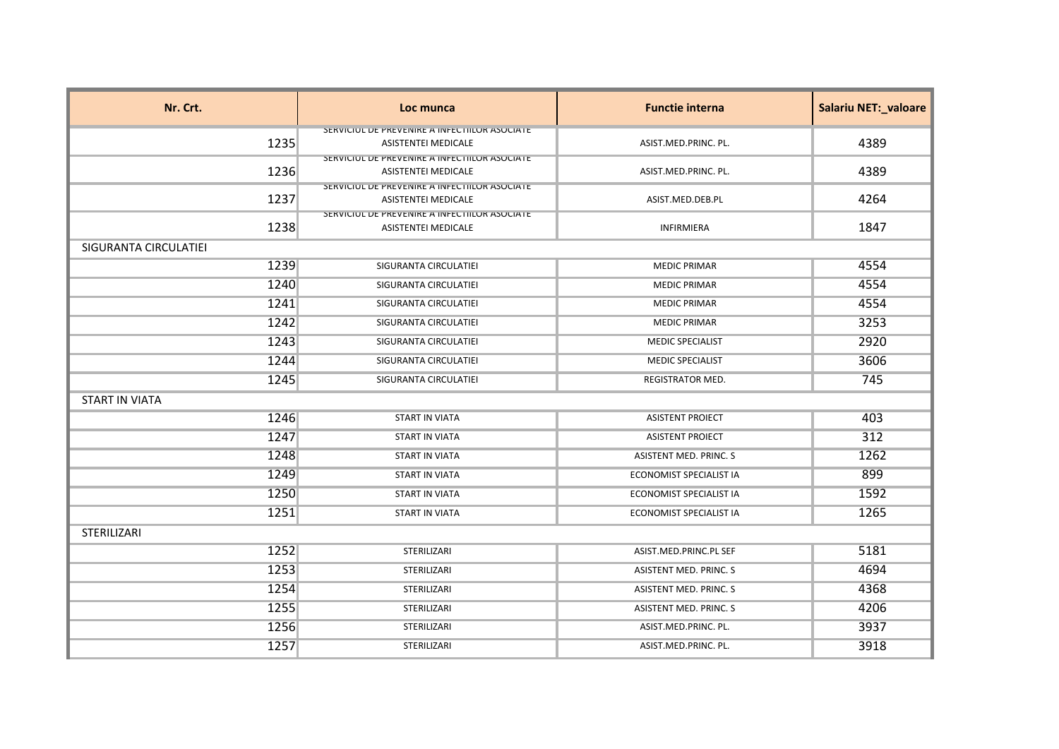| Nr. Crt. | Loc munca | Functie interna | Salariu NET:_valoare |
|---|---|---|---|
| 1235 | SERVICIUL DE PREVENIRE A INFECTIILOR ASOCIATE ASISTENTEI MEDICALE | ASIST.MED.PRINC. PL. | 4389 |
| 1236 | SERVICIUL DE PREVENIRE A INFECTIILOR ASOCIATE ASISTENTEI MEDICALE | ASIST.MED.PRINC. PL. | 4389 |
| 1237 | SERVICIUL DE PREVENIRE A INFECTIILOR ASOCIATE ASISTENTEI MEDICALE | ASIST.MED.DEB.PL | 4264 |
| 1238 | SERVICIUL DE PREVENIRE A INFECTIILOR ASOCIATE ASISTENTEI MEDICALE | INFIRMIERA | 1847 |
| SIGURANTA CIRCULATIEI | | | |
| 1239 | SIGURANTA CIRCULATIEI | MEDIC PRIMAR | 4554 |
| 1240 | SIGURANTA CIRCULATIEI | MEDIC PRIMAR | 4554 |
| 1241 | SIGURANTA CIRCULATIEI | MEDIC PRIMAR | 4554 |
| 1242 | SIGURANTA CIRCULATIEI | MEDIC PRIMAR | 3253 |
| 1243 | SIGURANTA CIRCULATIEI | MEDIC SPECIALIST | 2920 |
| 1244 | SIGURANTA CIRCULATIEI | MEDIC SPECIALIST | 3606 |
| 1245 | SIGURANTA CIRCULATIEI | REGISTRATOR MED. | 745 |
| START IN VIATA | | | |
| 1246 | START IN VIATA | ASISTENT PROIECT | 403 |
| 1247 | START IN VIATA | ASISTENT PROIECT | 312 |
| 1248 | START IN VIATA | ASISTENT MED. PRINC. S | 1262 |
| 1249 | START IN VIATA | ECONOMIST SPECIALIST IA | 899 |
| 1250 | START IN VIATA | ECONOMIST SPECIALIST IA | 1592 |
| 1251 | START IN VIATA | ECONOMIST SPECIALIST IA | 1265 |
| STERILIZARI | | | |
| 1252 | STERILIZARI | ASIST.MED.PRINC.PL SEF | 5181 |
| 1253 | STERILIZARI | ASISTENT MED. PRINC. S | 4694 |
| 1254 | STERILIZARI | ASISTENT MED. PRINC. S | 4368 |
| 1255 | STERILIZARI | ASISTENT MED. PRINC. S | 4206 |
| 1256 | STERILIZARI | ASIST.MED.PRINC. PL. | 3937 |
| 1257 | STERILIZARI | ASIST.MED.PRINC. PL. | 3918 |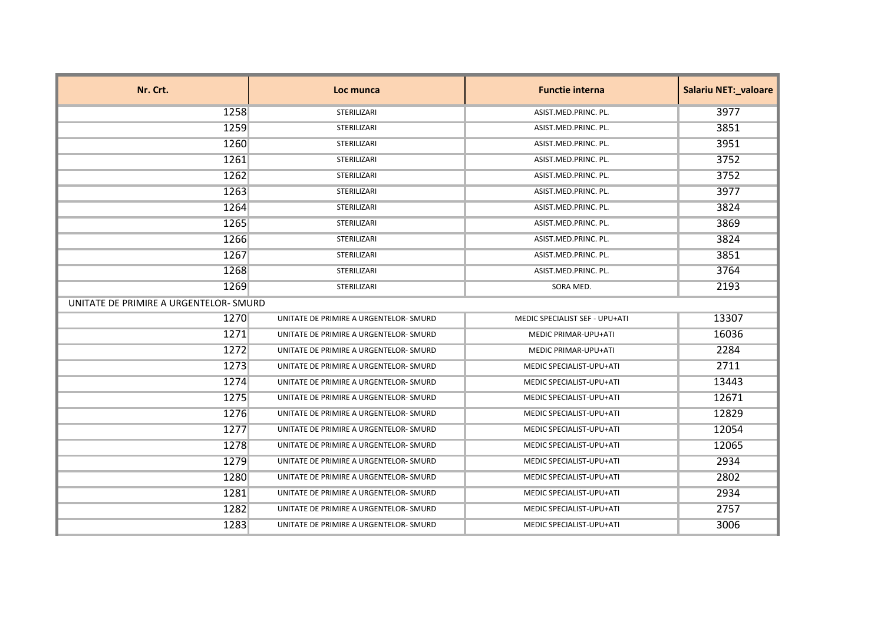| Nr. Crt. | Loc munca | Functie interna | Salariu NET:_valoare |
| --- | --- | --- | --- |
| 1258 | STERILIZARI | ASIST.MED.PRINC. PL. | 3977 |
| 1259 | STERILIZARI | ASIST.MED.PRINC. PL. | 3851 |
| 1260 | STERILIZARI | ASIST.MED.PRINC. PL. | 3951 |
| 1261 | STERILIZARI | ASIST.MED.PRINC. PL. | 3752 |
| 1262 | STERILIZARI | ASIST.MED.PRINC. PL. | 3752 |
| 1263 | STERILIZARI | ASIST.MED.PRINC. PL. | 3977 |
| 1264 | STERILIZARI | ASIST.MED.PRINC. PL. | 3824 |
| 1265 | STERILIZARI | ASIST.MED.PRINC. PL. | 3869 |
| 1266 | STERILIZARI | ASIST.MED.PRINC. PL. | 3824 |
| 1267 | STERILIZARI | ASIST.MED.PRINC. PL. | 3851 |
| 1268 | STERILIZARI | ASIST.MED.PRINC. PL. | 3764 |
| 1269 | STERILIZARI | SORA MED. | 2193 |
| UNITATE DE PRIMIRE A URGENTELOR- SMURD | | | |
| 1270 | UNITATE DE PRIMIRE A URGENTELOR- SMURD | MEDIC SPECIALIST SEF - UPU+ATI | 13307 |
| 1271 | UNITATE DE PRIMIRE A URGENTELOR- SMURD | MEDIC PRIMAR-UPU+ATI | 16036 |
| 1272 | UNITATE DE PRIMIRE A URGENTELOR- SMURD | MEDIC PRIMAR-UPU+ATI | 2284 |
| 1273 | UNITATE DE PRIMIRE A URGENTELOR- SMURD | MEDIC SPECIALIST-UPU+ATI | 2711 |
| 1274 | UNITATE DE PRIMIRE A URGENTELOR- SMURD | MEDIC SPECIALIST-UPU+ATI | 13443 |
| 1275 | UNITATE DE PRIMIRE A URGENTELOR- SMURD | MEDIC SPECIALIST-UPU+ATI | 12671 |
| 1276 | UNITATE DE PRIMIRE A URGENTELOR- SMURD | MEDIC SPECIALIST-UPU+ATI | 12829 |
| 1277 | UNITATE DE PRIMIRE A URGENTELOR- SMURD | MEDIC SPECIALIST-UPU+ATI | 12054 |
| 1278 | UNITATE DE PRIMIRE A URGENTELOR- SMURD | MEDIC SPECIALIST-UPU+ATI | 12065 |
| 1279 | UNITATE DE PRIMIRE A URGENTELOR- SMURD | MEDIC SPECIALIST-UPU+ATI | 2934 |
| 1280 | UNITATE DE PRIMIRE A URGENTELOR- SMURD | MEDIC SPECIALIST-UPU+ATI | 2802 |
| 1281 | UNITATE DE PRIMIRE A URGENTELOR- SMURD | MEDIC SPECIALIST-UPU+ATI | 2934 |
| 1282 | UNITATE DE PRIMIRE A URGENTELOR- SMURD | MEDIC SPECIALIST-UPU+ATI | 2757 |
| 1283 | UNITATE DE PRIMIRE A URGENTELOR- SMURD | MEDIC SPECIALIST-UPU+ATI | 3006 |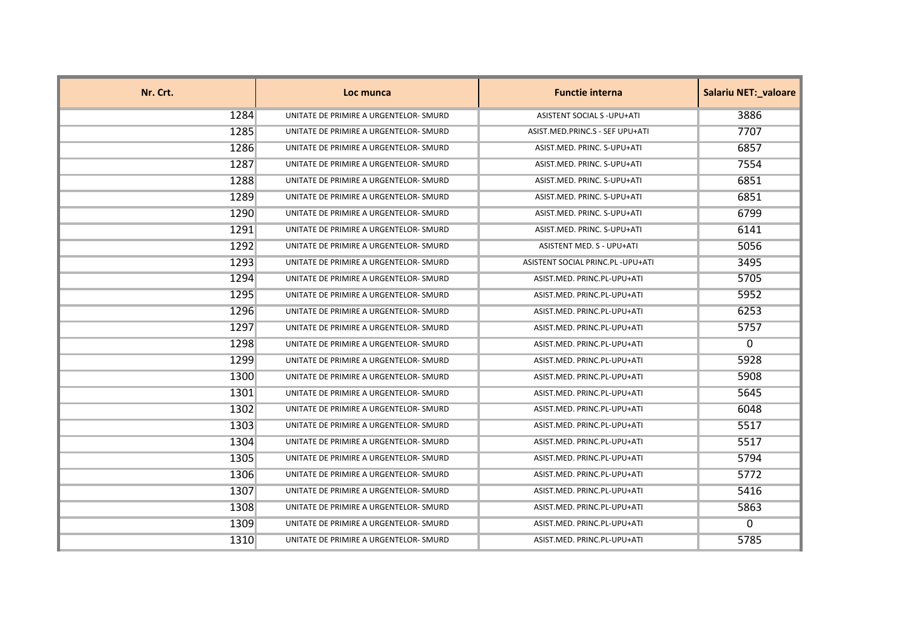| Nr. Crt. | Loc munca | Functie interna | Salariu NET:_valoare |
|---|---|---|---|
| 1284 | UNITATE DE PRIMIRE A URGENTELOR- SMURD | ASISTENT SOCIAL S -UPU+ATI | 3886 |
| 1285 | UNITATE DE PRIMIRE A URGENTELOR- SMURD | ASIST.MED.PRINC.S - SEF UPU+ATI | 7707 |
| 1286 | UNITATE DE PRIMIRE A URGENTELOR- SMURD | ASIST.MED. PRINC. S-UPU+ATI | 6857 |
| 1287 | UNITATE DE PRIMIRE A URGENTELOR- SMURD | ASIST.MED. PRINC. S-UPU+ATI | 7554 |
| 1288 | UNITATE DE PRIMIRE A URGENTELOR- SMURD | ASIST.MED. PRINC. S-UPU+ATI | 6851 |
| 1289 | UNITATE DE PRIMIRE A URGENTELOR- SMURD | ASIST.MED. PRINC. S-UPU+ATI | 6851 |
| 1290 | UNITATE DE PRIMIRE A URGENTELOR- SMURD | ASIST.MED. PRINC. S-UPU+ATI | 6799 |
| 1291 | UNITATE DE PRIMIRE A URGENTELOR- SMURD | ASIST.MED. PRINC. S-UPU+ATI | 6141 |
| 1292 | UNITATE DE PRIMIRE A URGENTELOR- SMURD | ASISTENT MED. S - UPU+ATI | 5056 |
| 1293 | UNITATE DE PRIMIRE A URGENTELOR- SMURD | ASISTENT SOCIAL PRINC.PL -UPU+ATI | 3495 |
| 1294 | UNITATE DE PRIMIRE A URGENTELOR- SMURD | ASIST.MED. PRINC.PL-UPU+ATI | 5705 |
| 1295 | UNITATE DE PRIMIRE A URGENTELOR- SMURD | ASIST.MED. PRINC.PL-UPU+ATI | 5952 |
| 1296 | UNITATE DE PRIMIRE A URGENTELOR- SMURD | ASIST.MED. PRINC.PL-UPU+ATI | 6253 |
| 1297 | UNITATE DE PRIMIRE A URGENTELOR- SMURD | ASIST.MED. PRINC.PL-UPU+ATI | 5757 |
| 1298 | UNITATE DE PRIMIRE A URGENTELOR- SMURD | ASIST.MED. PRINC.PL-UPU+ATI | 0 |
| 1299 | UNITATE DE PRIMIRE A URGENTELOR- SMURD | ASIST.MED. PRINC.PL-UPU+ATI | 5928 |
| 1300 | UNITATE DE PRIMIRE A URGENTELOR- SMURD | ASIST.MED. PRINC.PL-UPU+ATI | 5908 |
| 1301 | UNITATE DE PRIMIRE A URGENTELOR- SMURD | ASIST.MED. PRINC.PL-UPU+ATI | 5645 |
| 1302 | UNITATE DE PRIMIRE A URGENTELOR- SMURD | ASIST.MED. PRINC.PL-UPU+ATI | 6048 |
| 1303 | UNITATE DE PRIMIRE A URGENTELOR- SMURD | ASIST.MED. PRINC.PL-UPU+ATI | 5517 |
| 1304 | UNITATE DE PRIMIRE A URGENTELOR- SMURD | ASIST.MED. PRINC.PL-UPU+ATI | 5517 |
| 1305 | UNITATE DE PRIMIRE A URGENTELOR- SMURD | ASIST.MED. PRINC.PL-UPU+ATI | 5794 |
| 1306 | UNITATE DE PRIMIRE A URGENTELOR- SMURD | ASIST.MED. PRINC.PL-UPU+ATI | 5772 |
| 1307 | UNITATE DE PRIMIRE A URGENTELOR- SMURD | ASIST.MED. PRINC.PL-UPU+ATI | 5416 |
| 1308 | UNITATE DE PRIMIRE A URGENTELOR- SMURD | ASIST.MED. PRINC.PL-UPU+ATI | 5863 |
| 1309 | UNITATE DE PRIMIRE A URGENTELOR- SMURD | ASIST.MED. PRINC.PL-UPU+ATI | 0 |
| 1310 | UNITATE DE PRIMIRE A URGENTELOR- SMURD | ASIST.MED. PRINC.PL-UPU+ATI | 5785 |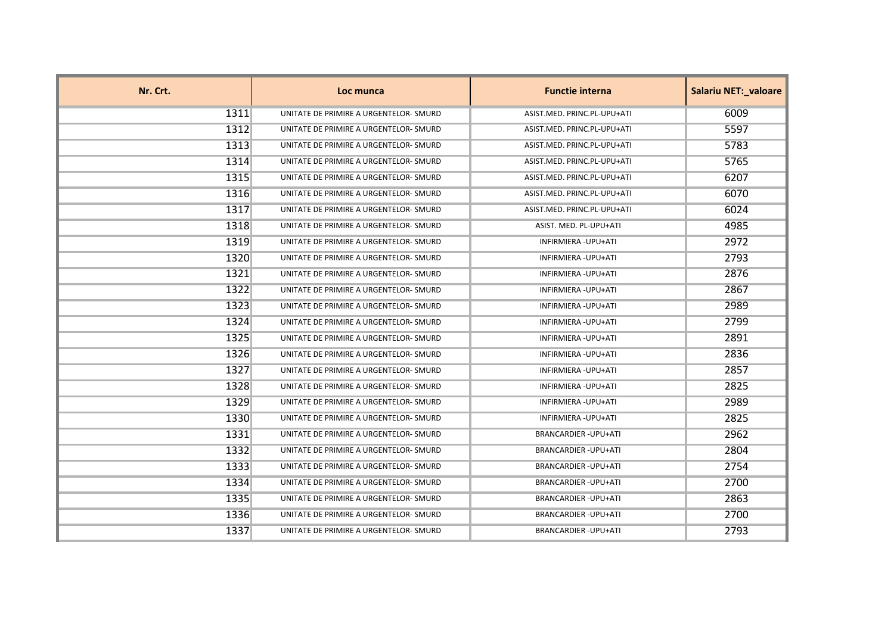| Nr. Crt. | Loc munca | Functie interna | Salariu NET:_valoare |
|---|---|---|---|
| 1311 | UNITATE DE PRIMIRE A URGENTELOR- SMURD | ASIST.MED. PRINC.PL-UPU+ATI | 6009 |
| 1312 | UNITATE DE PRIMIRE A URGENTELOR- SMURD | ASIST.MED. PRINC.PL-UPU+ATI | 5597 |
| 1313 | UNITATE DE PRIMIRE A URGENTELOR- SMURD | ASIST.MED. PRINC.PL-UPU+ATI | 5783 |
| 1314 | UNITATE DE PRIMIRE A URGENTELOR- SMURD | ASIST.MED. PRINC.PL-UPU+ATI | 5765 |
| 1315 | UNITATE DE PRIMIRE A URGENTELOR- SMURD | ASIST.MED. PRINC.PL-UPU+ATI | 6207 |
| 1316 | UNITATE DE PRIMIRE A URGENTELOR- SMURD | ASIST.MED. PRINC.PL-UPU+ATI | 6070 |
| 1317 | UNITATE DE PRIMIRE A URGENTELOR- SMURD | ASIST.MED. PRINC.PL-UPU+ATI | 6024 |
| 1318 | UNITATE DE PRIMIRE A URGENTELOR- SMURD | ASIST. MED. PL-UPU+ATI | 4985 |
| 1319 | UNITATE DE PRIMIRE A URGENTELOR- SMURD | INFIRMIERA -UPU+ATI | 2972 |
| 1320 | UNITATE DE PRIMIRE A URGENTELOR- SMURD | INFIRMIERA -UPU+ATI | 2793 |
| 1321 | UNITATE DE PRIMIRE A URGENTELOR- SMURD | INFIRMIERA -UPU+ATI | 2876 |
| 1322 | UNITATE DE PRIMIRE A URGENTELOR- SMURD | INFIRMIERA -UPU+ATI | 2867 |
| 1323 | UNITATE DE PRIMIRE A URGENTELOR- SMURD | INFIRMIERA -UPU+ATI | 2989 |
| 1324 | UNITATE DE PRIMIRE A URGENTELOR- SMURD | INFIRMIERA -UPU+ATI | 2799 |
| 1325 | UNITATE DE PRIMIRE A URGENTELOR- SMURD | INFIRMIERA -UPU+ATI | 2891 |
| 1326 | UNITATE DE PRIMIRE A URGENTELOR- SMURD | INFIRMIERA -UPU+ATI | 2836 |
| 1327 | UNITATE DE PRIMIRE A URGENTELOR- SMURD | INFIRMIERA -UPU+ATI | 2857 |
| 1328 | UNITATE DE PRIMIRE A URGENTELOR- SMURD | INFIRMIERA -UPU+ATI | 2825 |
| 1329 | UNITATE DE PRIMIRE A URGENTELOR- SMURD | INFIRMIERA -UPU+ATI | 2989 |
| 1330 | UNITATE DE PRIMIRE A URGENTELOR- SMURD | INFIRMIERA -UPU+ATI | 2825 |
| 1331 | UNITATE DE PRIMIRE A URGENTELOR- SMURD | BRANCARDIER -UPU+ATI | 2962 |
| 1332 | UNITATE DE PRIMIRE A URGENTELOR- SMURD | BRANCARDIER -UPU+ATI | 2804 |
| 1333 | UNITATE DE PRIMIRE A URGENTELOR- SMURD | BRANCARDIER -UPU+ATI | 2754 |
| 1334 | UNITATE DE PRIMIRE A URGENTELOR- SMURD | BRANCARDIER -UPU+ATI | 2700 |
| 1335 | UNITATE DE PRIMIRE A URGENTELOR- SMURD | BRANCARDIER -UPU+ATI | 2863 |
| 1336 | UNITATE DE PRIMIRE A URGENTELOR- SMURD | BRANCARDIER -UPU+ATI | 2700 |
| 1337 | UNITATE DE PRIMIRE A URGENTELOR- SMURD | BRANCARDIER -UPU+ATI | 2793 |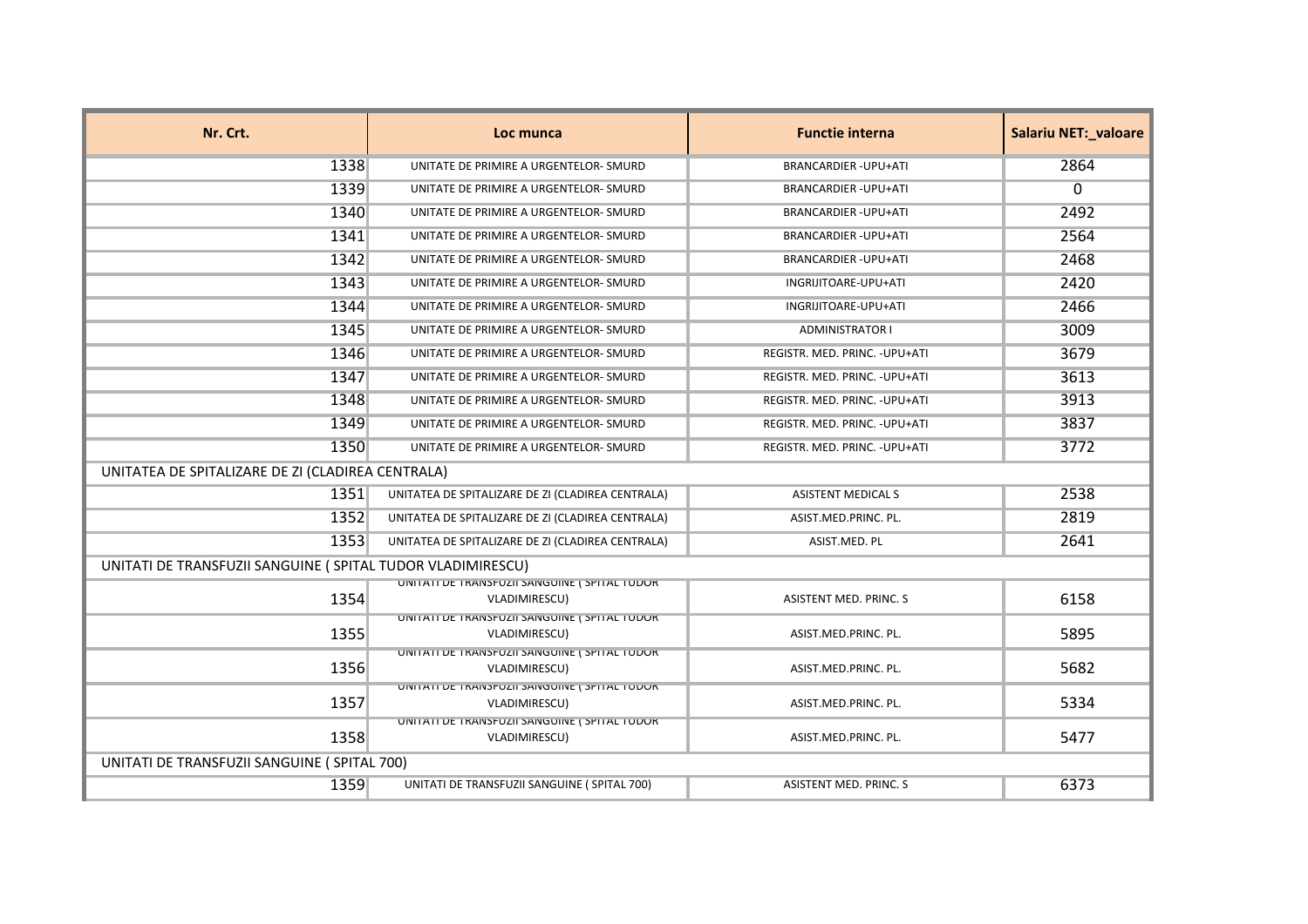| Nr. Crt. | Loc munca | Functie interna | Salariu NET:_valoare |
| --- | --- | --- | --- |
| 1338 | UNITATE DE PRIMIRE A URGENTELOR- SMURD | BRANCARDIER -UPU+ATI | 2864 |
| 1339 | UNITATE DE PRIMIRE A URGENTELOR- SMURD | BRANCARDIER -UPU+ATI | 0 |
| 1340 | UNITATE DE PRIMIRE A URGENTELOR- SMURD | BRANCARDIER -UPU+ATI | 2492 |
| 1341 | UNITATE DE PRIMIRE A URGENTELOR- SMURD | BRANCARDIER -UPU+ATI | 2564 |
| 1342 | UNITATE DE PRIMIRE A URGENTELOR- SMURD | BRANCARDIER -UPU+ATI | 2468 |
| 1343 | UNITATE DE PRIMIRE A URGENTELOR- SMURD | INGRIJITOARE-UPU+ATI | 2420 |
| 1344 | UNITATE DE PRIMIRE A URGENTELOR- SMURD | INGRIJITOARE-UPU+ATI | 2466 |
| 1345 | UNITATE DE PRIMIRE A URGENTELOR- SMURD | ADMINISTRATOR I | 3009 |
| 1346 | UNITATE DE PRIMIRE A URGENTELOR- SMURD | REGISTR. MED. PRINC. -UPU+ATI | 3679 |
| 1347 | UNITATE DE PRIMIRE A URGENTELOR- SMURD | REGISTR. MED. PRINC. -UPU+ATI | 3613 |
| 1348 | UNITATE DE PRIMIRE A URGENTELOR- SMURD | REGISTR. MED. PRINC. -UPU+ATI | 3913 |
| 1349 | UNITATE DE PRIMIRE A URGENTELOR- SMURD | REGISTR. MED. PRINC. -UPU+ATI | 3837 |
| 1350 | UNITATE DE PRIMIRE A URGENTELOR- SMURD | REGISTR. MED. PRINC. -UPU+ATI | 3772 |
| UNITATEA DE SPITALIZARE DE ZI (CLADIREA CENTRALA) | | | |
| 1351 | UNITATEA DE SPITALIZARE DE ZI (CLADIREA CENTRALA) | ASISTENT MEDICAL S | 2538 |
| 1352 | UNITATEA DE SPITALIZARE DE ZI (CLADIREA CENTRALA) | ASIST.MED.PRINC. PL. | 2819 |
| 1353 | UNITATEA DE SPITALIZARE DE ZI (CLADIREA CENTRALA) | ASIST.MED. PL | 2641 |
| UNITATI DE TRANSFUZII SANGUINE ( SPITAL TUDOR VLADIMIRESCU) | | | |
| 1354 | UNITATI DE TRANSFUZII SANGUINE ( SPITAL TUDOR VLADIMIRESCU) | ASISTENT MED. PRINC. S | 6158 |
| 1355 | UNITATI DE TRANSFUZII SANGUINE ( SPITAL TUDOR VLADIMIRESCU) | ASIST.MED.PRINC. PL. | 5895 |
| 1356 | UNITATI DE TRANSFUZII SANGUINE ( SPITAL TUDOR VLADIMIRESCU) | ASIST.MED.PRINC. PL. | 5682 |
| 1357 | UNITATI DE TRANSFUZII SANGUINE ( SPITAL TUDOR VLADIMIRESCU) | ASIST.MED.PRINC. PL. | 5334 |
| 1358 | UNITATI DE TRANSFUZII SANGUINE ( SPITAL TUDOR VLADIMIRESCU) | ASIST.MED.PRINC. PL. | 5477 |
| UNITATI DE TRANSFUZII SANGUINE ( SPITAL 700) | | | |
| 1359 | UNITATI DE TRANSFUZII SANGUINE ( SPITAL 700) | ASISTENT MED. PRINC. S | 6373 |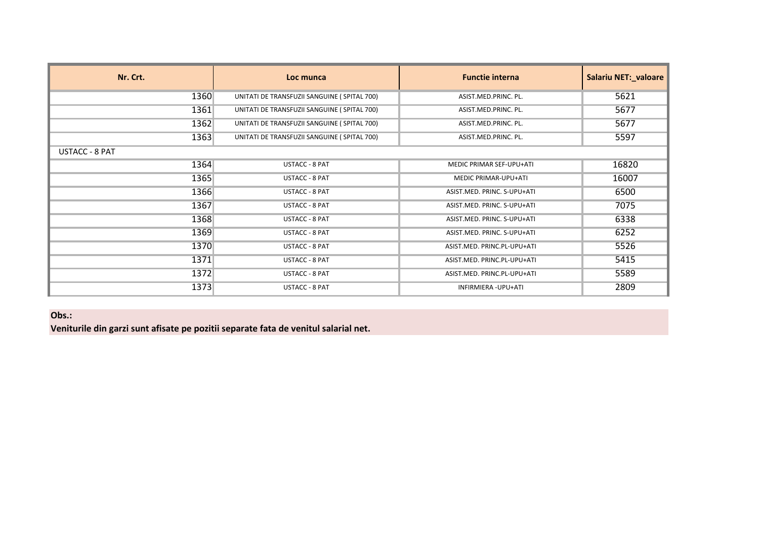| Nr. Crt. | Loc munca | Functie interna | Salariu NET:_valoare |
| --- | --- | --- | --- |
| 1360 | UNITATI DE TRANSFUZII SANGUINE ( SPITAL 700) | ASIST.MED.PRINC. PL. | 5621 |
| 1361 | UNITATI DE TRANSFUZII SANGUINE ( SPITAL 700) | ASIST.MED.PRINC. PL. | 5677 |
| 1362 | UNITATI DE TRANSFUZII SANGUINE ( SPITAL 700) | ASIST.MED.PRINC. PL. | 5677 |
| 1363 | UNITATI DE TRANSFUZII SANGUINE ( SPITAL 700) | ASIST.MED.PRINC. PL. | 5597 |
| USTACC - 8 PAT | | | |
| 1364 | USTACC - 8 PAT | MEDIC PRIMAR SEF-UPU+ATI | 16820 |
| 1365 | USTACC - 8 PAT | MEDIC PRIMAR-UPU+ATI | 16007 |
| 1366 | USTACC - 8 PAT | ASIST.MED. PRINC. S-UPU+ATI | 6500 |
| 1367 | USTACC - 8 PAT | ASIST.MED. PRINC. S-UPU+ATI | 7075 |
| 1368 | USTACC - 8 PAT | ASIST.MED. PRINC. S-UPU+ATI | 6338 |
| 1369 | USTACC - 8 PAT | ASIST.MED. PRINC. S-UPU+ATI | 6252 |
| 1370 | USTACC - 8 PAT | ASIST.MED. PRINC.PL-UPU+ATI | 5526 |
| 1371 | USTACC - 8 PAT | ASIST.MED. PRINC.PL-UPU+ATI | 5415 |
| 1372 | USTACC - 8 PAT | ASIST.MED. PRINC.PL-UPU+ATI | 5589 |
| 1373 | USTACC - 8 PAT | INFIRMIERA -UPU+ATI | 2809 |

**Obs.:**
**Veniturile din garzi sunt afisate pe pozitii separate fata de venitul salarial net.**